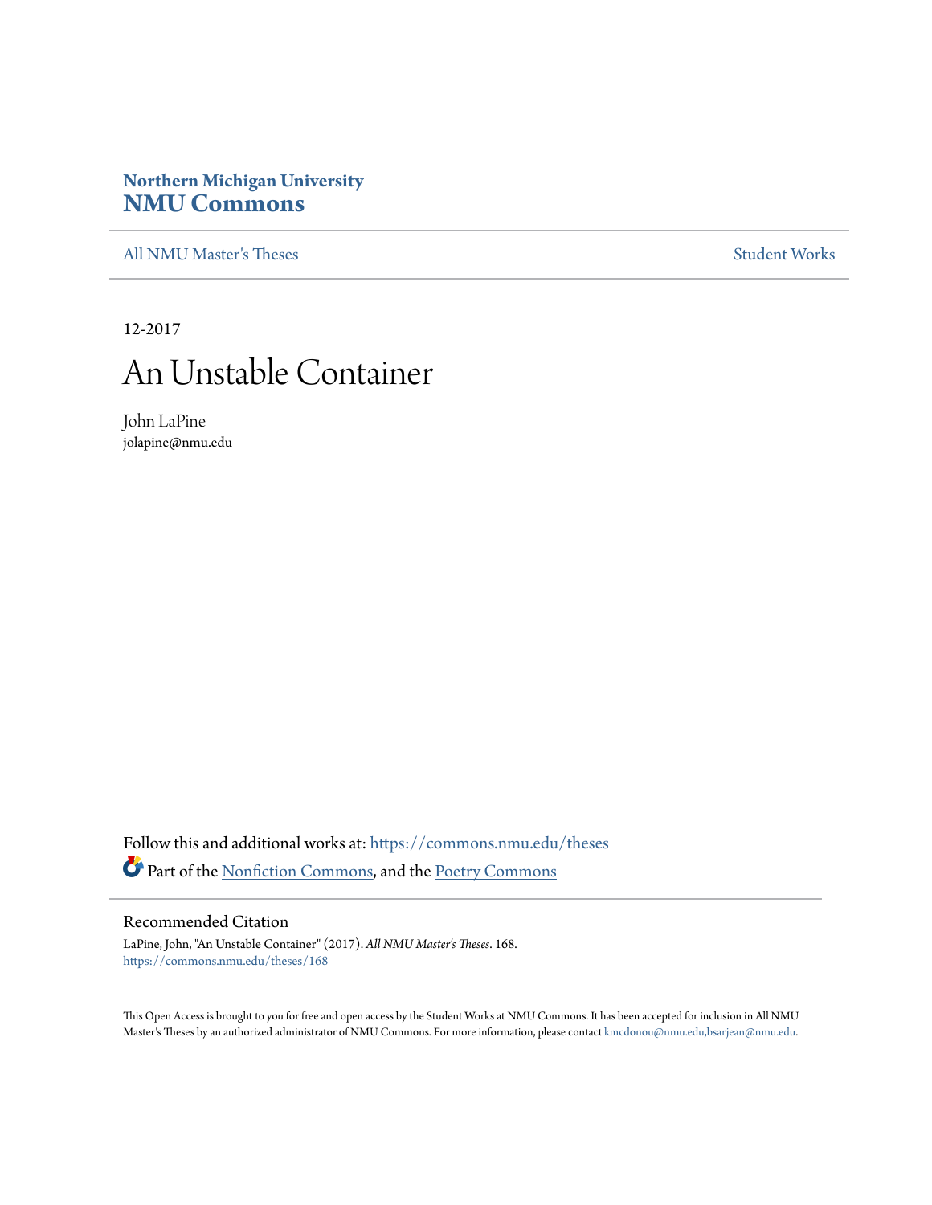Northern Michigan University

# NMU Commons

All NMU Master's Theses | Student Works

12-2017

# An Unstable Container

John LaPine
jolapine@nmu.edu

Follow this and additional works at: https://commons.nmu.edu/theses

Part of the Nonfiction Commons, and the Poetry Commons

## Recommended Citation

LaPine, John, "An Unstable Container" (2017). *All NMU Master's Theses*. 168.
https://commons.nmu.edu/theses/168

This Open Access is brought to you for free and open access by the Student Works at NMU Commons. It has been accepted for inclusion in All NMU Master's Theses by an authorized administrator of NMU Commons. For more information, please contact kmcdonou@nmu.edu,bsarjean@nmu.edu.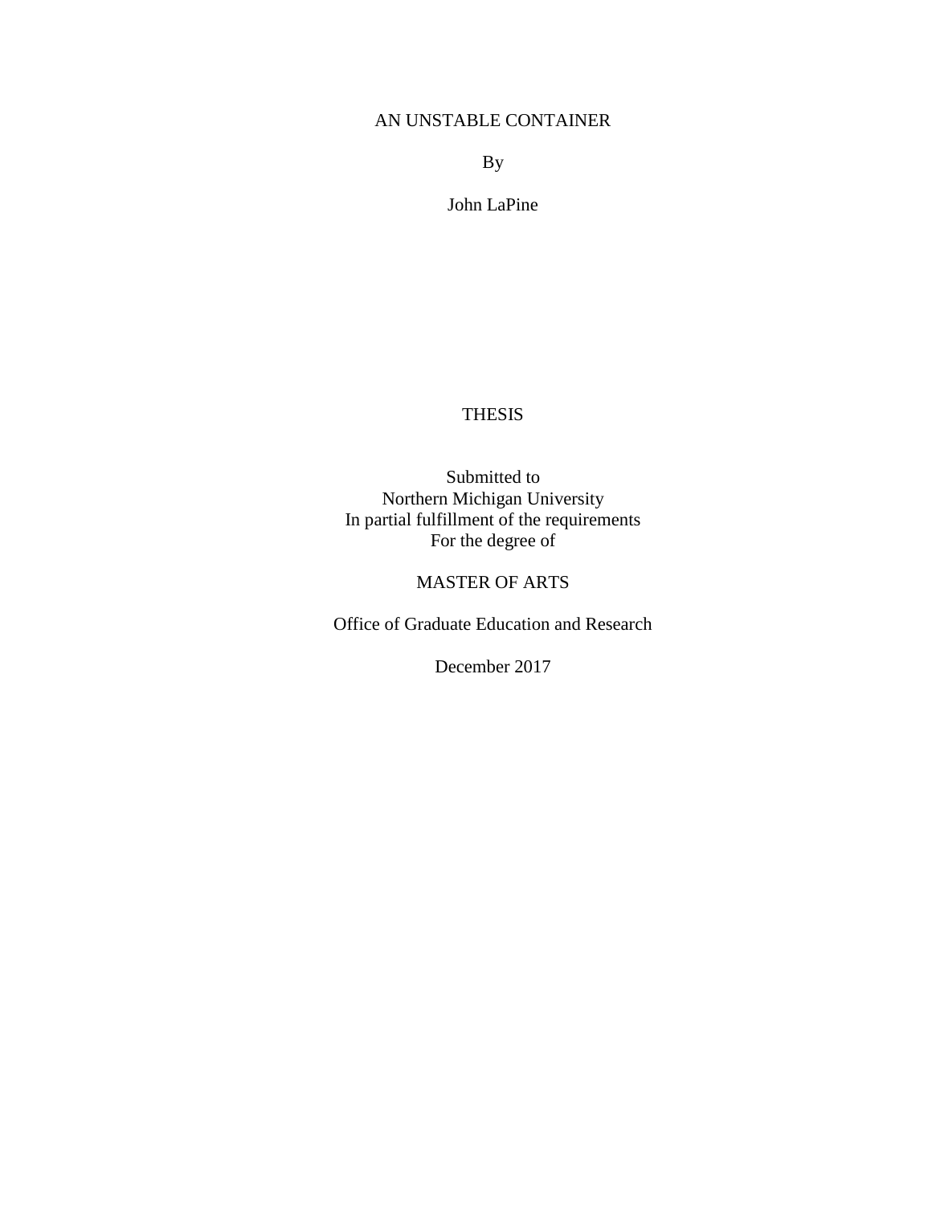AN UNSTABLE CONTAINER

By

John LaPine

THESIS

Submitted to
Northern Michigan University
In partial fulfillment of the requirements
For the degree of

MASTER OF ARTS

Office of Graduate Education and Research

December 2017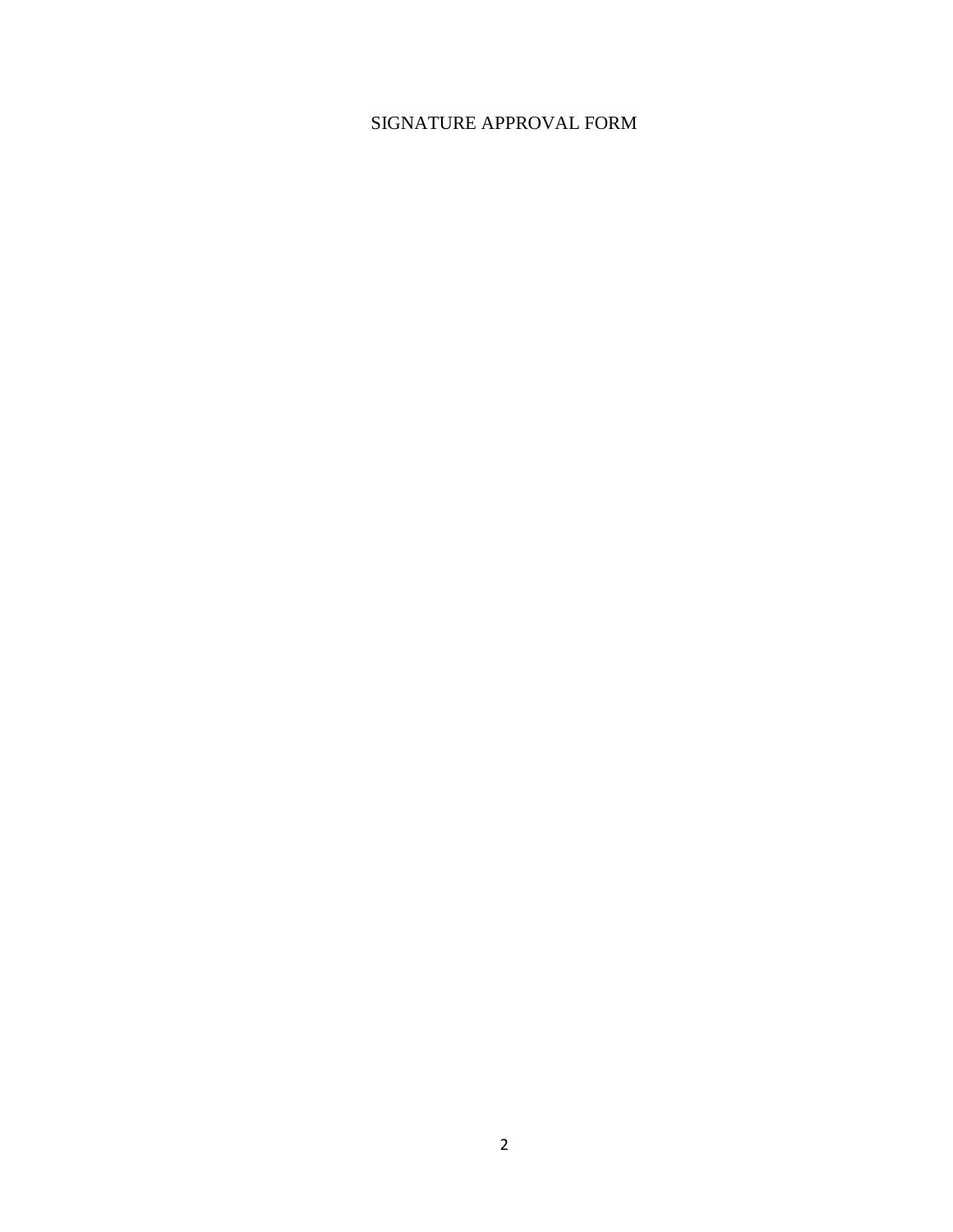SIGNATURE APPROVAL FORM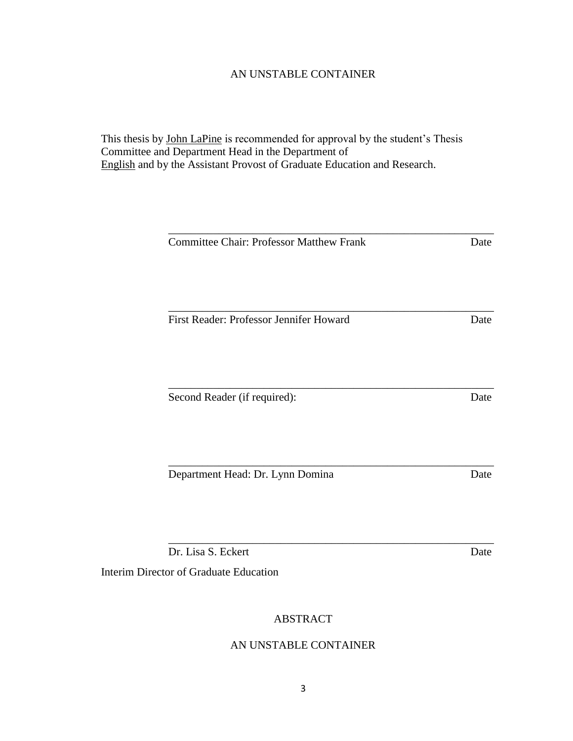AN UNSTABLE CONTAINER

This thesis by John LaPine is recommended for approval by the student's Thesis Committee and Department Head in the Department of English and by the Assistant Provost of Graduate Education and Research.

\_\_\_\_\_\_\_\_\_\_\_\_\_\_\_\_\_\_\_\_\_\_\_\_\_\_\_\_\_\_\_\_\_\_\_\_\_\_\_\_\_\_\_\_\_\_\_\_\_\_\_\_\_\_\_\_

Committee Chair: Professor Matthew Frank          Date

\_\_\_\_\_\_\_\_\_\_\_\_\_\_\_\_\_\_\_\_\_\_\_\_\_\_\_\_\_\_\_\_\_\_\_\_\_\_\_\_\_\_\_\_\_\_\_\_\_\_\_\_\_\_\_\_

First Reader: Professor Jennifer Howard          Date

\_\_\_\_\_\_\_\_\_\_\_\_\_\_\_\_\_\_\_\_\_\_\_\_\_\_\_\_\_\_\_\_\_\_\_\_\_\_\_\_\_\_\_\_\_\_\_\_\_\_\_\_\_\_\_\_

Second Reader (if required):          Date

\_\_\_\_\_\_\_\_\_\_\_\_\_\_\_\_\_\_\_\_\_\_\_\_\_\_\_\_\_\_\_\_\_\_\_\_\_\_\_\_\_\_\_\_\_\_\_\_\_\_\_\_\_\_\_\_

Department Head: Dr. Lynn Domina          Date

\_\_\_\_\_\_\_\_\_\_\_\_\_\_\_\_\_\_\_\_\_\_\_\_\_\_\_\_\_\_\_\_\_\_\_\_\_\_\_\_\_\_\_\_\_\_\_\_\_\_\_\_\_\_\_\_

Dr. Lisa S. Eckert          Date

Interim Director of Graduate Education

ABSTRACT

AN UNSTABLE CONTAINER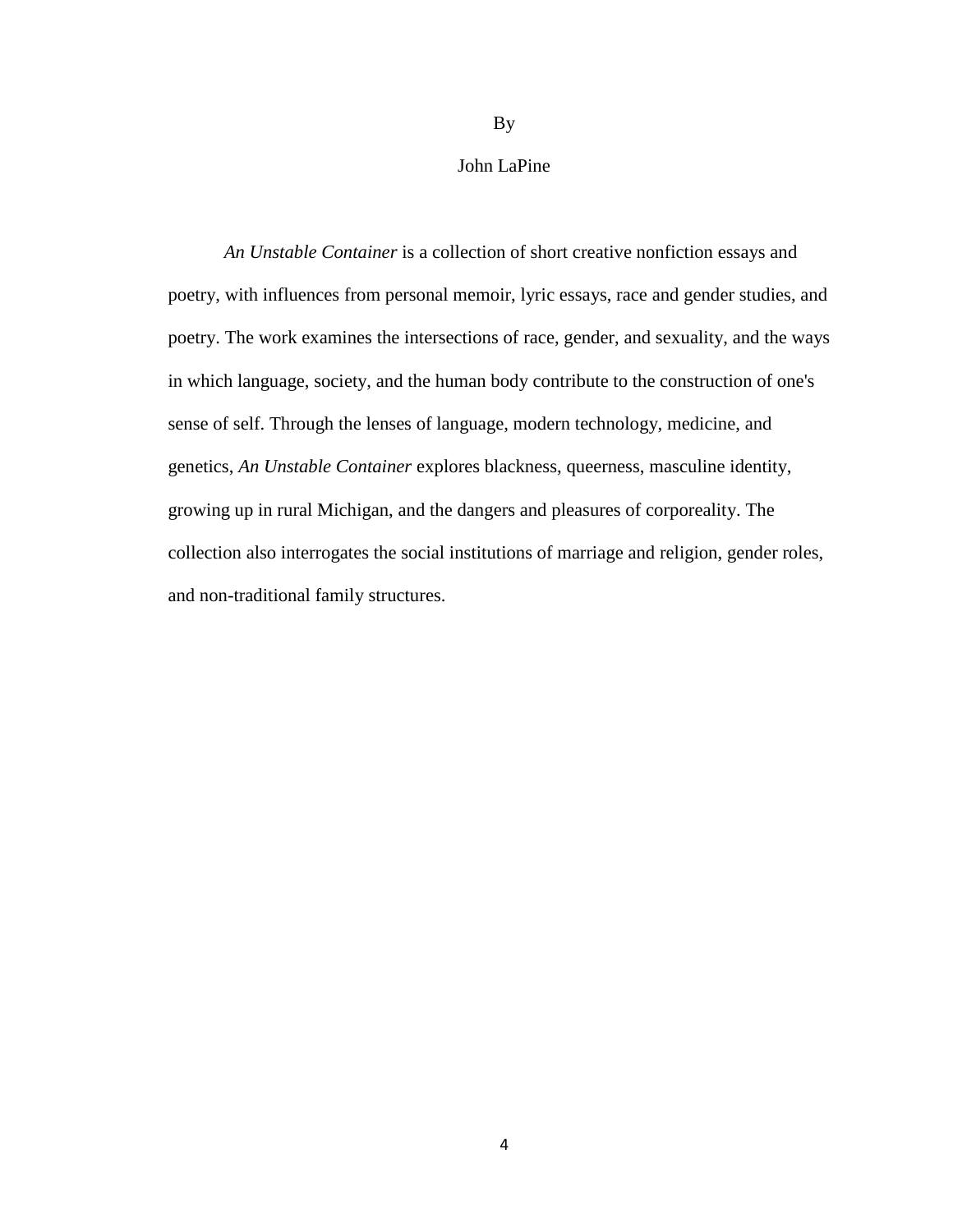By

John LaPine

*An Unstable Container* is a collection of short creative nonfiction essays and poetry, with influences from personal memoir, lyric essays, race and gender studies, and poetry. The work examines the intersections of race, gender, and sexuality, and the ways in which language, society, and the human body contribute to the construction of one's sense of self. Through the lenses of language, modern technology, medicine, and genetics, *An Unstable Container* explores blackness, queerness, masculine identity, growing up in rural Michigan, and the dangers and pleasures of corporeality. The collection also interrogates the social institutions of marriage and religion, gender roles, and non-traditional family structures.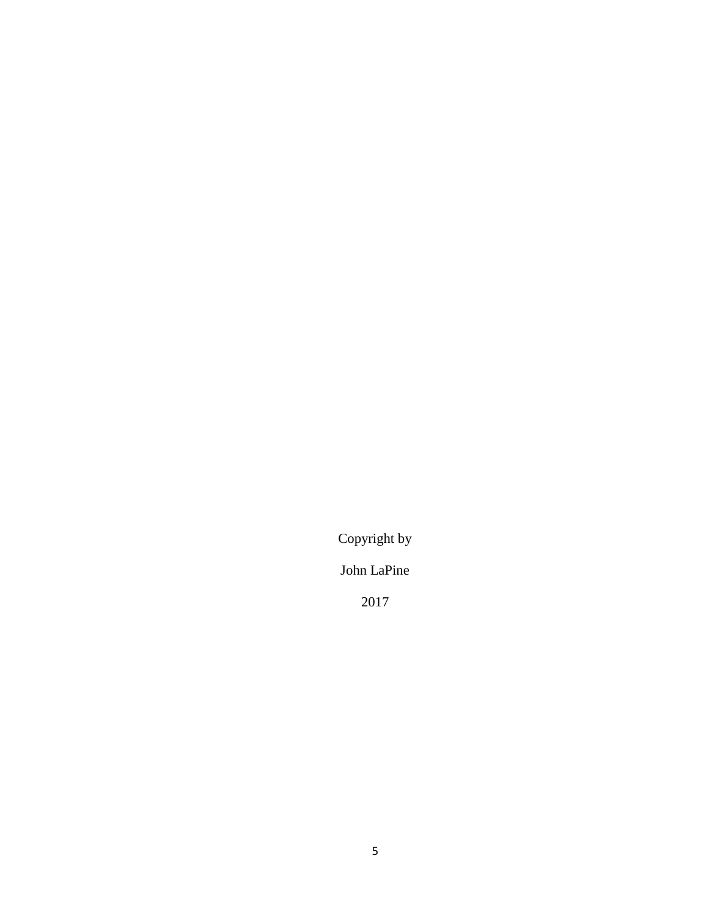Copyright by

John LaPine

2017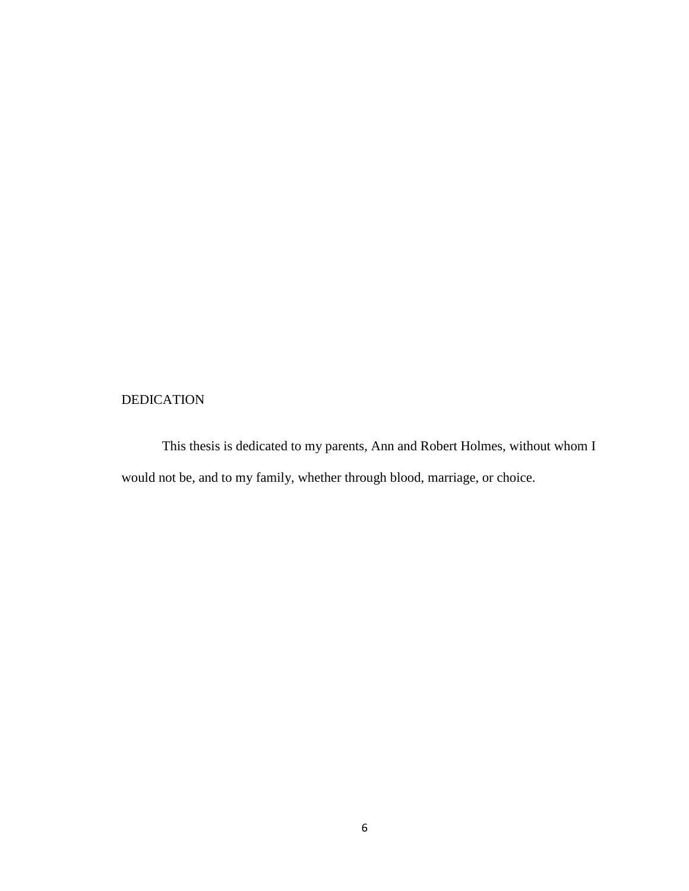# DEDICATION

This thesis is dedicated to my parents, Ann and Robert Holmes, without whom I would not be, and to my family, whether through blood, marriage, or choice.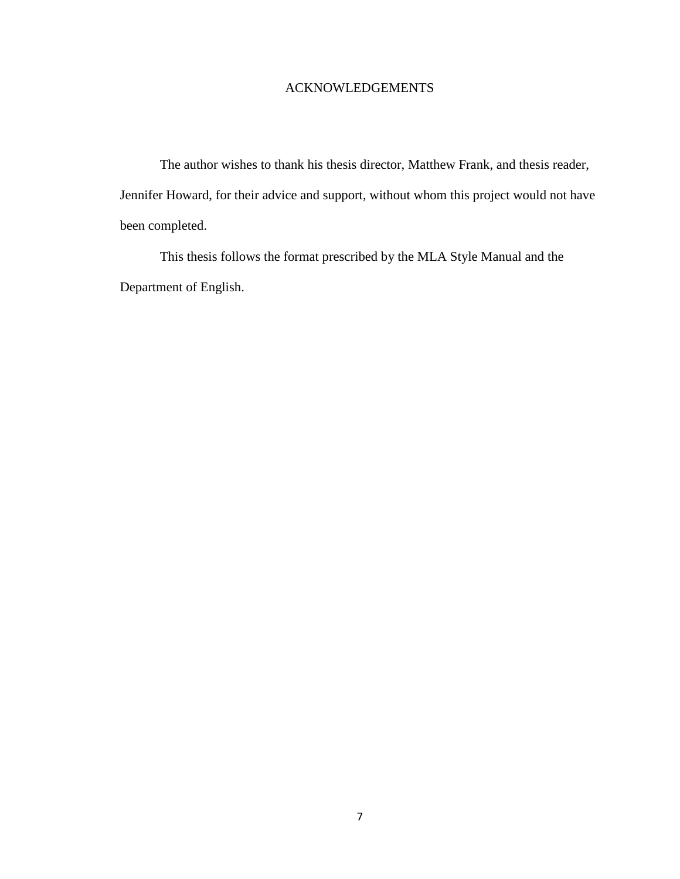# ACKNOWLEDGEMENTS

The author wishes to thank his thesis director, Matthew Frank, and thesis reader, Jennifer Howard, for their advice and support, without whom this project would not have been completed.

This thesis follows the format prescribed by the MLA Style Manual and the Department of English.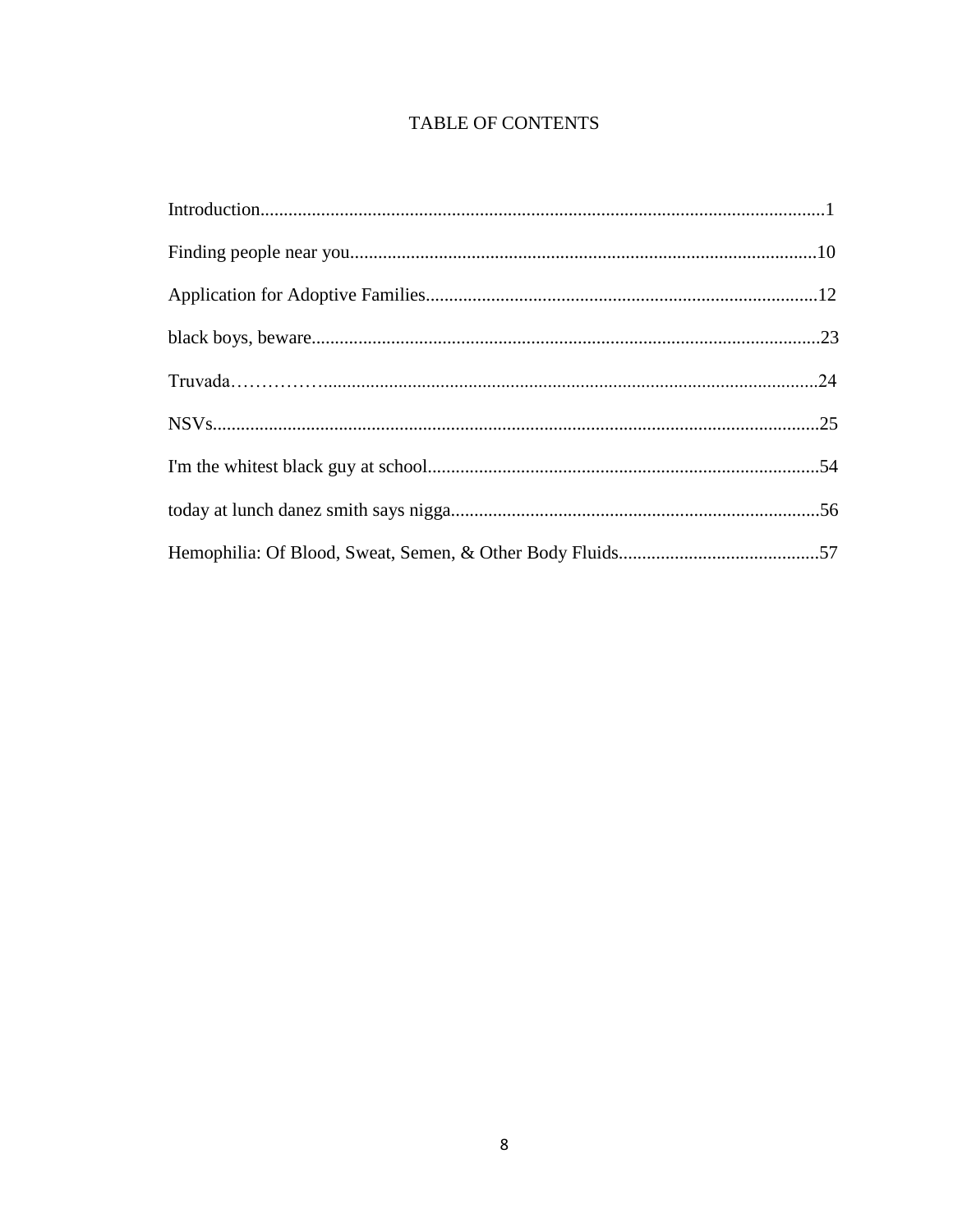# TABLE OF CONTENTS

Introduction........................................................................................................................1

Finding people near you...................................................................................................10

Application for Adoptive Families...................................................................................12

black boys, beware............................................................................................................23

Truvada……………........................................................................................................24

NSVs.................................................................................................................................25

I'm the whitest black guy at school....................................................................................54

today at lunch danez smith says nigga...............................................................................56

Hemophilia: Of Blood, Sweat, Semen, & Other Body Fluids...........................................57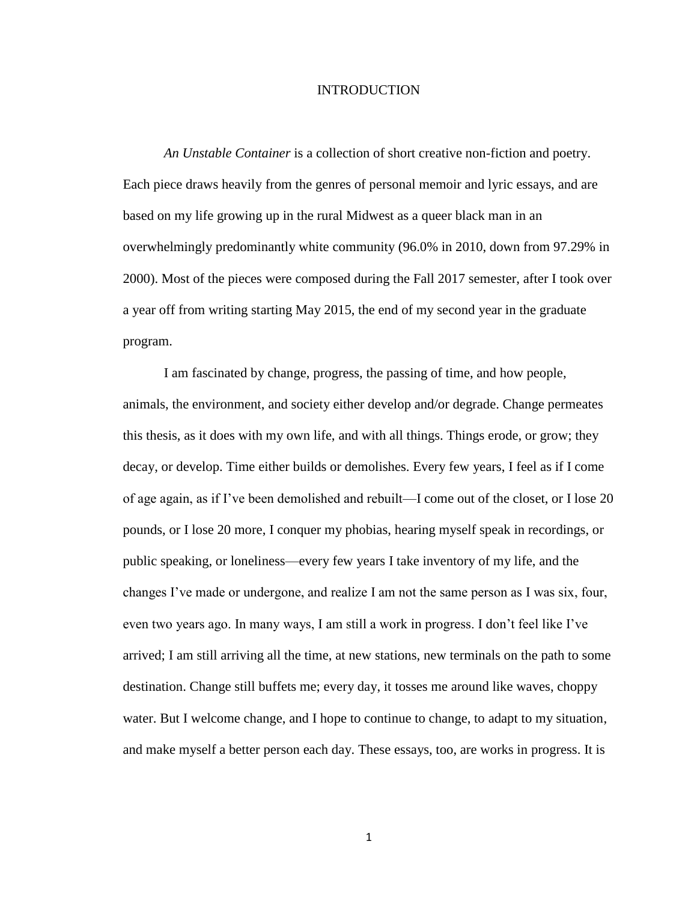# INTRODUCTION

*An Unstable Container* is a collection of short creative non-fiction and poetry. Each piece draws heavily from the genres of personal memoir and lyric essays, and are based on my life growing up in the rural Midwest as a queer black man in an overwhelmingly predominantly white community (96.0% in 2010, down from 97.29% in 2000). Most of the pieces were composed during the Fall 2017 semester, after I took over a year off from writing starting May 2015, the end of my second year in the graduate program.

I am fascinated by change, progress, the passing of time, and how people, animals, the environment, and society either develop and/or degrade. Change permeates this thesis, as it does with my own life, and with all things. Things erode, or grow; they decay, or develop. Time either builds or demolishes. Every few years, I feel as if I come of age again, as if I've been demolished and rebuilt—I come out of the closet, or I lose 20 pounds, or I lose 20 more, I conquer my phobias, hearing myself speak in recordings, or public speaking, or loneliness—every few years I take inventory of my life, and the changes I've made or undergone, and realize I am not the same person as I was six, four, even two years ago. In many ways, I am still a work in progress. I don't feel like I've arrived; I am still arriving all the time, at new stations, new terminals on the path to some destination. Change still buffets me; every day, it tosses me around like waves, choppy water. But I welcome change, and I hope to continue to change, to adapt to my situation, and make myself a better person each day. These essays, too, are works in progress. It is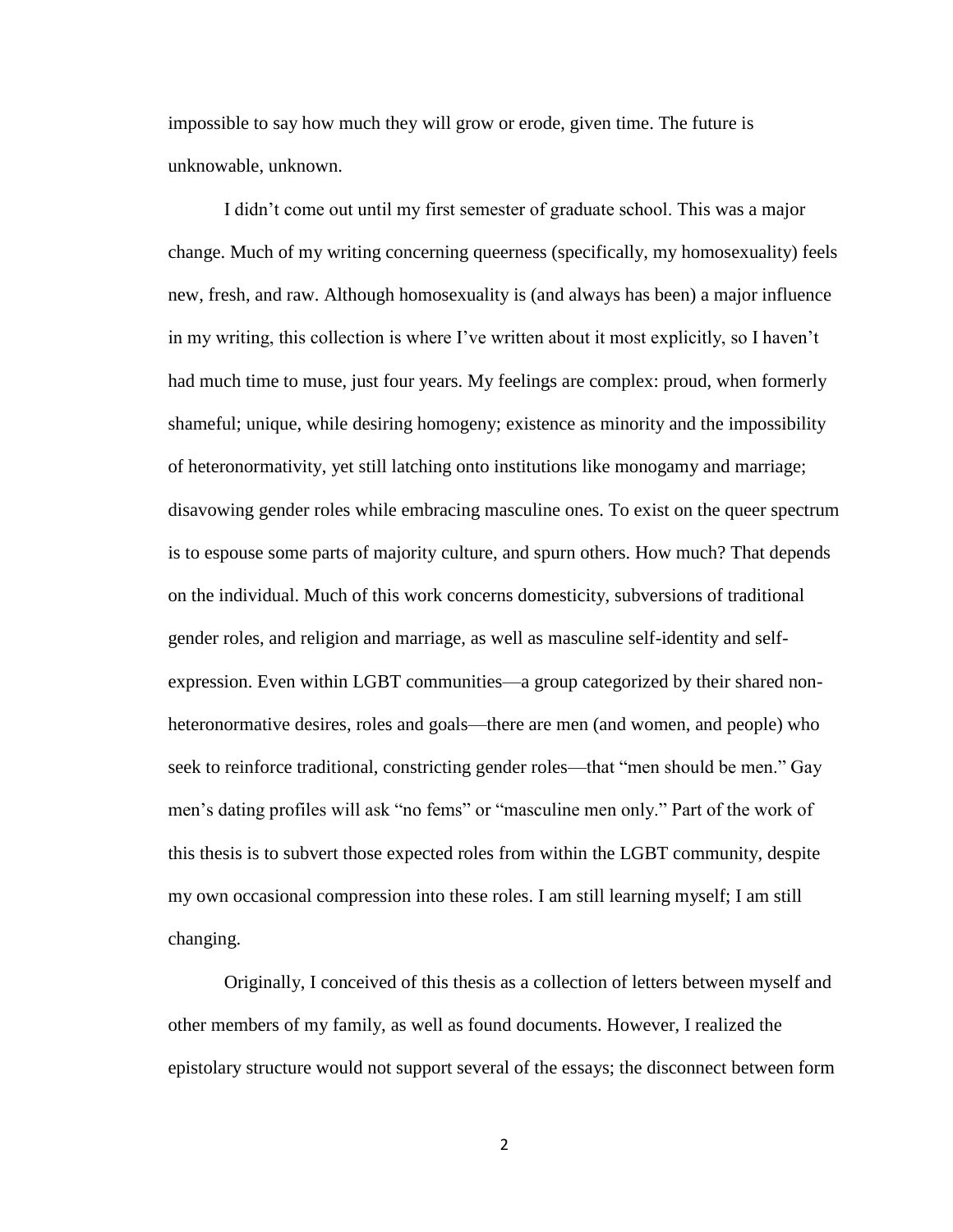impossible to say how much they will grow or erode, given time. The future is unknowable, unknown.

I didn't come out until my first semester of graduate school. This was a major change. Much of my writing concerning queerness (specifically, my homosexuality) feels new, fresh, and raw. Although homosexuality is (and always has been) a major influence in my writing, this collection is where I've written about it most explicitly, so I haven't had much time to muse, just four years. My feelings are complex: proud, when formerly shameful; unique, while desiring homogeny; existence as minority and the impossibility of heteronormativity, yet still latching onto institutions like monogamy and marriage; disavowing gender roles while embracing masculine ones. To exist on the queer spectrum is to espouse some parts of majority culture, and spurn others. How much? That depends on the individual. Much of this work concerns domesticity, subversions of traditional gender roles, and religion and marriage, as well as masculine self-identity and self-expression. Even within LGBT communities—a group categorized by their shared non-heteronormative desires, roles and goals—there are men (and women, and people) who seek to reinforce traditional, constricting gender roles—that "men should be men." Gay men's dating profiles will ask "no fems" or "masculine men only." Part of the work of this thesis is to subvert those expected roles from within the LGBT community, despite my own occasional compression into these roles. I am still learning myself; I am still changing.

Originally, I conceived of this thesis as a collection of letters between myself and other members of my family, as well as found documents. However, I realized the epistolary structure would not support several of the essays; the disconnect between form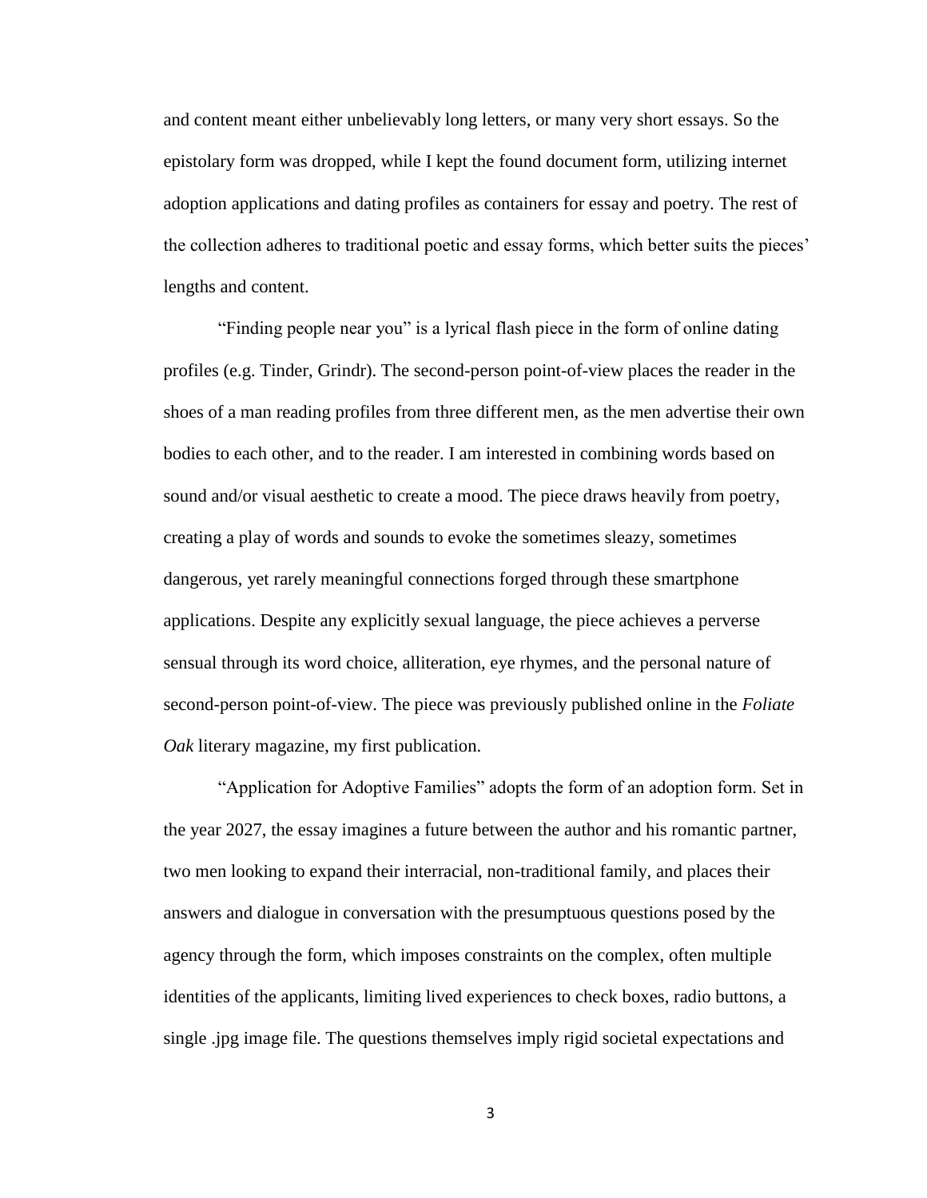and content meant either unbelievably long letters, or many very short essays. So the epistolary form was dropped, while I kept the found document form, utilizing internet adoption applications and dating profiles as containers for essay and poetry. The rest of the collection adheres to traditional poetic and essay forms, which better suits the pieces' lengths and content.

"Finding people near you" is a lyrical flash piece in the form of online dating profiles (e.g. Tinder, Grindr). The second-person point-of-view places the reader in the shoes of a man reading profiles from three different men, as the men advertise their own bodies to each other, and to the reader. I am interested in combining words based on sound and/or visual aesthetic to create a mood. The piece draws heavily from poetry, creating a play of words and sounds to evoke the sometimes sleazy, sometimes dangerous, yet rarely meaningful connections forged through these smartphone applications. Despite any explicitly sexual language, the piece achieves a perverse sensual through its word choice, alliteration, eye rhymes, and the personal nature of second-person point-of-view. The piece was previously published online in the *Foliate Oak* literary magazine, my first publication.

"Application for Adoptive Families" adopts the form of an adoption form. Set in the year 2027, the essay imagines a future between the author and his romantic partner, two men looking to expand their interracial, non-traditional family, and places their answers and dialogue in conversation with the presumptuous questions posed by the agency through the form, which imposes constraints on the complex, often multiple identities of the applicants, limiting lived experiences to check boxes, radio buttons, a single .jpg image file. The questions themselves imply rigid societal expectations and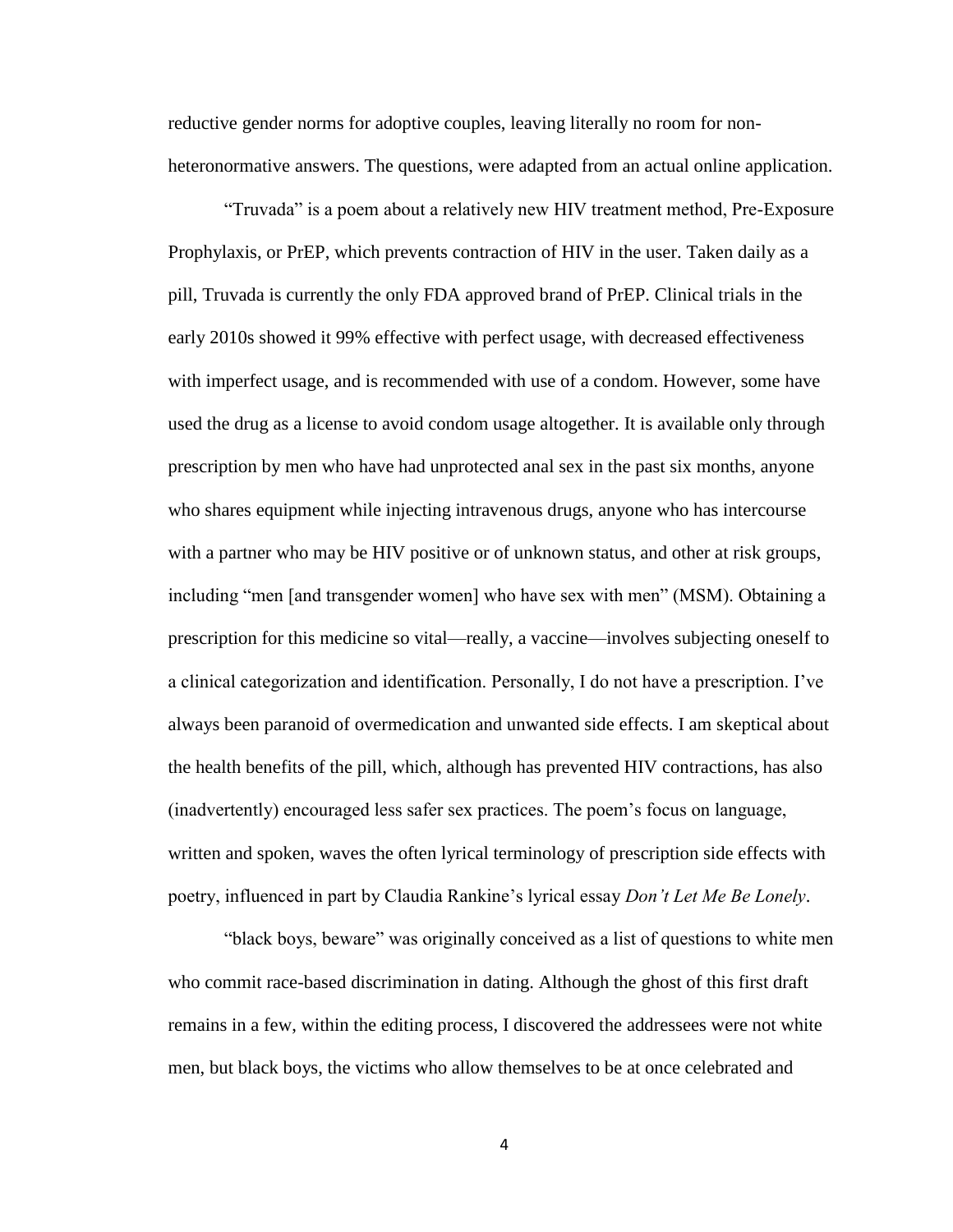reductive gender norms for adoptive couples, leaving literally no room for non-heteronormative answers. The questions, were adapted from an actual online application.

"Truvada" is a poem about a relatively new HIV treatment method, Pre-Exposure Prophylaxis, or PrEP, which prevents contraction of HIV in the user. Taken daily as a pill, Truvada is currently the only FDA approved brand of PrEP. Clinical trials in the early 2010s showed it 99% effective with perfect usage, with decreased effectiveness with imperfect usage, and is recommended with use of a condom. However, some have used the drug as a license to avoid condom usage altogether. It is available only through prescription by men who have had unprotected anal sex in the past six months, anyone who shares equipment while injecting intravenous drugs, anyone who has intercourse with a partner who may be HIV positive or of unknown status, and other at risk groups, including "men [and transgender women] who have sex with men" (MSM). Obtaining a prescription for this medicine so vital—really, a vaccine—involves subjecting oneself to a clinical categorization and identification. Personally, I do not have a prescription. I've always been paranoid of overmedication and unwanted side effects. I am skeptical about the health benefits of the pill, which, although has prevented HIV contractions, has also (inadvertently) encouraged less safer sex practices. The poem's focus on language, written and spoken, waves the often lyrical terminology of prescription side effects with poetry, influenced in part by Claudia Rankine's lyrical essay *Don't Let Me Be Lonely*.

"black boys, beware" was originally conceived as a list of questions to white men who commit race-based discrimination in dating. Although the ghost of this first draft remains in a few, within the editing process, I discovered the addressees were not white men, but black boys, the victims who allow themselves to be at once celebrated and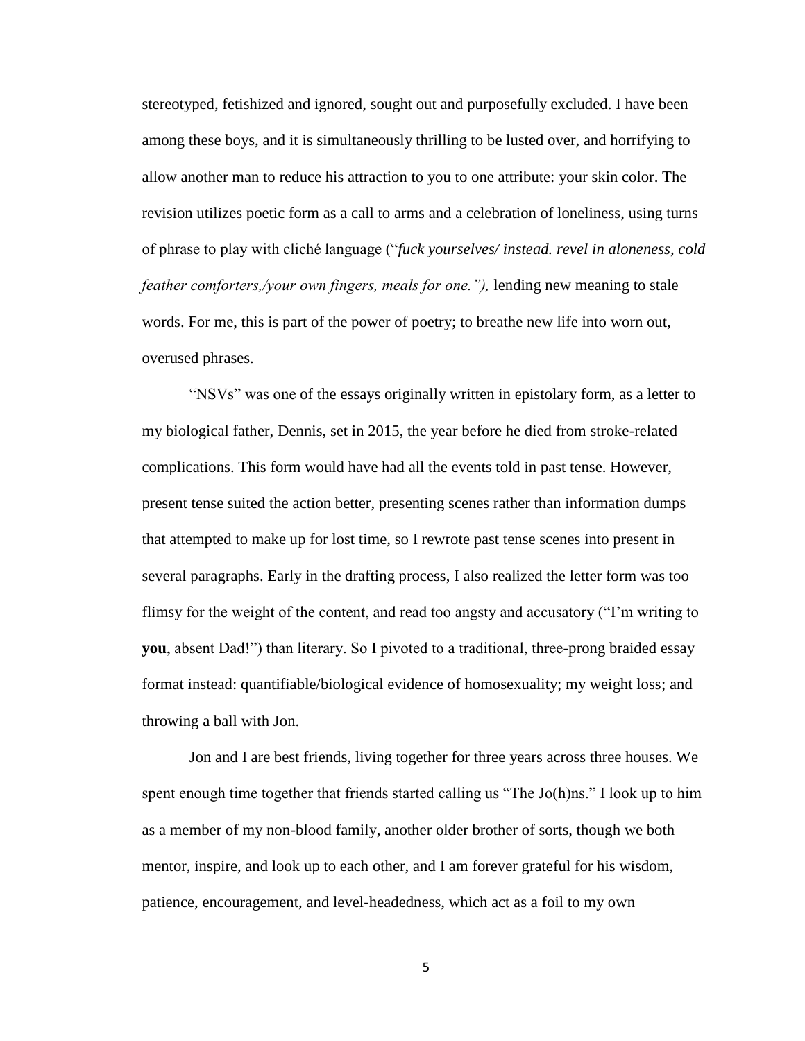stereotyped, fetishized and ignored, sought out and purposefully excluded. I have been among these boys, and it is simultaneously thrilling to be lusted over, and horrifying to allow another man to reduce his attraction to you to one attribute: your skin color. The revision utilizes poetic form as a call to arms and a celebration of loneliness, using turns of phrase to play with cliché language ("*fuck yourselves/ instead. revel in aloneness, cold feather comforters,/your own fingers, meals for one.")*, lending new meaning to stale words. For me, this is part of the power of poetry; to breathe new life into worn out, overused phrases.

"NSVs" was one of the essays originally written in epistolary form, as a letter to my biological father, Dennis, set in 2015, the year before he died from stroke-related complications. This form would have had all the events told in past tense. However, present tense suited the action better, presenting scenes rather than information dumps that attempted to make up for lost time, so I rewrote past tense scenes into present in several paragraphs. Early in the drafting process, I also realized the letter form was too flimsy for the weight of the content, and read too angsty and accusatory ("I'm writing to **you**, absent Dad!") than literary. So I pivoted to a traditional, three-prong braided essay format instead: quantifiable/biological evidence of homosexuality; my weight loss; and throwing a ball with Jon.

Jon and I are best friends, living together for three years across three houses. We spent enough time together that friends started calling us "The Jo(h)ns." I look up to him as a member of my non-blood family, another older brother of sorts, though we both mentor, inspire, and look up to each other, and I am forever grateful for his wisdom, patience, encouragement, and level-headedness, which act as a foil to my own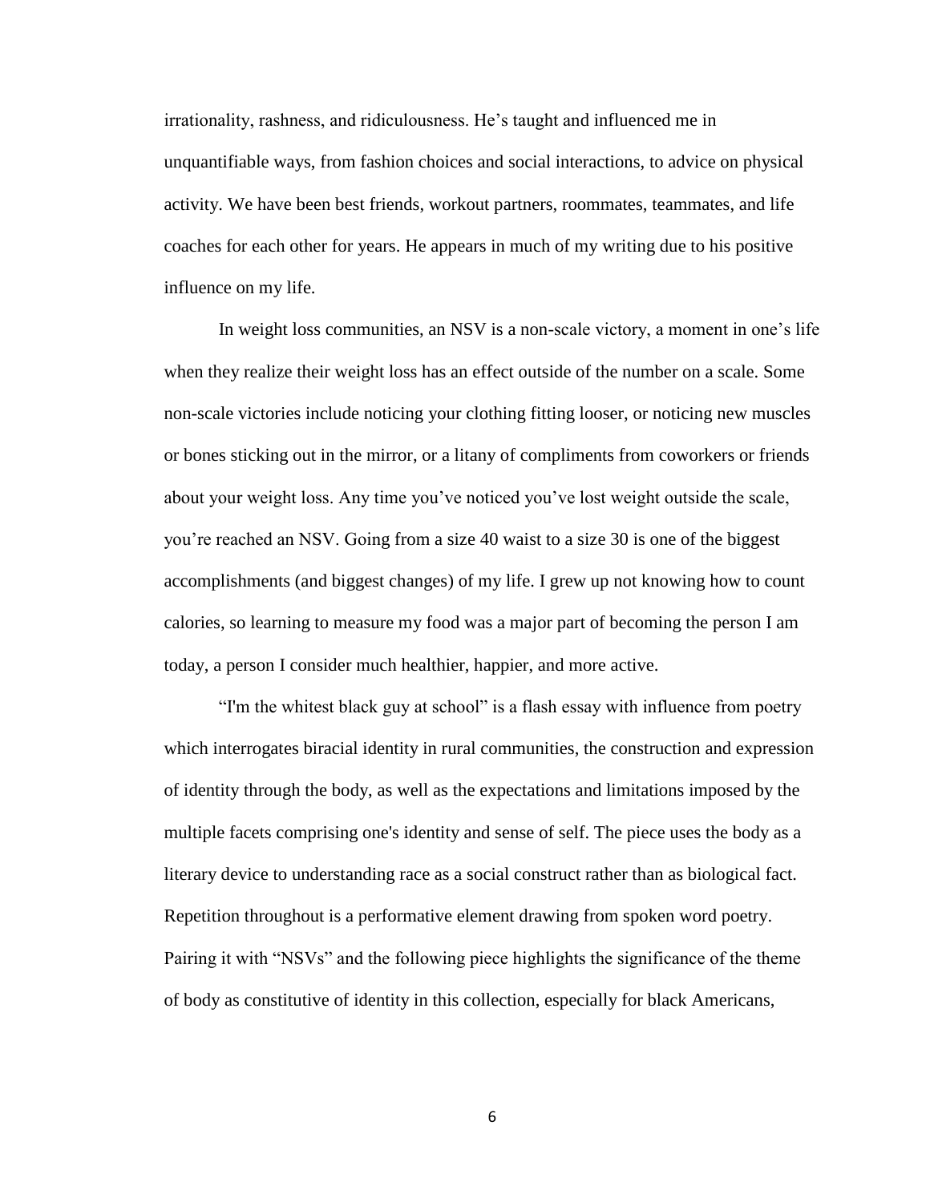irrationality, rashness, and ridiculousness. He's taught and influenced me in unquantifiable ways, from fashion choices and social interactions, to advice on physical activity. We have been best friends, workout partners, roommates, teammates, and life coaches for each other for years. He appears in much of my writing due to his positive influence on my life.

In weight loss communities, an NSV is a non-scale victory, a moment in one's life when they realize their weight loss has an effect outside of the number on a scale. Some non-scale victories include noticing your clothing fitting looser, or noticing new muscles or bones sticking out in the mirror, or a litany of compliments from coworkers or friends about your weight loss. Any time you've noticed you've lost weight outside the scale, you're reached an NSV. Going from a size 40 waist to a size 30 is one of the biggest accomplishments (and biggest changes) of my life. I grew up not knowing how to count calories, so learning to measure my food was a major part of becoming the person I am today, a person I consider much healthier, happier, and more active.

"I'm the whitest black guy at school" is a flash essay with influence from poetry which interrogates biracial identity in rural communities, the construction and expression of identity through the body, as well as the expectations and limitations imposed by the multiple facets comprising one's identity and sense of self. The piece uses the body as a literary device to understanding race as a social construct rather than as biological fact. Repetition throughout is a performative element drawing from spoken word poetry. Pairing it with "NSVs" and the following piece highlights the significance of the theme of body as constitutive of identity in this collection, especially for black Americans,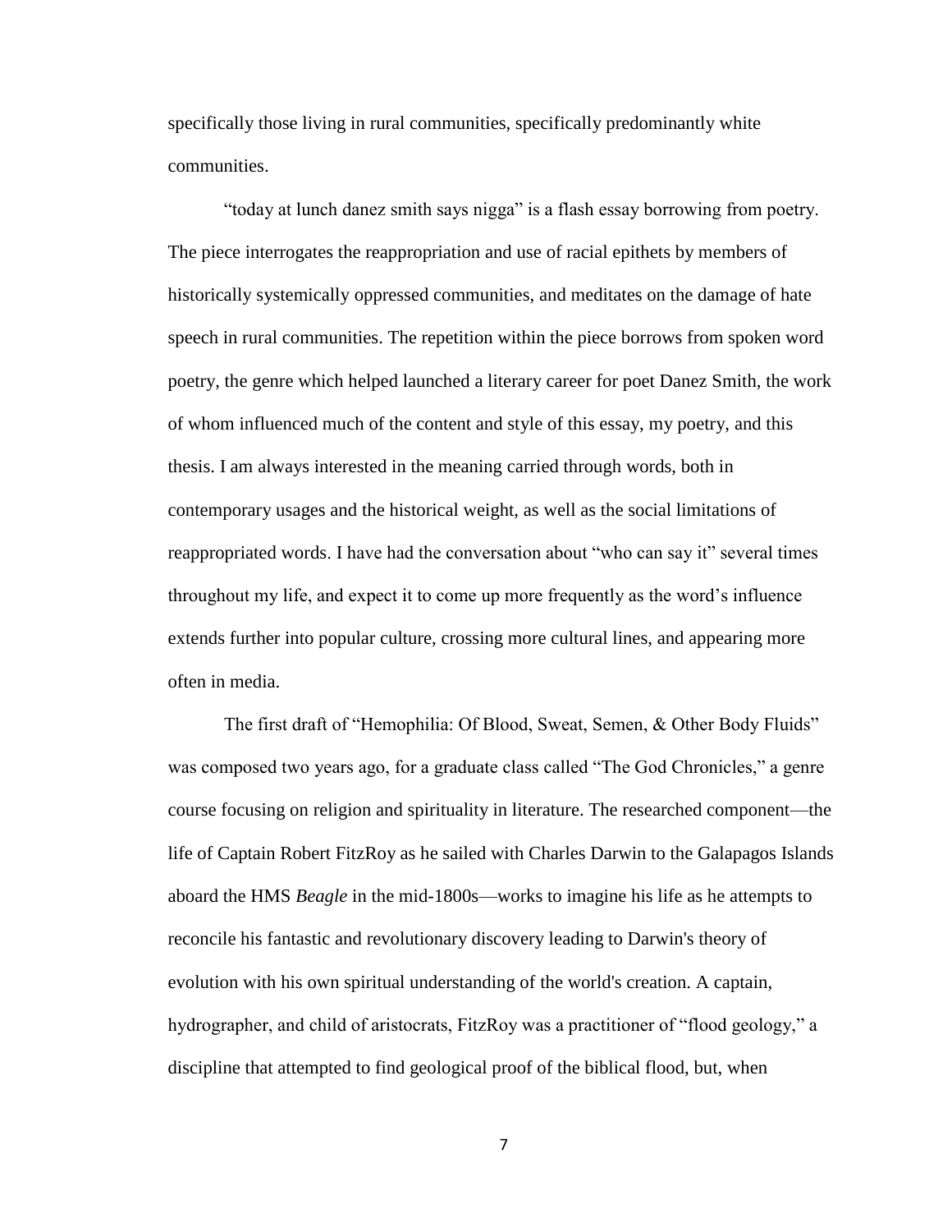specifically those living in rural communities, specifically predominantly white communities.

"today at lunch danez smith says nigga" is a flash essay borrowing from poetry. The piece interrogates the reappropriation and use of racial epithets by members of historically systemically oppressed communities, and meditates on the damage of hate speech in rural communities. The repetition within the piece borrows from spoken word poetry, the genre which helped launched a literary career for poet Danez Smith, the work of whom influenced much of the content and style of this essay, my poetry, and this thesis. I am always interested in the meaning carried through words, both in contemporary usages and the historical weight, as well as the social limitations of reappropriated words. I have had the conversation about "who can say it" several times throughout my life, and expect it to come up more frequently as the word's influence extends further into popular culture, crossing more cultural lines, and appearing more often in media.

The first draft of "Hemophilia: Of Blood, Sweat, Semen, & Other Body Fluids" was composed two years ago, for a graduate class called "The God Chronicles," a genre course focusing on religion and spirituality in literature. The researched component—the life of Captain Robert FitzRoy as he sailed with Charles Darwin to the Galapagos Islands aboard the HMS *Beagle* in the mid-1800s—works to imagine his life as he attempts to reconcile his fantastic and revolutionary discovery leading to Darwin's theory of evolution with his own spiritual understanding of the world's creation. A captain, hydrographer, and child of aristocrats, FitzRoy was a practitioner of "flood geology," a discipline that attempted to find geological proof of the biblical flood, but, when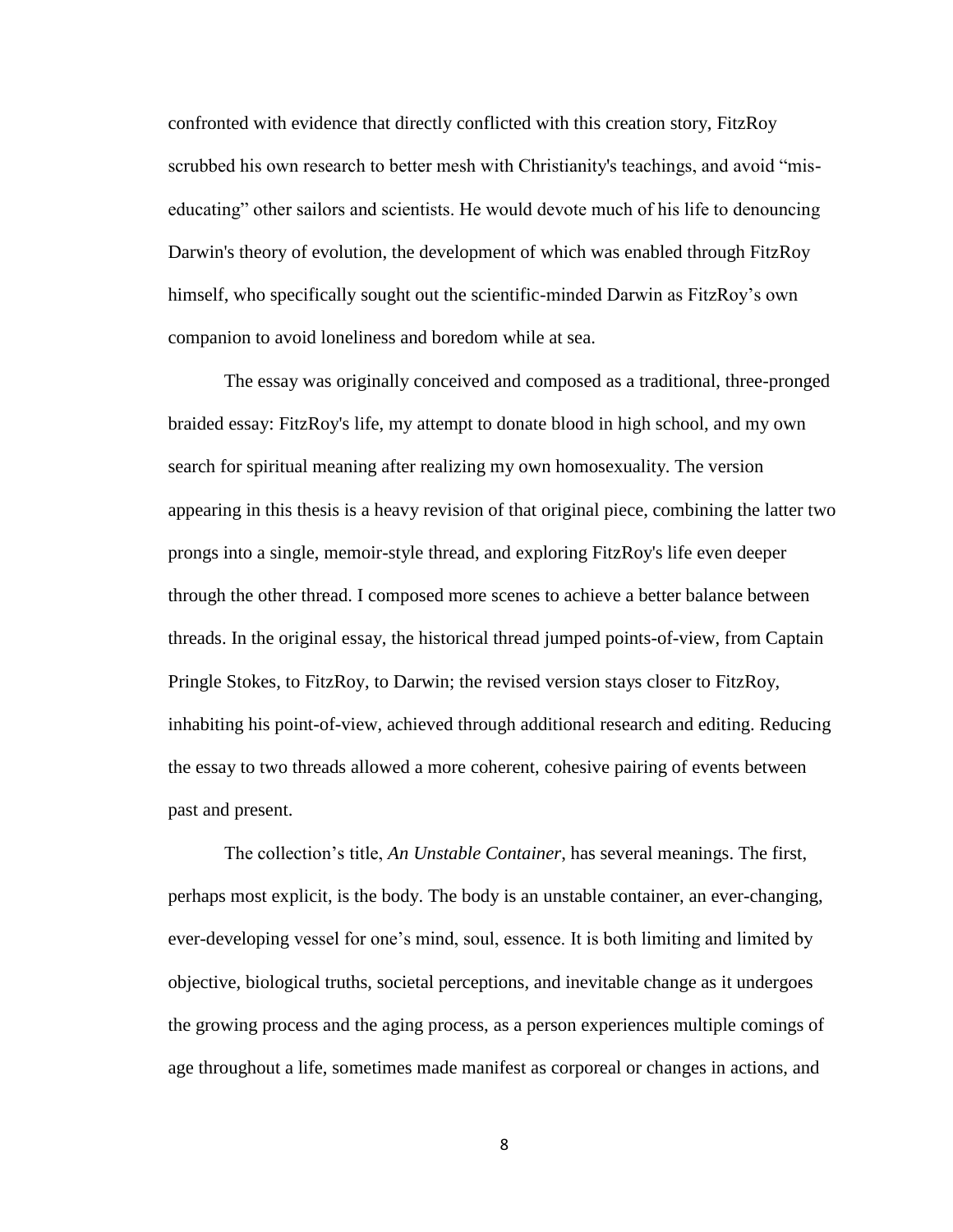confronted with evidence that directly conflicted with this creation story, FitzRoy scrubbed his own research to better mesh with Christianity's teachings, and avoid "mis-educating" other sailors and scientists. He would devote much of his life to denouncing Darwin's theory of evolution, the development of which was enabled through FitzRoy himself, who specifically sought out the scientific-minded Darwin as FitzRoy's own companion to avoid loneliness and boredom while at sea.

The essay was originally conceived and composed as a traditional, three-pronged braided essay: FitzRoy's life, my attempt to donate blood in high school, and my own search for spiritual meaning after realizing my own homosexuality. The version appearing in this thesis is a heavy revision of that original piece, combining the latter two prongs into a single, memoir-style thread, and exploring FitzRoy's life even deeper through the other thread. I composed more scenes to achieve a better balance between threads. In the original essay, the historical thread jumped points-of-view, from Captain Pringle Stokes, to FitzRoy, to Darwin; the revised version stays closer to FitzRoy, inhabiting his point-of-view, achieved through additional research and editing. Reducing the essay to two threads allowed a more coherent, cohesive pairing of events between past and present.

The collection's title, *An Unstable Container*, has several meanings. The first, perhaps most explicit, is the body. The body is an unstable container, an ever-changing, ever-developing vessel for one's mind, soul, essence. It is both limiting and limited by objective, biological truths, societal perceptions, and inevitable change as it undergoes the growing process and the aging process, as a person experiences multiple comings of age throughout a life, sometimes made manifest as corporeal or changes in actions, and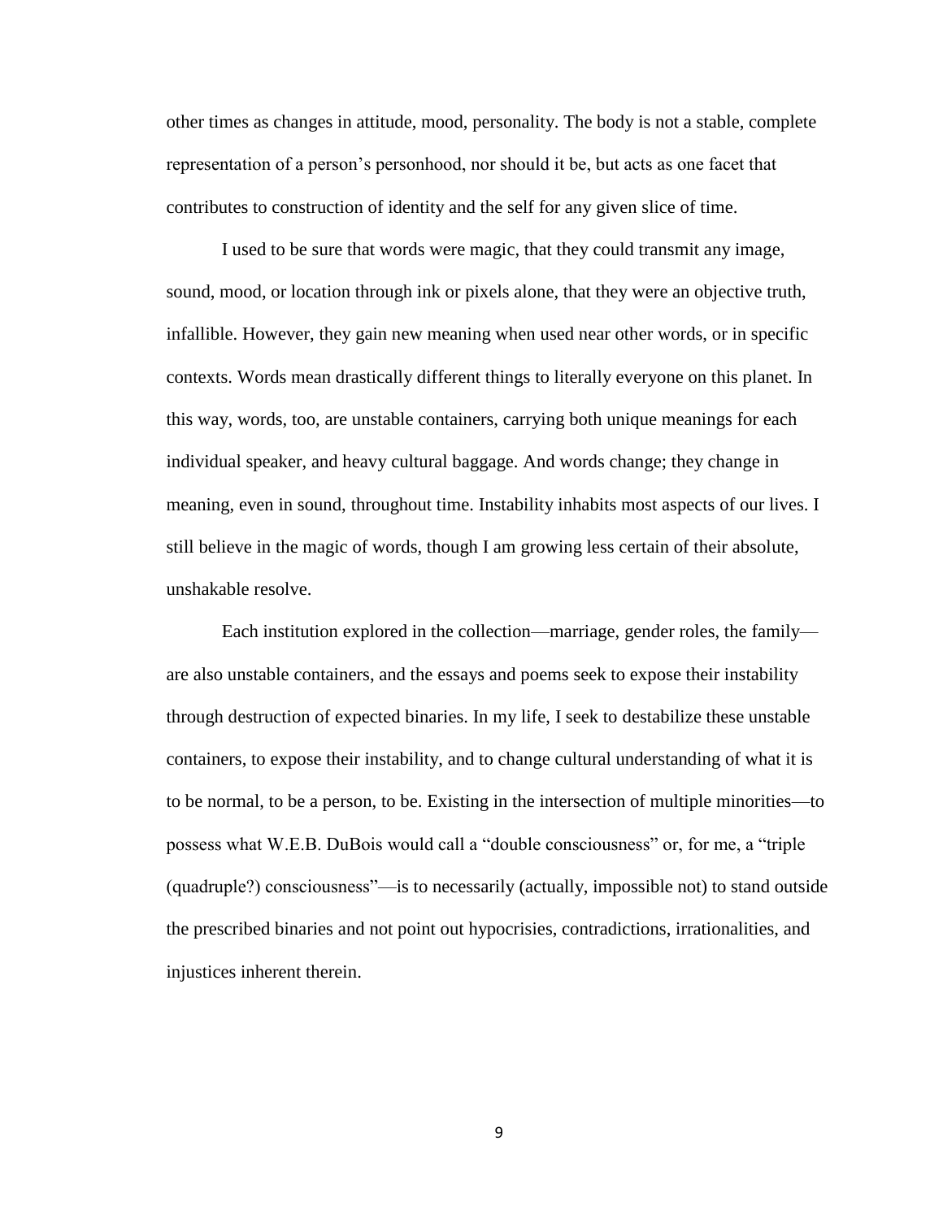other times as changes in attitude, mood, personality. The body is not a stable, complete representation of a person's personhood, nor should it be, but acts as one facet that contributes to construction of identity and the self for any given slice of time.

I used to be sure that words were magic, that they could transmit any image, sound, mood, or location through ink or pixels alone, that they were an objective truth, infallible. However, they gain new meaning when used near other words, or in specific contexts. Words mean drastically different things to literally everyone on this planet. In this way, words, too, are unstable containers, carrying both unique meanings for each individual speaker, and heavy cultural baggage. And words change; they change in meaning, even in sound, throughout time. Instability inhabits most aspects of our lives. I still believe in the magic of words, though I am growing less certain of their absolute, unshakable resolve.

Each institution explored in the collection—marriage, gender roles, the family—are also unstable containers, and the essays and poems seek to expose their instability through destruction of expected binaries. In my life, I seek to destabilize these unstable containers, to expose their instability, and to change cultural understanding of what it is to be normal, to be a person, to be. Existing in the intersection of multiple minorities—to possess what W.E.B. DuBois would call a "double consciousness" or, for me, a "triple (quadruple?) consciousness"—is to necessarily (actually, impossible not) to stand outside the prescribed binaries and not point out hypocrisies, contradictions, irrationalities, and injustices inherent therein.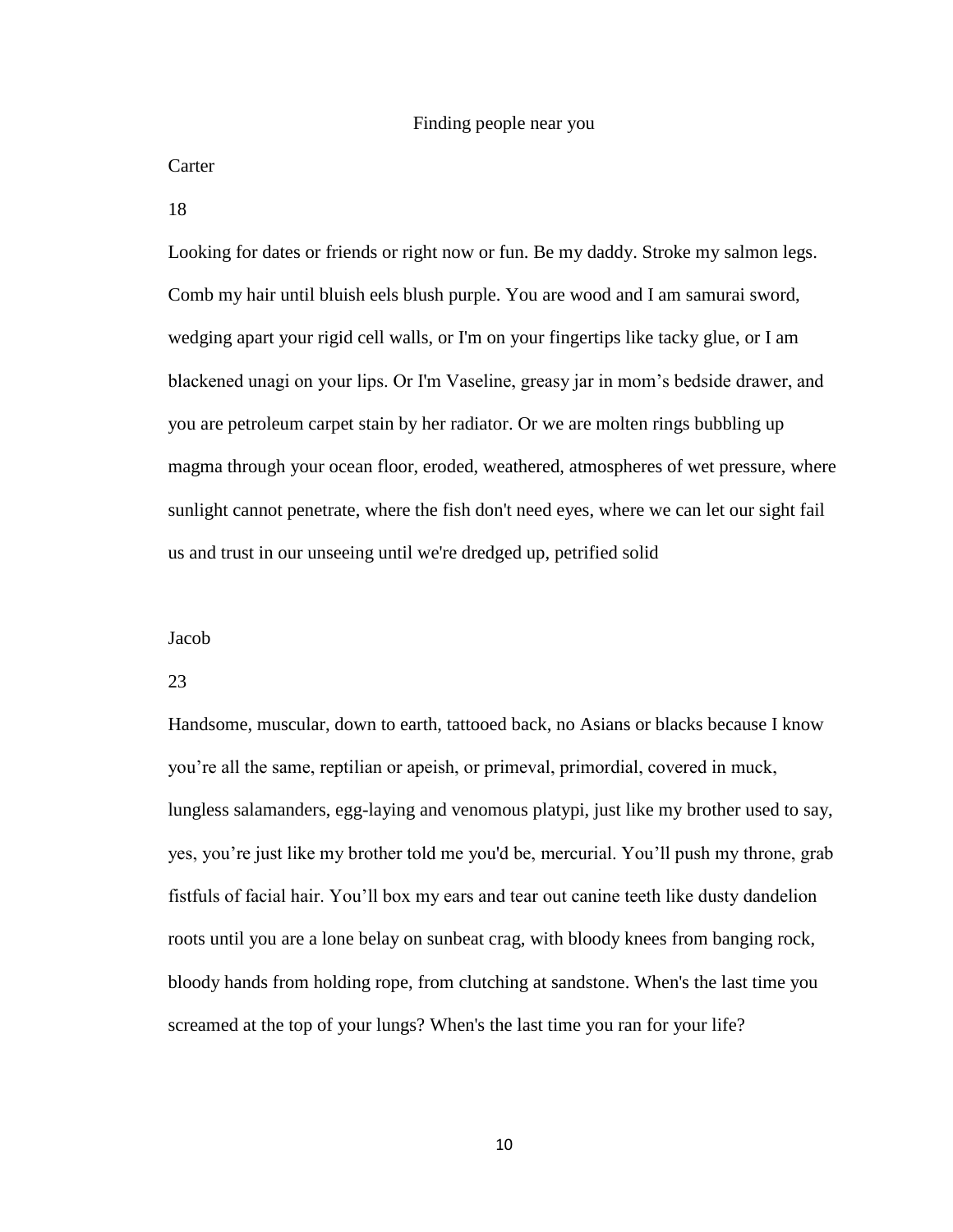Finding people near you

Carter

18

Looking for dates or friends or right now or fun. Be my daddy. Stroke my salmon legs. Comb my hair until bluish eels blush purple. You are wood and I am samurai sword, wedging apart your rigid cell walls, or I'm on your fingertips like tacky glue, or I am blackened unagi on your lips. Or I'm Vaseline, greasy jar in mom's bedside drawer, and you are petroleum carpet stain by her radiator. Or we are molten rings bubbling up magma through your ocean floor, eroded, weathered, atmospheres of wet pressure, where sunlight cannot penetrate, where the fish don't need eyes, where we can let our sight fail us and trust in our unseeing until we're dredged up, petrified solid

Jacob

23

Handsome, muscular, down to earth, tattooed back, no Asians or blacks because I know you're all the same, reptilian or apeish, or primeval, primordial, covered in muck, lungless salamanders, egg-laying and venomous platypi, just like my brother used to say, yes, you're just like my brother told me you'd be, mercurial. You'll push my throne, grab fistfuls of facial hair. You'll box my ears and tear out canine teeth like dusty dandelion roots until you are a lone belay on sunbeat crag, with bloody knees from banging rock, bloody hands from holding rope, from clutching at sandstone. When's the last time you screamed at the top of your lungs? When's the last time you ran for your life?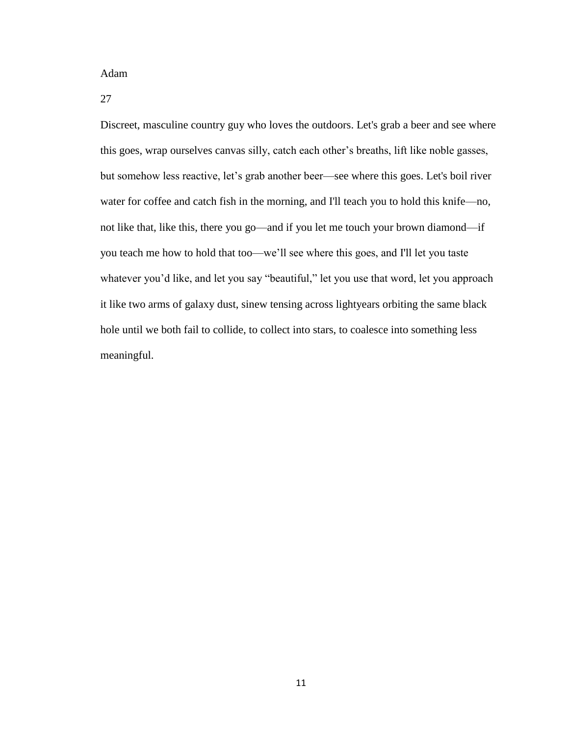Adam

27

Discreet, masculine country guy who loves the outdoors. Let's grab a beer and see where this goes, wrap ourselves canvas silly, catch each other's breaths, lift like noble gasses, but somehow less reactive, let's grab another beer—see where this goes. Let's boil river water for coffee and catch fish in the morning, and I'll teach you to hold this knife—no, not like that, like this, there you go—and if you let me touch your brown diamond—if you teach me how to hold that too—we'll see where this goes, and I'll let you taste whatever you'd like, and let you say "beautiful," let you use that word, let you approach it like two arms of galaxy dust, sinew tensing across lightyears orbiting the same black hole until we both fail to collide, to collect into stars, to coalesce into something less meaningful.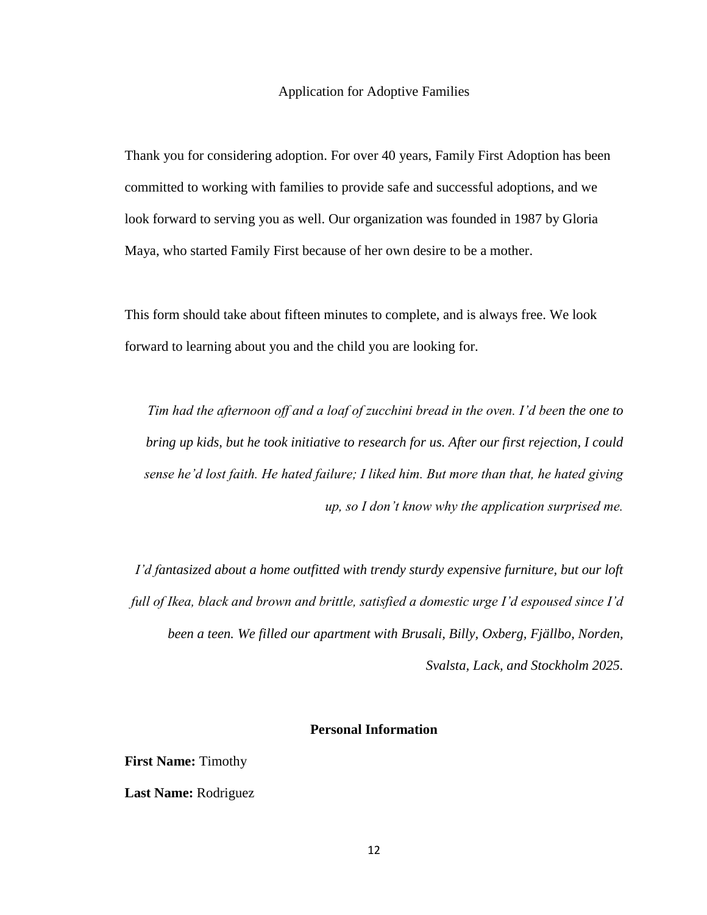Application for Adoptive Families

Thank you for considering adoption. For over 40 years, Family First Adoption has been committed to working with families to provide safe and successful adoptions, and we look forward to serving you as well. Our organization was founded in 1987 by Gloria Maya, who started Family First because of her own desire to be a mother.

This form should take about fifteen minutes to complete, and is always free. We look forward to learning about you and the child you are looking for.

*Tim had the afternoon off and a loaf of zucchini bread in the oven. I'd been the one to bring up kids, but he took initiative to research for us. After our first rejection, I could sense he'd lost faith. He hated failure; I liked him. But more than that, he hated giving up, so I don't know why the application surprised me.*

*I'd fantasized about a home outfitted with trendy sturdy expensive furniture, but our loft full of Ikea, black and brown and brittle, satisfied a domestic urge I'd espoused since I'd been a teen. We filled our apartment with Brusali, Billy, Oxberg, Fjällbo, Norden, Svalsta, Lack, and Stockholm 2025.*

**Personal Information**

**First Name:** Timothy

**Last Name:** Rodriguez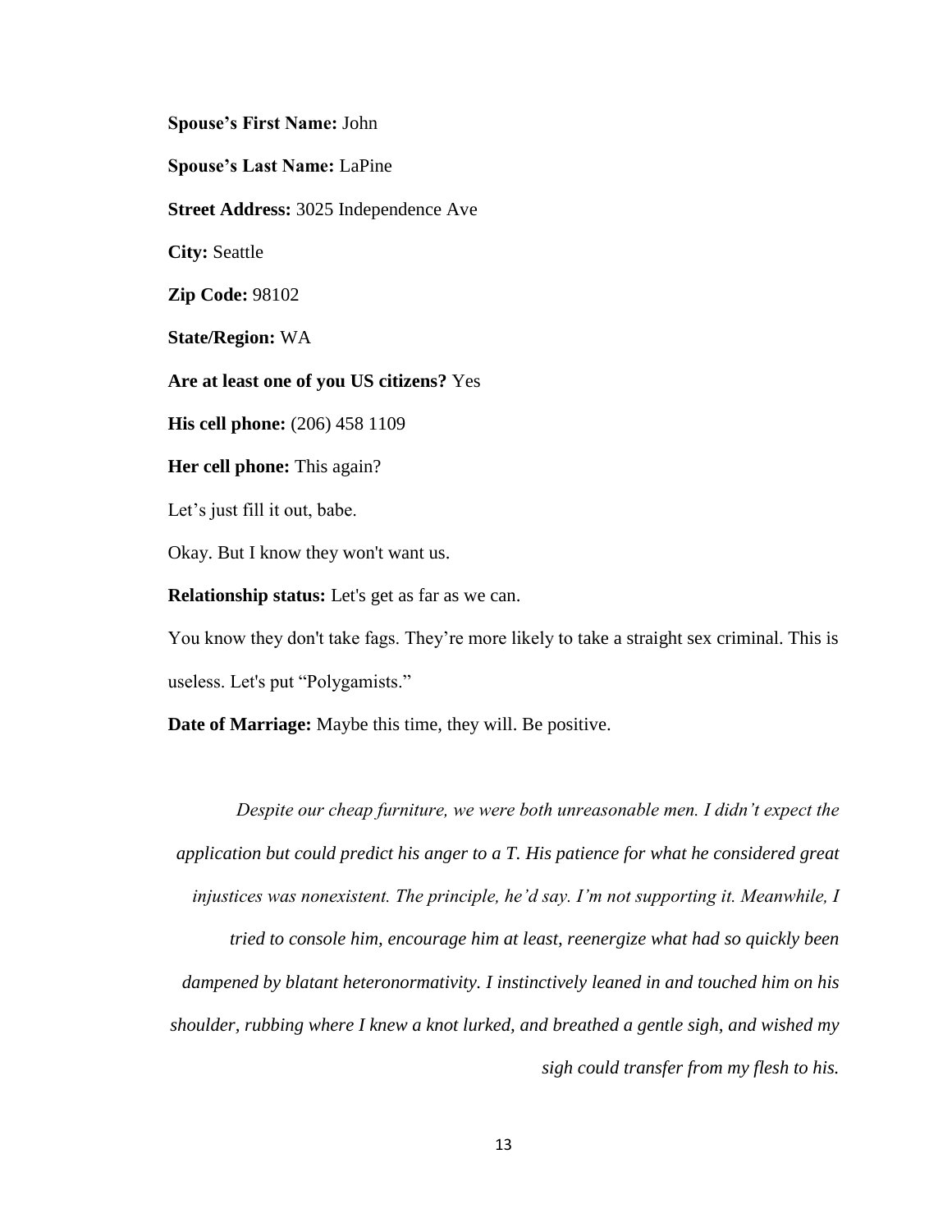**Spouse's First Name:** John

**Spouse's Last Name:** LaPine

**Street Address:** 3025 Independence Ave

**City:** Seattle

**Zip Code:** 98102

**State/Region:** WA

**Are at least one of you US citizens?** Yes

**His cell phone:** (206) 458 1109

**Her cell phone:** This again?

Let's just fill it out, babe.

Okay. But I know they won't want us.

**Relationship status:** Let's get as far as we can.

You know they don't take fags. They're more likely to take a straight sex criminal. This is useless. Let's put "Polygamists."

**Date of Marriage:** Maybe this time, they will. Be positive.

*Despite our cheap furniture, we were both unreasonable men. I didn't expect the application but could predict his anger to a T. His patience for what he considered great injustices was nonexistent. The principle, he'd say. I'm not supporting it. Meanwhile, I tried to console him, encourage him at least, reenergize what had so quickly been dampened by blatant heteronormativity. I instinctively leaned in and touched him on his shoulder, rubbing where I knew a knot lurked, and breathed a gentle sigh, and wished my sigh could transfer from my flesh to his.*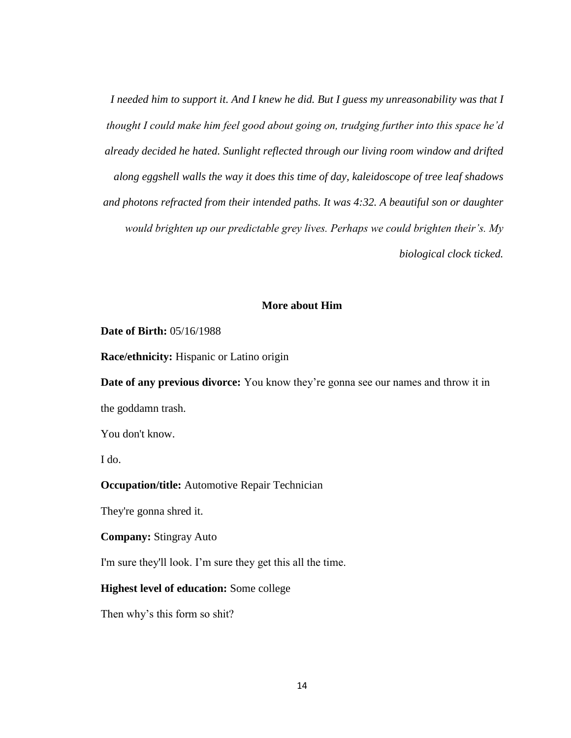*I needed him to support it. And I knew he did. But I guess my unreasonability was that I thought I could make him feel good about going on, trudging further into this space he'd already decided he hated. Sunlight reflected through our living room window and drifted along eggshell walls the way it does this time of day, kaleidoscope of tree leaf shadows and photons refracted from their intended paths. It was 4:32. A beautiful son or daughter would brighten up our predictable grey lives. Perhaps we could brighten their's. My biological clock ticked.*

**More about Him**

**Date of Birth:** 05/16/1988

**Race/ethnicity:** Hispanic or Latino origin

**Date of any previous divorce:** You know they're gonna see our names and throw it in the goddamn trash.

You don't know.

I do.

**Occupation/title:** Automotive Repair Technician

They're gonna shred it.

**Company:** Stingray Auto

I'm sure they'll look. I'm sure they get this all the time.

**Highest level of education:** Some college

Then why's this form so shit?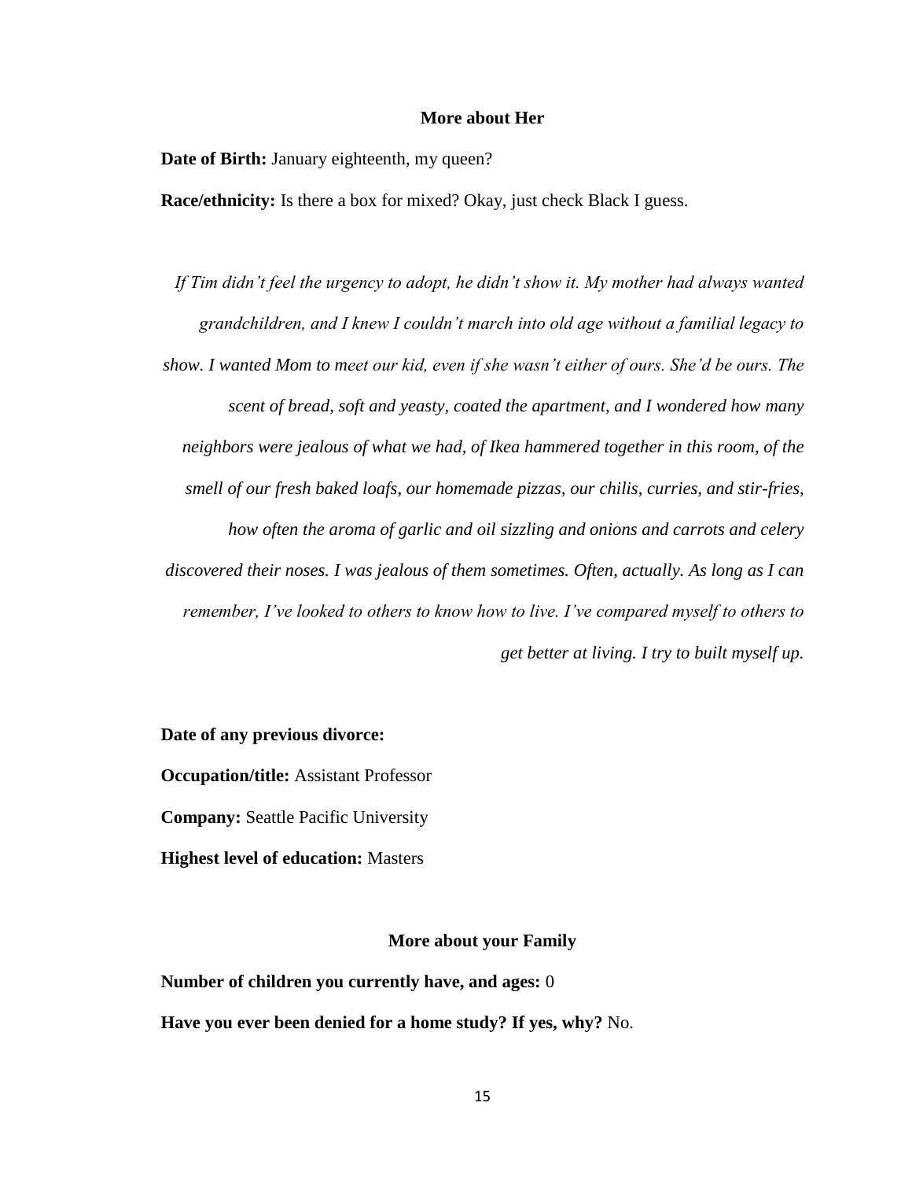**More about Her**

**Date of Birth:** January eighteenth, my queen?

**Race/ethnicity:** Is there a box for mixed? Okay, just check Black I guess.

*If Tim didn't feel the urgency to adopt, he didn't show it. My mother had always wanted grandchildren, and I knew I couldn't march into old age without a familial legacy to show. I wanted Mom to meet our kid, even if she wasn't either of ours. She'd be ours. The scent of bread, soft and yeasty, coated the apartment, and I wondered how many neighbors were jealous of what we had, of Ikea hammered together in this room, of the smell of our fresh baked loafs, our homemade pizzas, our chilis, curries, and stir-fries, how often the aroma of garlic and oil sizzling and onions and carrots and celery discovered their noses. I was jealous of them sometimes. Often, actually. As long as I can remember, I've looked to others to know how to live. I've compared myself to others to get better at living. I try to built myself up.*

**Date of any previous divorce:**

**Occupation/title:** Assistant Professor

**Company:** Seattle Pacific University

**Highest level of education:** Masters

**More about your Family**

**Number of children you currently have, and ages:** 0

**Have you ever been denied for a home study? If yes, why?** No.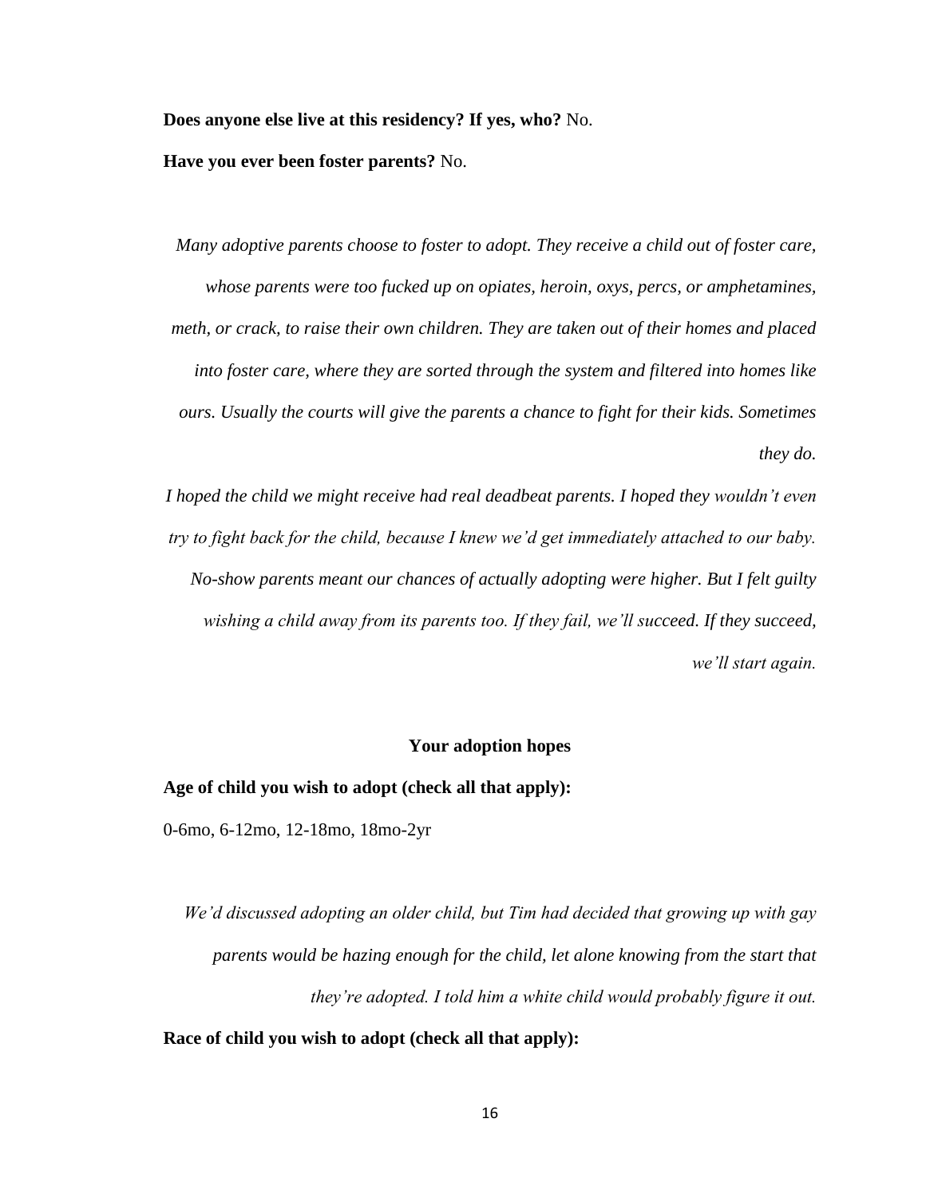**Does anyone else live at this residency? If yes, who?** No.

**Have you ever been foster parents?** No.

*Many adoptive parents choose to foster to adopt. They receive a child out of foster care, whose parents were too fucked up on opiates, heroin, oxys, percs, or amphetamines, meth, or crack, to raise their own children. They are taken out of their homes and placed into foster care, where they are sorted through the system and filtered into homes like ours. Usually the courts will give the parents a chance to fight for their kids. Sometimes they do.*

*I hoped the child we might receive had real deadbeat parents. I hoped they wouldn't even try to fight back for the child, because I knew we'd get immediately attached to our baby. No-show parents meant our chances of actually adopting were higher. But I felt guilty wishing a child away from its parents too. If they fail, we'll succeed. If they succeed, we'll start again.*

**Your adoption hopes**

**Age of child you wish to adopt (check all that apply):**

0-6mo, 6-12mo, 12-18mo, 18mo-2yr

*We'd discussed adopting an older child, but Tim had decided that growing up with gay parents would be hazing enough for the child, let alone knowing from the start that they're adopted. I told him a white child would probably figure it out.*

**Race of child you wish to adopt (check all that apply):**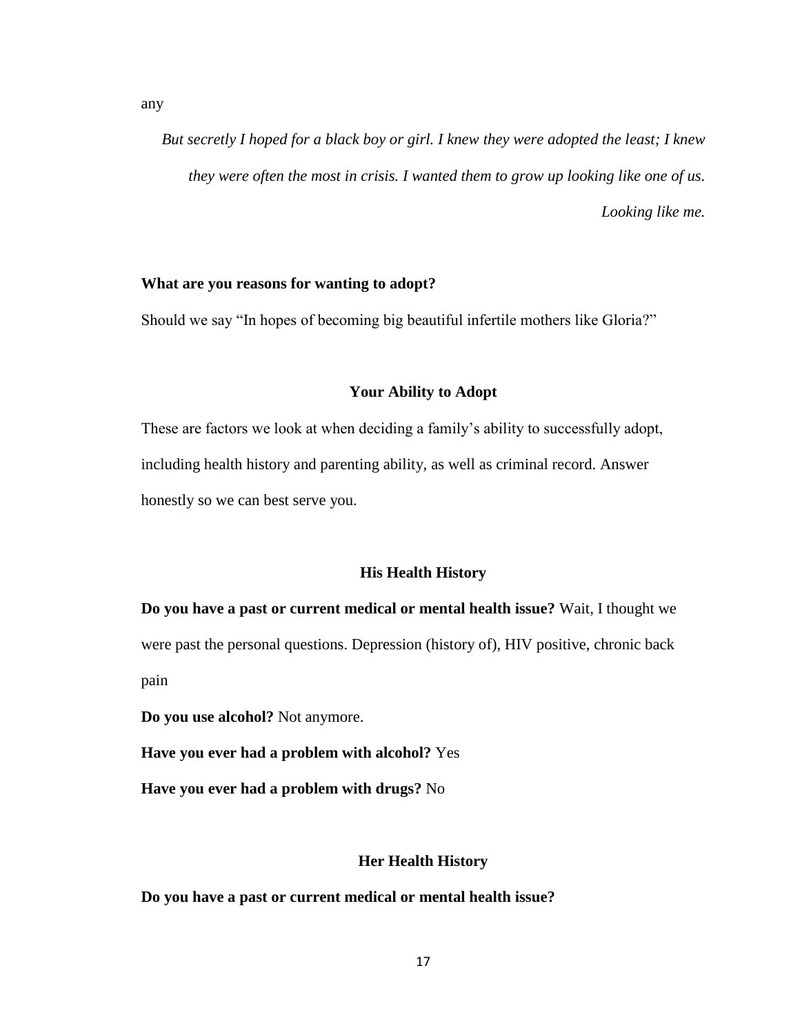any

*But secretly I hoped for a black boy or girl. I knew they were adopted the least; I knew they were often the most in crisis. I wanted them to grow up looking like one of us. Looking like me.*

**What are you reasons for wanting to adopt?**

Should we say "In hopes of becoming big beautiful infertile mothers like Gloria?"

**Your Ability to Adopt**

These are factors we look at when deciding a family's ability to successfully adopt, including health history and parenting ability, as well as criminal record. Answer honestly so we can best serve you.

**His Health History**

**Do you have a past or current medical or mental health issue?** Wait, I thought we were past the personal questions. Depression (history of), HIV positive, chronic back pain

**Do you use alcohol?** Not anymore.

**Have you ever had a problem with alcohol?** Yes

**Have you ever had a problem with drugs?** No

**Her Health History**

**Do you have a past or current medical or mental health issue?**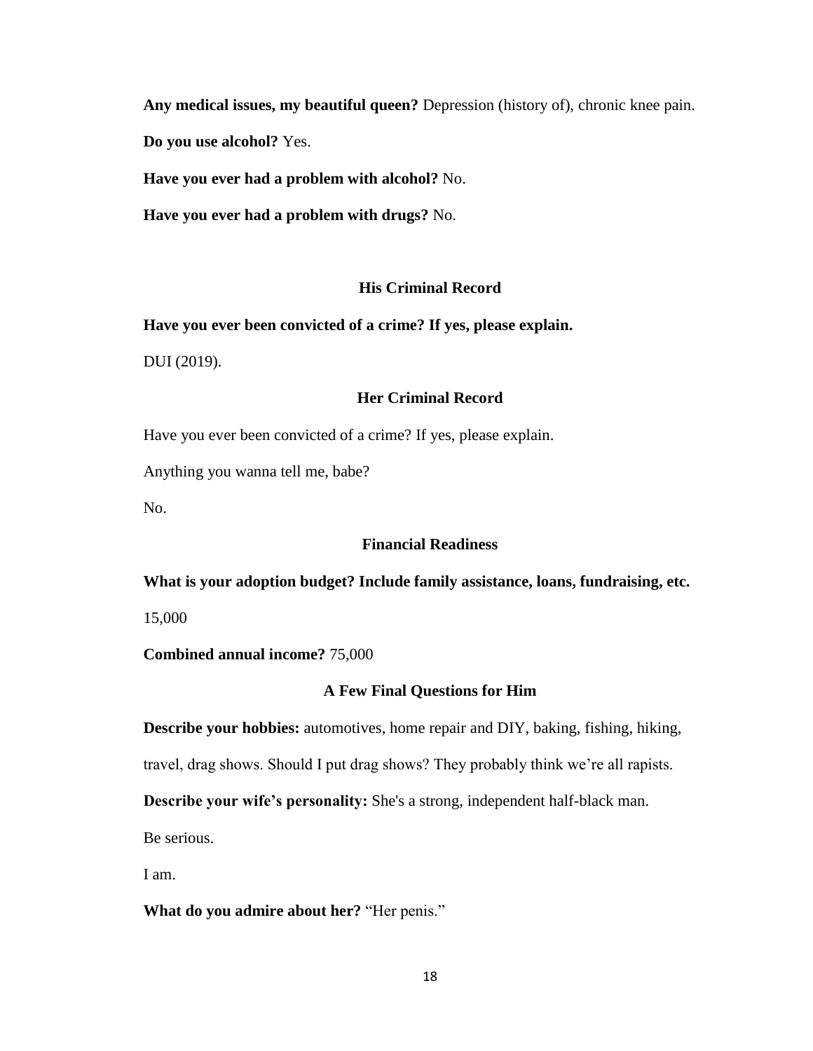**Any medical issues, my beautiful queen?** Depression (history of), chronic knee pain.

**Do you use alcohol?** Yes.

**Have you ever had a problem with alcohol?** No.

**Have you ever had a problem with drugs?** No.

### His Criminal Record

**Have you ever been convicted of a crime? If yes, please explain.**

DUI (2019).

### Her Criminal Record

Have you ever been convicted of a crime? If yes, please explain.

Anything you wanna tell me, babe?

No.

### Financial Readiness

**What is your adoption budget? Include family assistance, loans, fundraising, etc.**

15,000

**Combined annual income?** 75,000

### A Few Final Questions for Him

**Describe your hobbies:** automotives, home repair and DIY, baking, fishing, hiking, travel, drag shows. Should I put drag shows? They probably think we're all rapists.

**Describe your wife's personality:** She's a strong, independent half-black man.

Be serious.

I am.

**What do you admire about her?** "Her penis."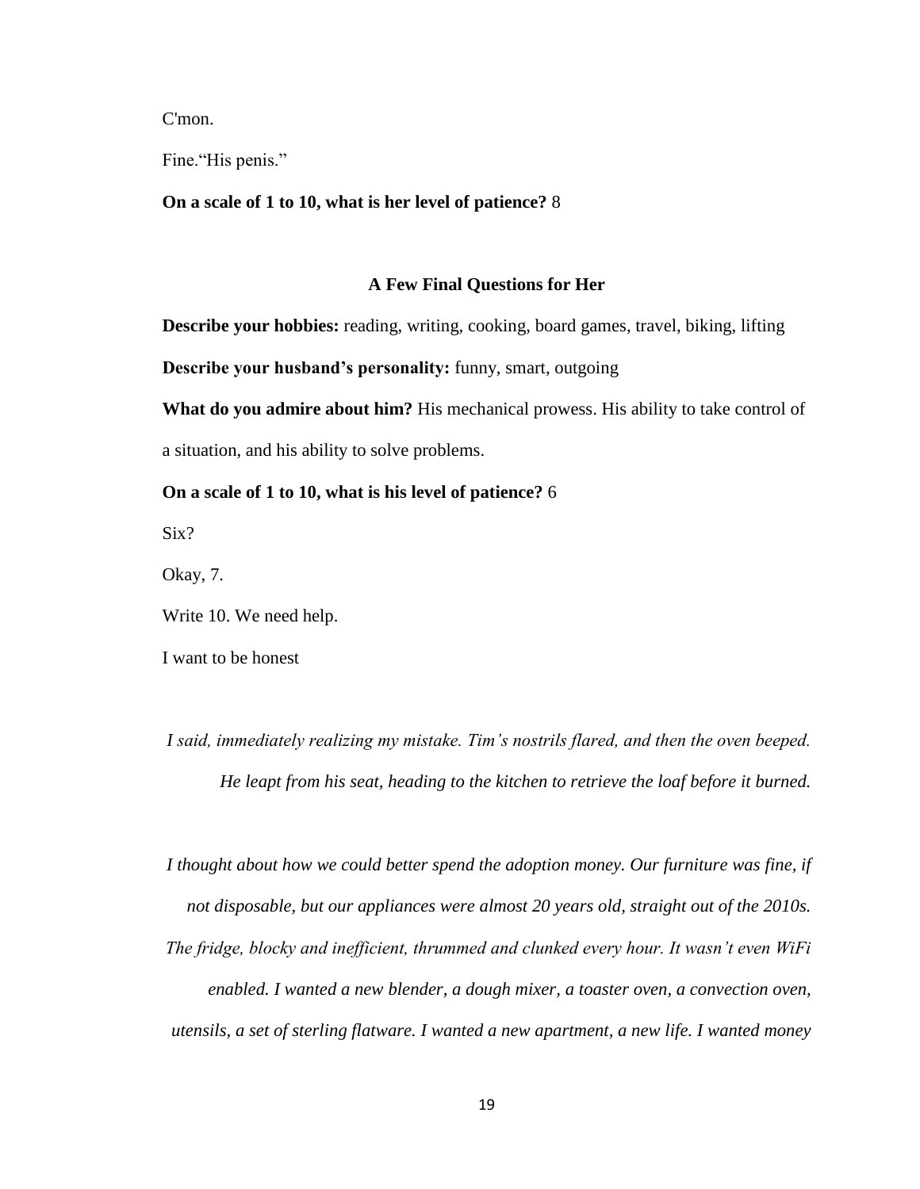C'mon.

Fine."His penis."

**On a scale of 1 to 10, what is her level of patience?** 8

### A Few Final Questions for Her

**Describe your hobbies:** reading, writing, cooking, board games, travel, biking, lifting

**Describe your husband's personality:** funny, smart, outgoing

**What do you admire about him?** His mechanical prowess. His ability to take control of a situation, and his ability to solve problems.

**On a scale of 1 to 10, what is his level of patience?** 6

Six?

Okay, 7.

Write 10. We need help.

I want to be honest

*I said, immediately realizing my mistake. Tim's nostrils flared, and then the oven beeped. He leapt from his seat, heading to the kitchen to retrieve the loaf before it burned.*

*I thought about how we could better spend the adoption money. Our furniture was fine, if not disposable, but our appliances were almost 20 years old, straight out of the 2010s. The fridge, blocky and inefficient, thrummed and clunked every hour. It wasn't even WiFi enabled. I wanted a new blender, a dough mixer, a toaster oven, a convection oven, utensils, a set of sterling flatware. I wanted a new apartment, a new life. I wanted money*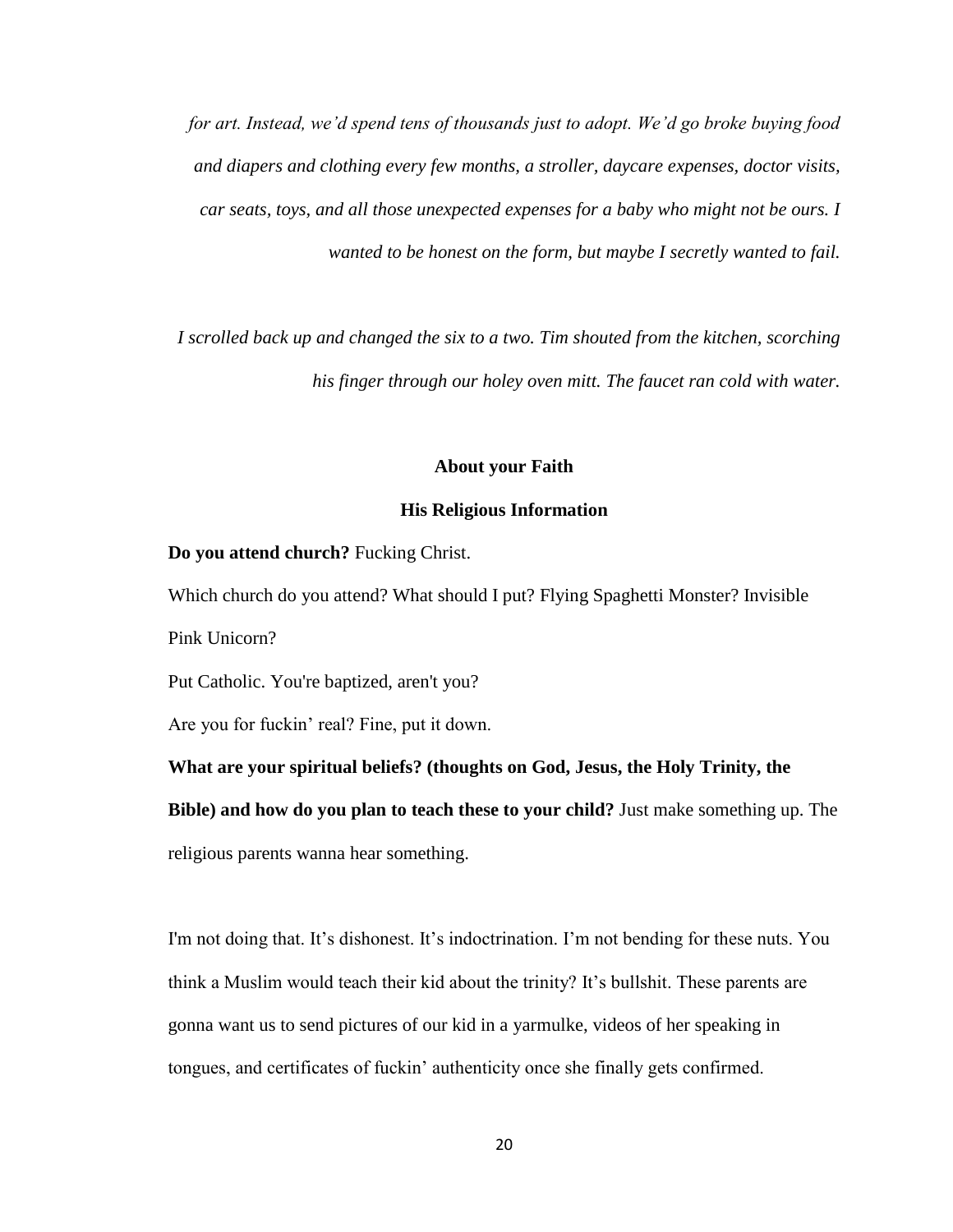*for art. Instead, we'd spend tens of thousands just to adopt. We'd go broke buying food and diapers and clothing every few months, a stroller, daycare expenses, doctor visits, car seats, toys, and all those unexpected expenses for a baby who might not be ours. I wanted to be honest on the form, but maybe I secretly wanted to fail.*

*I scrolled back up and changed the six to a two. Tim shouted from the kitchen, scorching his finger through our holey oven mitt. The faucet ran cold with water.*

**About your Faith**

**His Religious Information**

**Do you attend church?** Fucking Christ.

Which church do you attend? What should I put? Flying Spaghetti Monster? Invisible Pink Unicorn?

Put Catholic. You're baptized, aren't you?

Are you for fuckin' real? Fine, put it down.

**What are your spiritual beliefs? (thoughts on God, Jesus, the Holy Trinity, the Bible) and how do you plan to teach these to your child?** Just make something up. The religious parents wanna hear something.

I'm not doing that. It's dishonest. It's indoctrination. I'm not bending for these nuts. You think a Muslim would teach their kid about the trinity? It's bullshit. These parents are gonna want us to send pictures of our kid in a yarmulke, videos of her speaking in tongues, and certificates of fuckin' authenticity once she finally gets confirmed.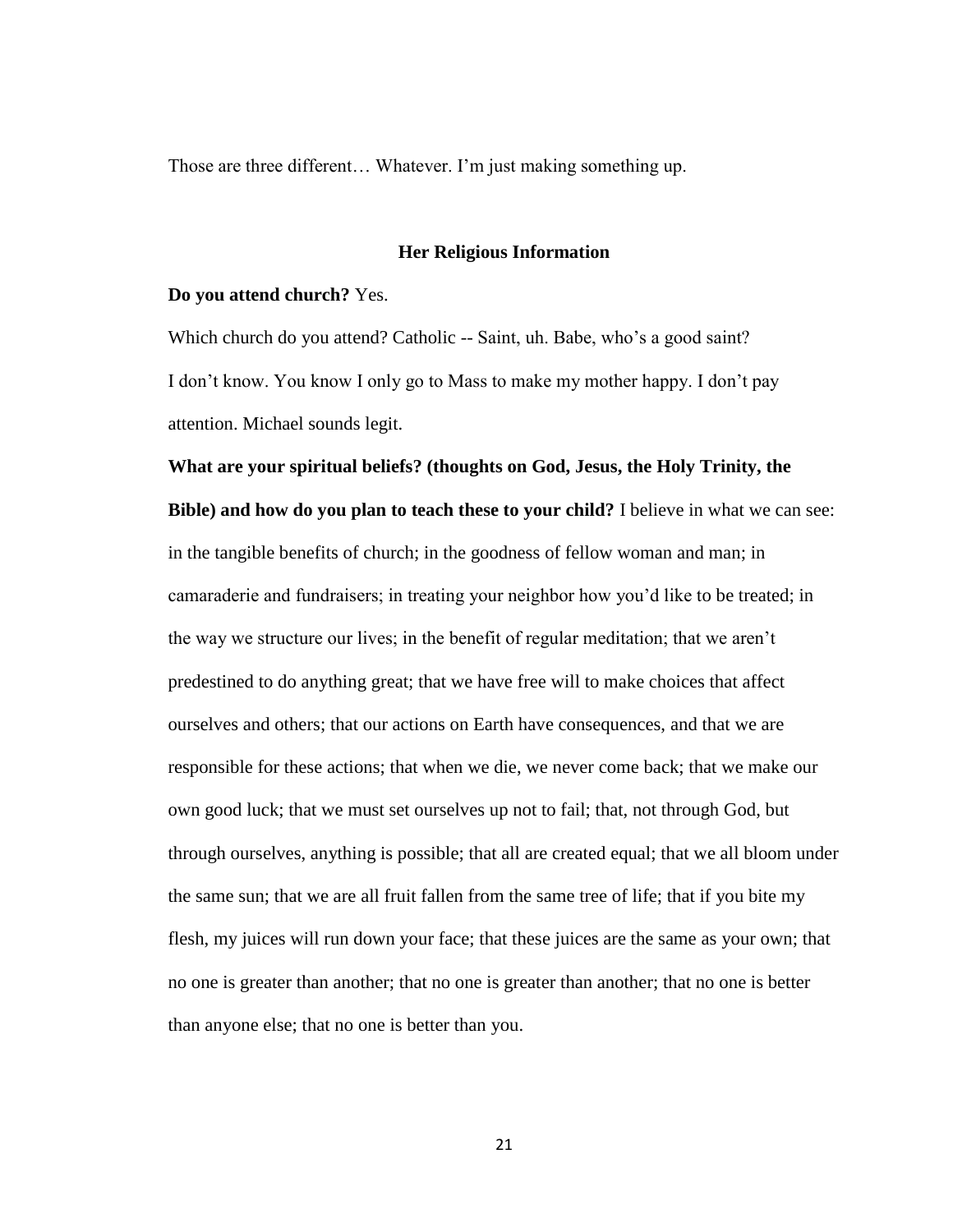Those are three different… Whatever. I'm just making something up.

### Her Religious Information

**Do you attend church?** Yes.

Which church do you attend? Catholic -- Saint, uh. Babe, who's a good saint?

I don't know. You know I only go to Mass to make my mother happy. I don't pay attention. Michael sounds legit.

**What are your spiritual beliefs? (thoughts on God, Jesus, the Holy Trinity, the Bible) and how do you plan to teach these to your child?** I believe in what we can see: in the tangible benefits of church; in the goodness of fellow woman and man; in camaraderie and fundraisers; in treating your neighbor how you'd like to be treated; in the way we structure our lives; in the benefit of regular meditation; that we aren't predestined to do anything great; that we have free will to make choices that affect ourselves and others; that our actions on Earth have consequences, and that we are responsible for these actions; that when we die, we never come back; that we make our own good luck; that we must set ourselves up not to fail; that, not through God, but through ourselves, anything is possible; that all are created equal; that we all bloom under the same sun; that we are all fruit fallen from the same tree of life; that if you bite my flesh, my juices will run down your face; that these juices are the same as your own; that no one is greater than another; that no one is greater than another; that no one is better than anyone else; that no one is better than you.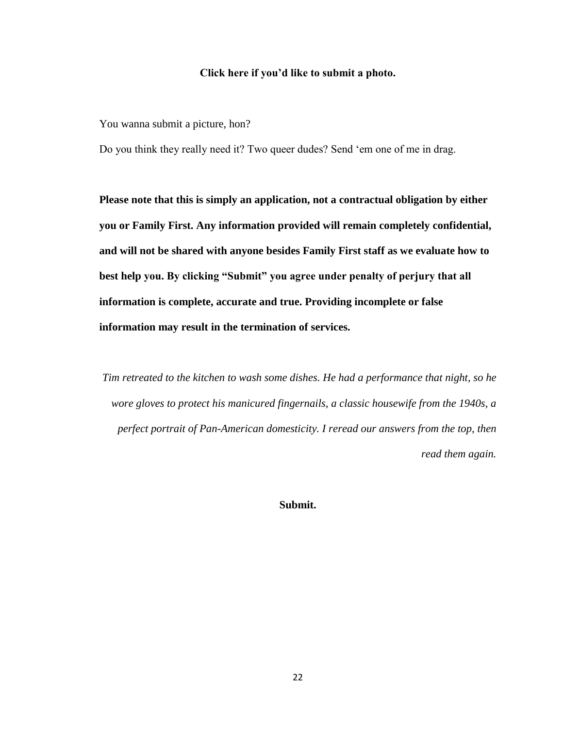**Click here if you'd like to submit a photo.**

You wanna submit a picture, hon?

Do you think they really need it? Two queer dudes? Send 'em one of me in drag.

**Please note that this is simply an application, not a contractual obligation by either you or Family First. Any information provided will remain completely confidential, and will not be shared with anyone besides Family First staff as we evaluate how to best help you. By clicking "Submit" you agree under penalty of perjury that all information is complete, accurate and true. Providing incomplete or false information may result in the termination of services.**

*Tim retreated to the kitchen to wash some dishes. He had a performance that night, so he wore gloves to protect his manicured fingernails, a classic housewife from the 1940s, a perfect portrait of Pan-American domesticity. I reread our answers from the top, then read them again.*

**Submit.**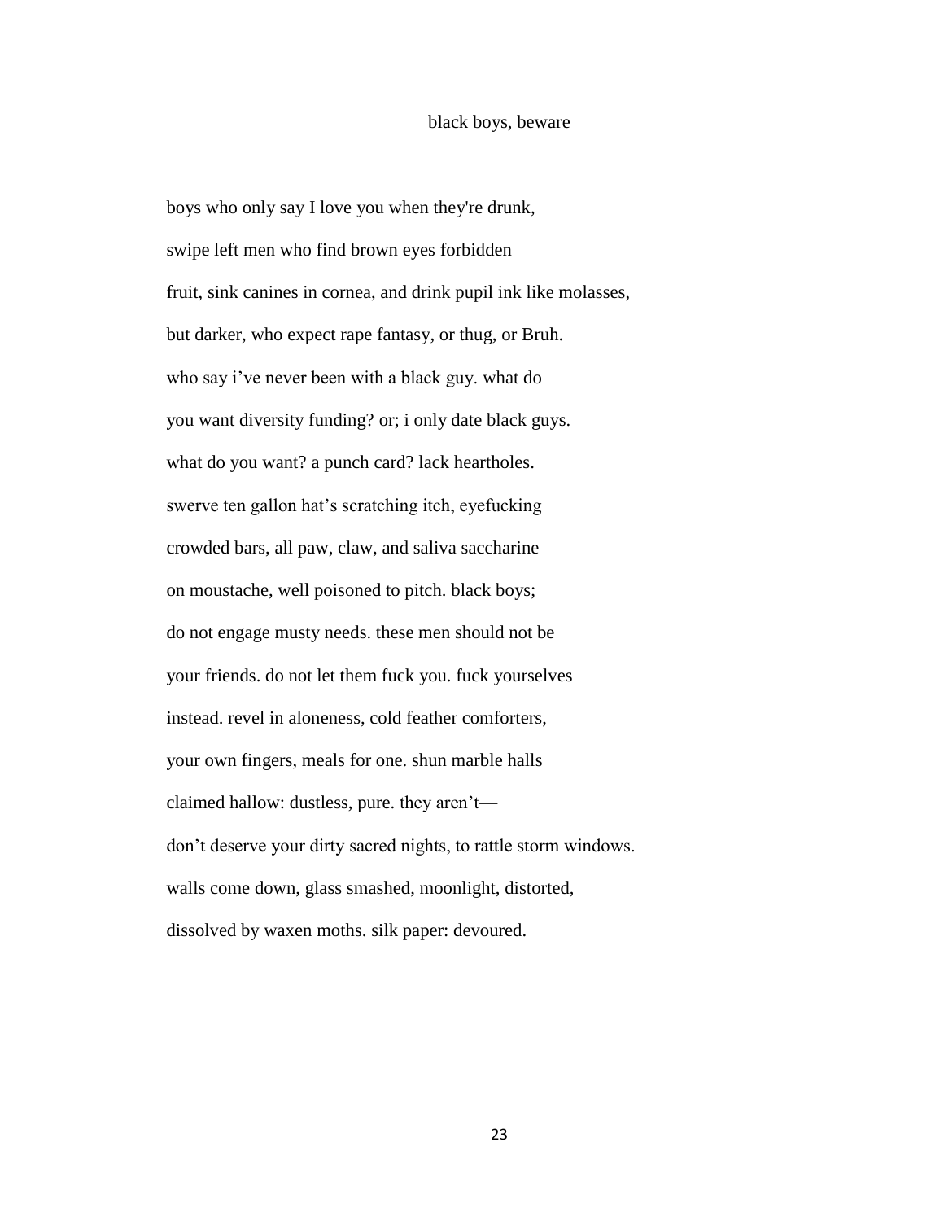# black boys, beware

boys who only say I love you when they're drunk,
swipe left men who find brown eyes forbidden
fruit, sink canines in cornea, and drink pupil ink like molasses,
but darker, who expect rape fantasy, or thug, or Bruh.
who say i've never been with a black guy. what do
you want diversity funding? or; i only date black guys.
what do you want? a punch card? lack heartholes.
swerve ten gallon hat's scratching itch, eyefucking
crowded bars, all paw, claw, and saliva saccharine
on moustache, well poisoned to pitch. black boys;
do not engage musty needs. these men should not be
your friends. do not let them fuck you. fuck yourselves
instead. revel in aloneness, cold feather comforters,
your own fingers, meals for one. shun marble halls
claimed hallow: dustless, pure. they aren't—
don't deserve your dirty sacred nights, to rattle storm windows.
walls come down, glass smashed, moonlight, distorted,
dissolved by waxen moths. silk paper: devoured.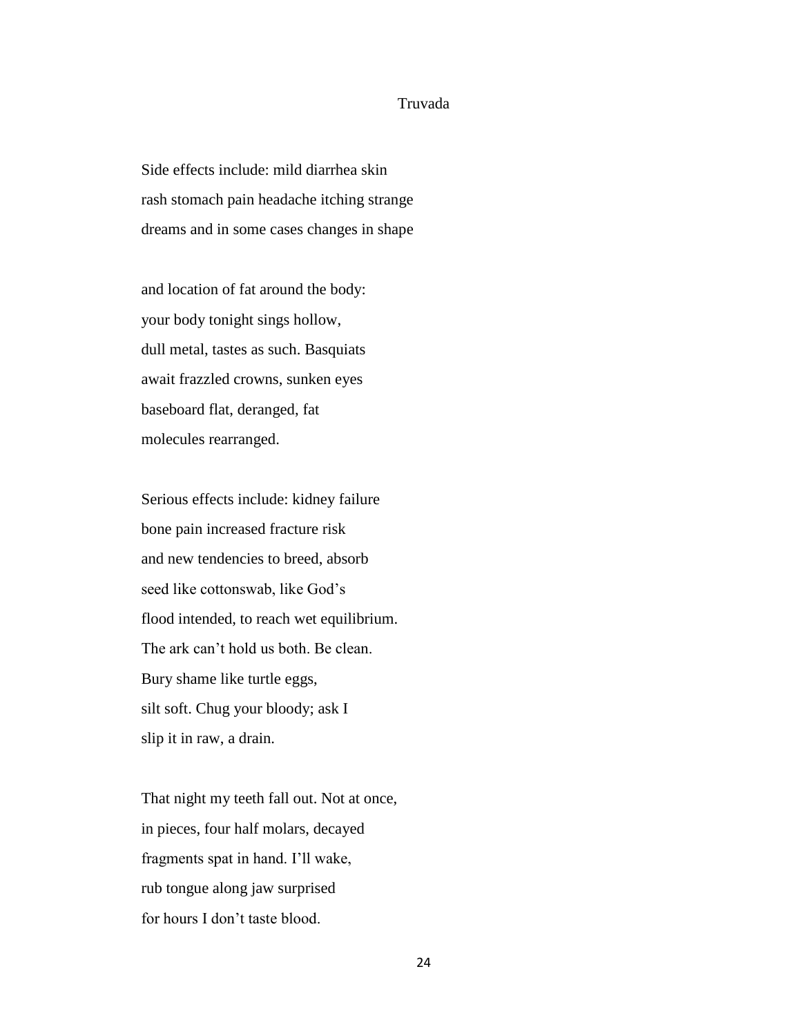# Truvada

Side effects include: mild diarrhea skin
rash stomach pain headache itching strange
dreams and in some cases changes in shape

and location of fat around the body:
your body tonight sings hollow,
dull metal, tastes as such. Basquiats
await frazzled crowns, sunken eyes
baseboard flat, deranged, fat
molecules rearranged.

Serious effects include: kidney failure
bone pain increased fracture risk
and new tendencies to breed, absorb
seed like cottonswab, like God's
flood intended, to reach wet equilibrium.
The ark can't hold us both. Be clean.
Bury shame like turtle eggs,
silt soft. Chug your bloody; ask I
slip it in raw, a drain.

That night my teeth fall out. Not at once,
in pieces, four half molars, decayed
fragments spat in hand. I'll wake,
rub tongue along jaw surprised
for hours I don't taste blood.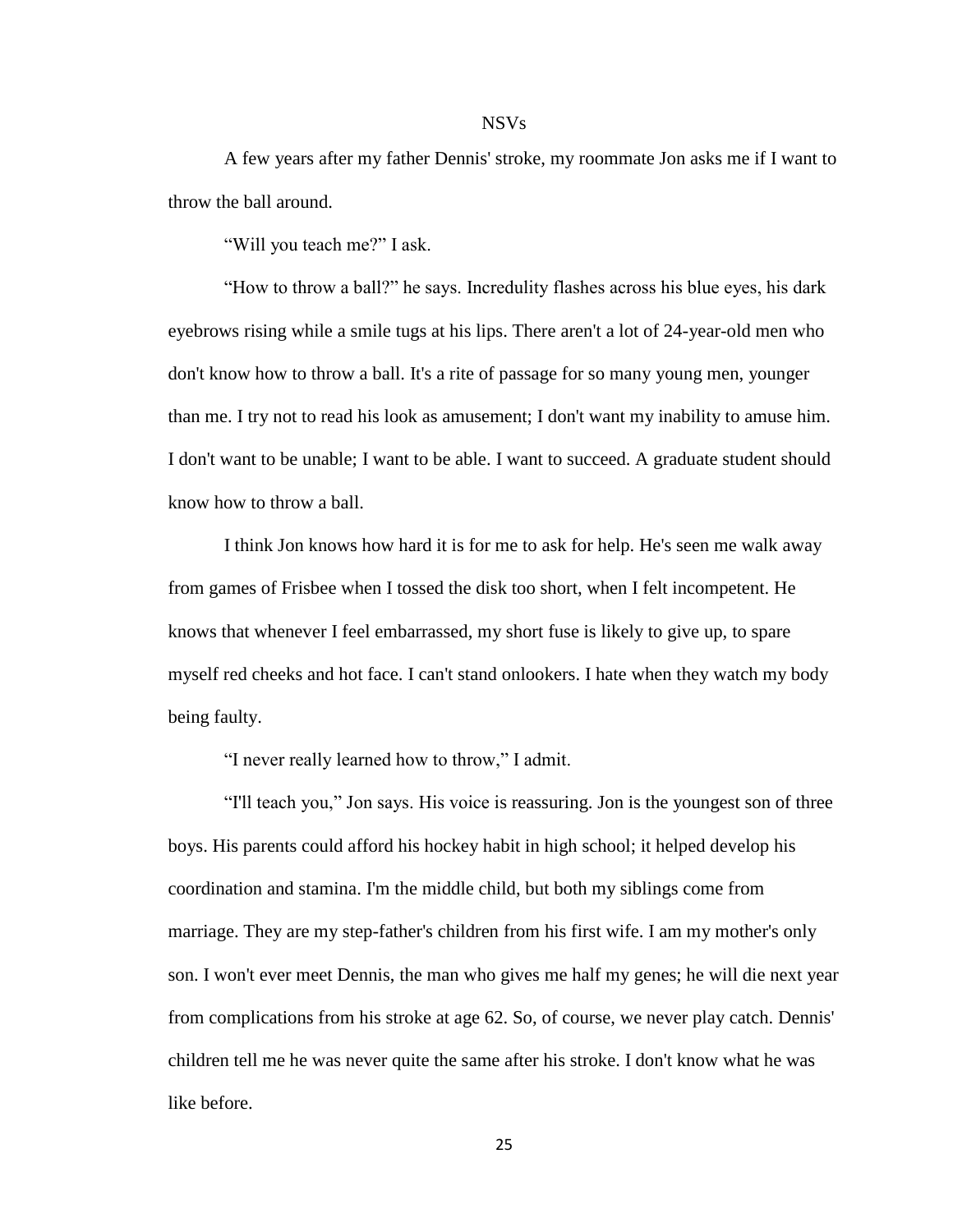# NSVs

A few years after my father Dennis' stroke, my roommate Jon asks me if I want to throw the ball around.

"Will you teach me?" I ask.

"How to throw a ball?" he says. Incredulity flashes across his blue eyes, his dark eyebrows rising while a smile tugs at his lips. There aren't a lot of 24-year-old men who don't know how to throw a ball. It's a rite of passage for so many young men, younger than me. I try not to read his look as amusement; I don't want my inability to amuse him. I don't want to be unable; I want to be able. I want to succeed. A graduate student should know how to throw a ball.

I think Jon knows how hard it is for me to ask for help. He's seen me walk away from games of Frisbee when I tossed the disk too short, when I felt incompetent. He knows that whenever I feel embarrassed, my short fuse is likely to give up, to spare myself red cheeks and hot face. I can't stand onlookers. I hate when they watch my body being faulty.

"I never really learned how to throw," I admit.

"I'll teach you," Jon says. His voice is reassuring. Jon is the youngest son of three boys. His parents could afford his hockey habit in high school; it helped develop his coordination and stamina. I'm the middle child, but both my siblings come from marriage. They are my step-father's children from his first wife. I am my mother's only son. I won't ever meet Dennis, the man who gives me half my genes; he will die next year from complications from his stroke at age 62. So, of course, we never play catch. Dennis' children tell me he was never quite the same after his stroke. I don't know what he was like before.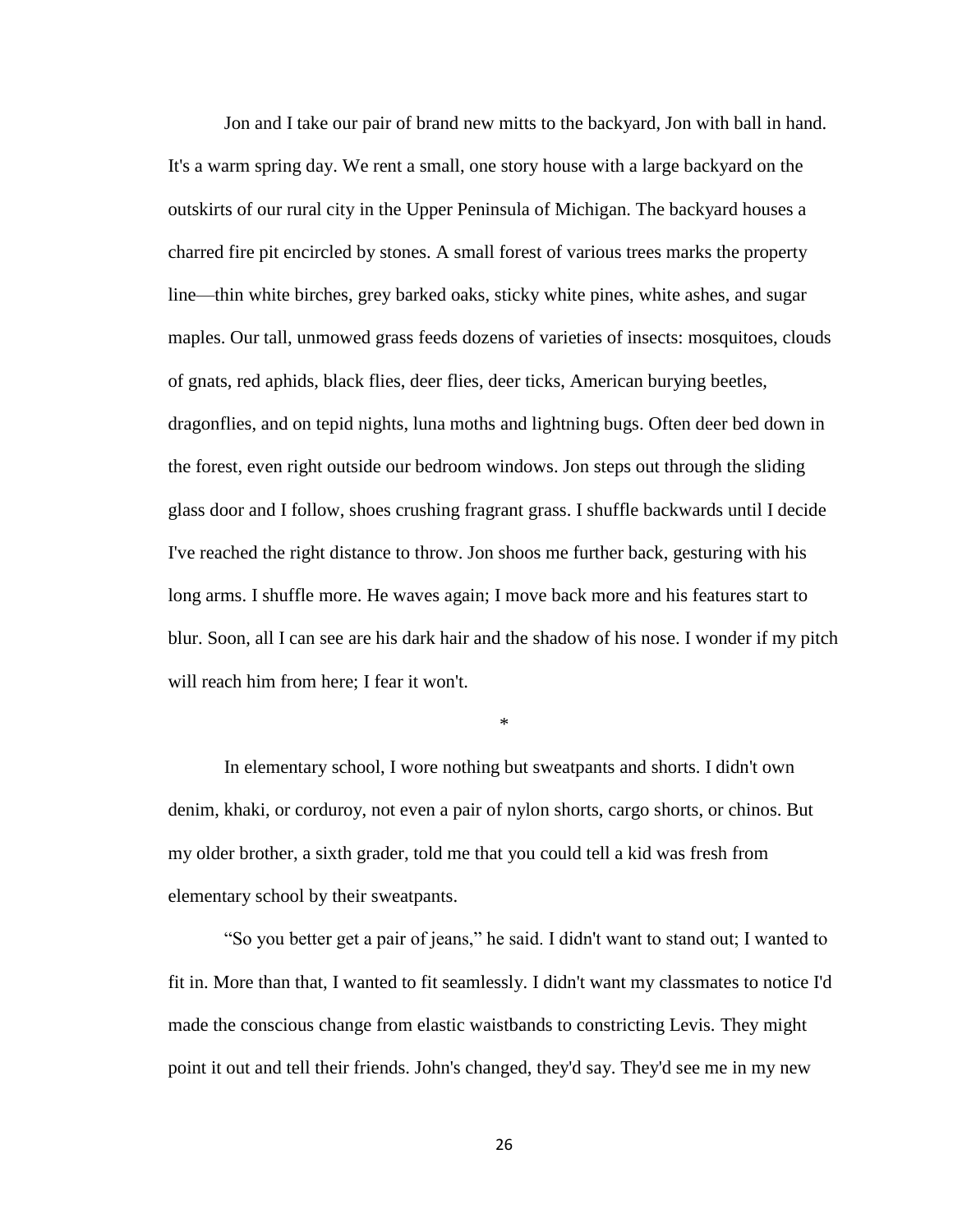Jon and I take our pair of brand new mitts to the backyard, Jon with ball in hand. It's a warm spring day. We rent a small, one story house with a large backyard on the outskirts of our rural city in the Upper Peninsula of Michigan. The backyard houses a charred fire pit encircled by stones. A small forest of various trees marks the property line—thin white birches, grey barked oaks, sticky white pines, white ashes, and sugar maples. Our tall, unmowed grass feeds dozens of varieties of insects: mosquitoes, clouds of gnats, red aphids, black flies, deer flies, deer ticks, American burying beetles, dragonflies, and on tepid nights, luna moths and lightning bugs. Often deer bed down in the forest, even right outside our bedroom windows. Jon steps out through the sliding glass door and I follow, shoes crushing fragrant grass. I shuffle backwards until I decide I've reached the right distance to throw. Jon shoos me further back, gesturing with his long arms. I shuffle more. He waves again; I move back more and his features start to blur. Soon, all I can see are his dark hair and the shadow of his nose. I wonder if my pitch will reach him from here; I fear it won't.

*

In elementary school, I wore nothing but sweatpants and shorts. I didn't own denim, khaki, or corduroy, not even a pair of nylon shorts, cargo shorts, or chinos. But my older brother, a sixth grader, told me that you could tell a kid was fresh from elementary school by their sweatpants.

"So you better get a pair of jeans," he said. I didn't want to stand out; I wanted to fit in. More than that, I wanted to fit seamlessly. I didn't want my classmates to notice I'd made the conscious change from elastic waistbands to constricting Levis. They might point it out and tell their friends. John's changed, they'd say. They'd see me in my new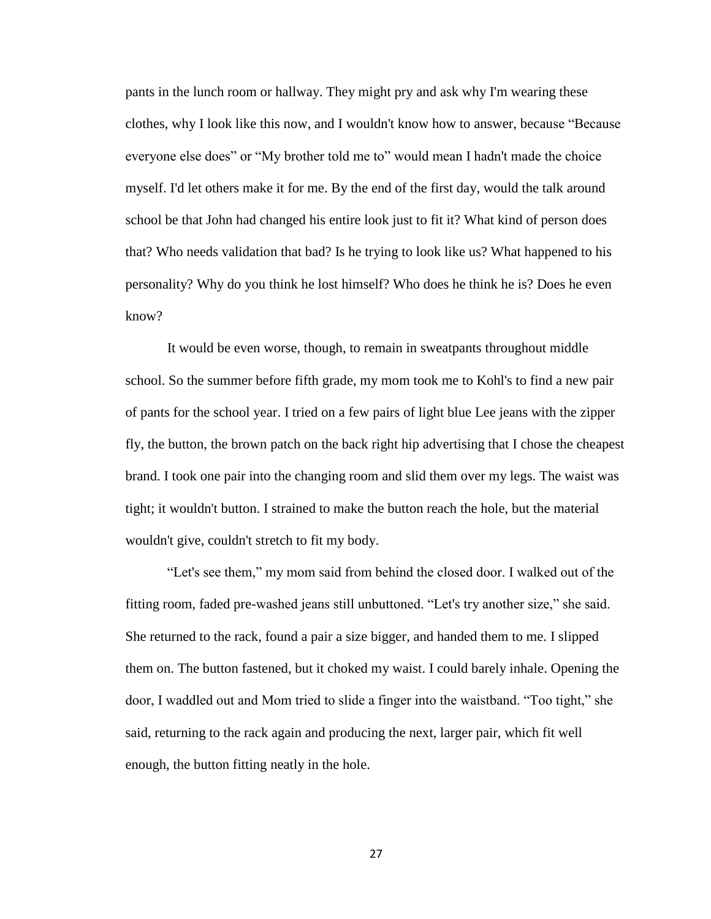pants in the lunch room or hallway. They might pry and ask why I'm wearing these clothes, why I look like this now, and I wouldn't know how to answer, because "Because everyone else does" or "My brother told me to" would mean I hadn't made the choice myself. I'd let others make it for me. By the end of the first day, would the talk around school be that John had changed his entire look just to fit it? What kind of person does that? Who needs validation that bad? Is he trying to look like us? What happened to his personality? Why do you think he lost himself? Who does he think he is? Does he even know?

It would be even worse, though, to remain in sweatpants throughout middle school. So the summer before fifth grade, my mom took me to Kohl's to find a new pair of pants for the school year. I tried on a few pairs of light blue Lee jeans with the zipper fly, the button, the brown patch on the back right hip advertising that I chose the cheapest brand. I took one pair into the changing room and slid them over my legs. The waist was tight; it wouldn't button. I strained to make the button reach the hole, but the material wouldn't give, couldn't stretch to fit my body.

"Let's see them," my mom said from behind the closed door. I walked out of the fitting room, faded pre-washed jeans still unbuttoned. "Let's try another size," she said. She returned to the rack, found a pair a size bigger, and handed them to me. I slipped them on. The button fastened, but it choked my waist. I could barely inhale. Opening the door, I waddled out and Mom tried to slide a finger into the waistband. "Too tight," she said, returning to the rack again and producing the next, larger pair, which fit well enough, the button fitting neatly in the hole.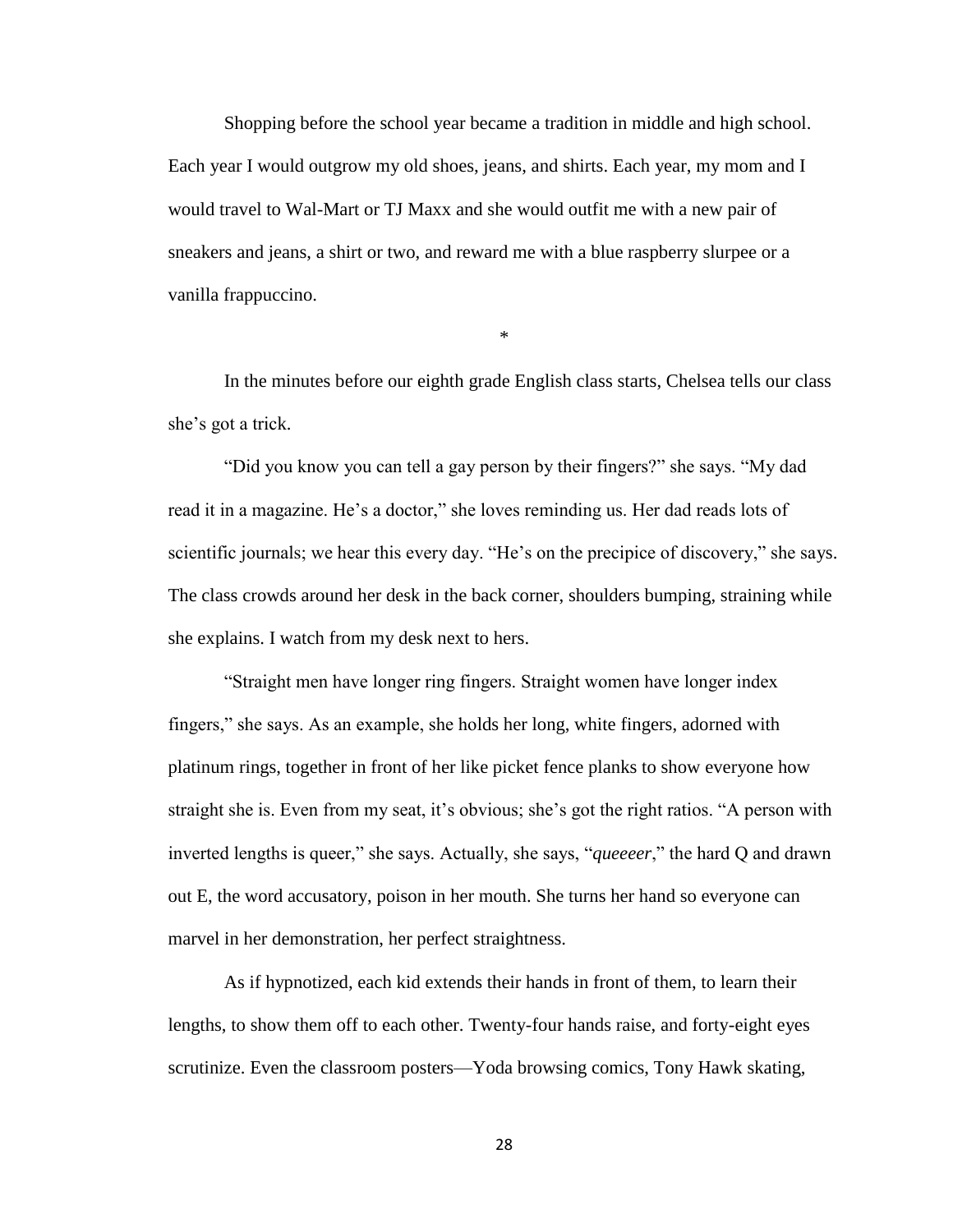Shopping before the school year became a tradition in middle and high school. Each year I would outgrow my old shoes, jeans, and shirts. Each year, my mom and I would travel to Wal-Mart or TJ Maxx and she would outfit me with a new pair of sneakers and jeans, a shirt or two, and reward me with a blue raspberry slurpee or a vanilla frappuccino.

*

In the minutes before our eighth grade English class starts, Chelsea tells our class she's got a trick.

"Did you know you can tell a gay person by their fingers?" she says. "My dad read it in a magazine. He's a doctor," she loves reminding us. Her dad reads lots of scientific journals; we hear this every day. "He's on the precipice of discovery," she says. The class crowds around her desk in the back corner, shoulders bumping, straining while she explains. I watch from my desk next to hers.

"Straight men have longer ring fingers. Straight women have longer index fingers," she says. As an example, she holds her long, white fingers, adorned with platinum rings, together in front of her like picket fence planks to show everyone how straight she is. Even from my seat, it's obvious; she's got the right ratios. "A person with inverted lengths is queer," she says. Actually, she says, "*queeeer*," the hard Q and drawn out E, the word accusatory, poison in her mouth. She turns her hand so everyone can marvel in her demonstration, her perfect straightness.

As if hypnotized, each kid extends their hands in front of them, to learn their lengths, to show them off to each other. Twenty-four hands raise, and forty-eight eyes scrutinize. Even the classroom posters—Yoda browsing comics, Tony Hawk skating,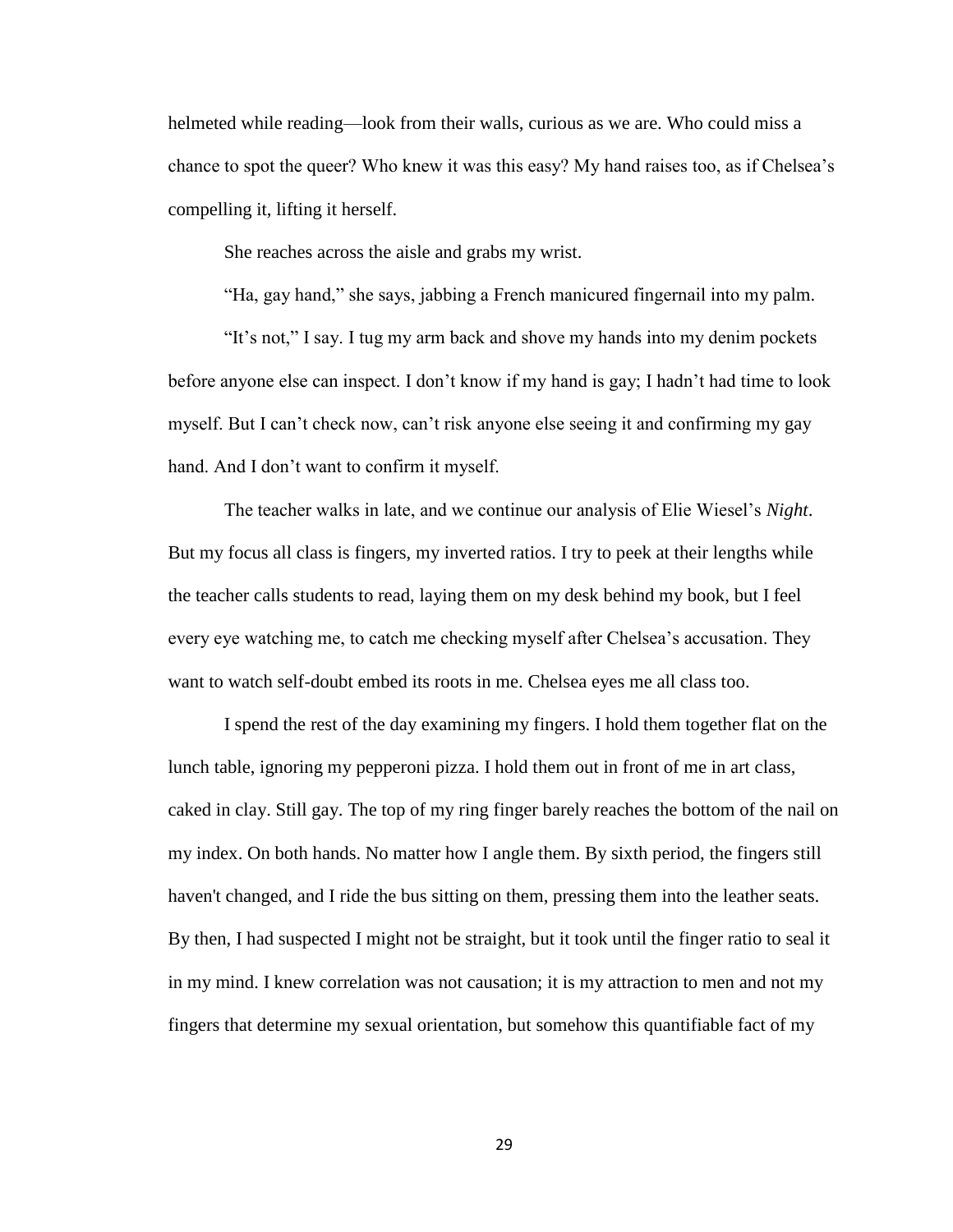helmeted while reading—look from their walls, curious as we are. Who could miss a chance to spot the queer? Who knew it was this easy? My hand raises too, as if Chelsea's compelling it, lifting it herself.

She reaches across the aisle and grabs my wrist.

"Ha, gay hand," she says, jabbing a French manicured fingernail into my palm.

"It's not," I say. I tug my arm back and shove my hands into my denim pockets before anyone else can inspect. I don't know if my hand is gay; I hadn't had time to look myself. But I can't check now, can't risk anyone else seeing it and confirming my gay hand. And I don't want to confirm it myself.

The teacher walks in late, and we continue our analysis of Elie Wiesel's *Night*. But my focus all class is fingers, my inverted ratios. I try to peek at their lengths while the teacher calls students to read, laying them on my desk behind my book, but I feel every eye watching me, to catch me checking myself after Chelsea's accusation. They want to watch self-doubt embed its roots in me. Chelsea eyes me all class too.

I spend the rest of the day examining my fingers. I hold them together flat on the lunch table, ignoring my pepperoni pizza. I hold them out in front of me in art class, caked in clay. Still gay. The top of my ring finger barely reaches the bottom of the nail on my index. On both hands. No matter how I angle them. By sixth period, the fingers still haven't changed, and I ride the bus sitting on them, pressing them into the leather seats. By then, I had suspected I might not be straight, but it took until the finger ratio to seal it in my mind. I knew correlation was not causation; it is my attraction to men and not my fingers that determine my sexual orientation, but somehow this quantifiable fact of my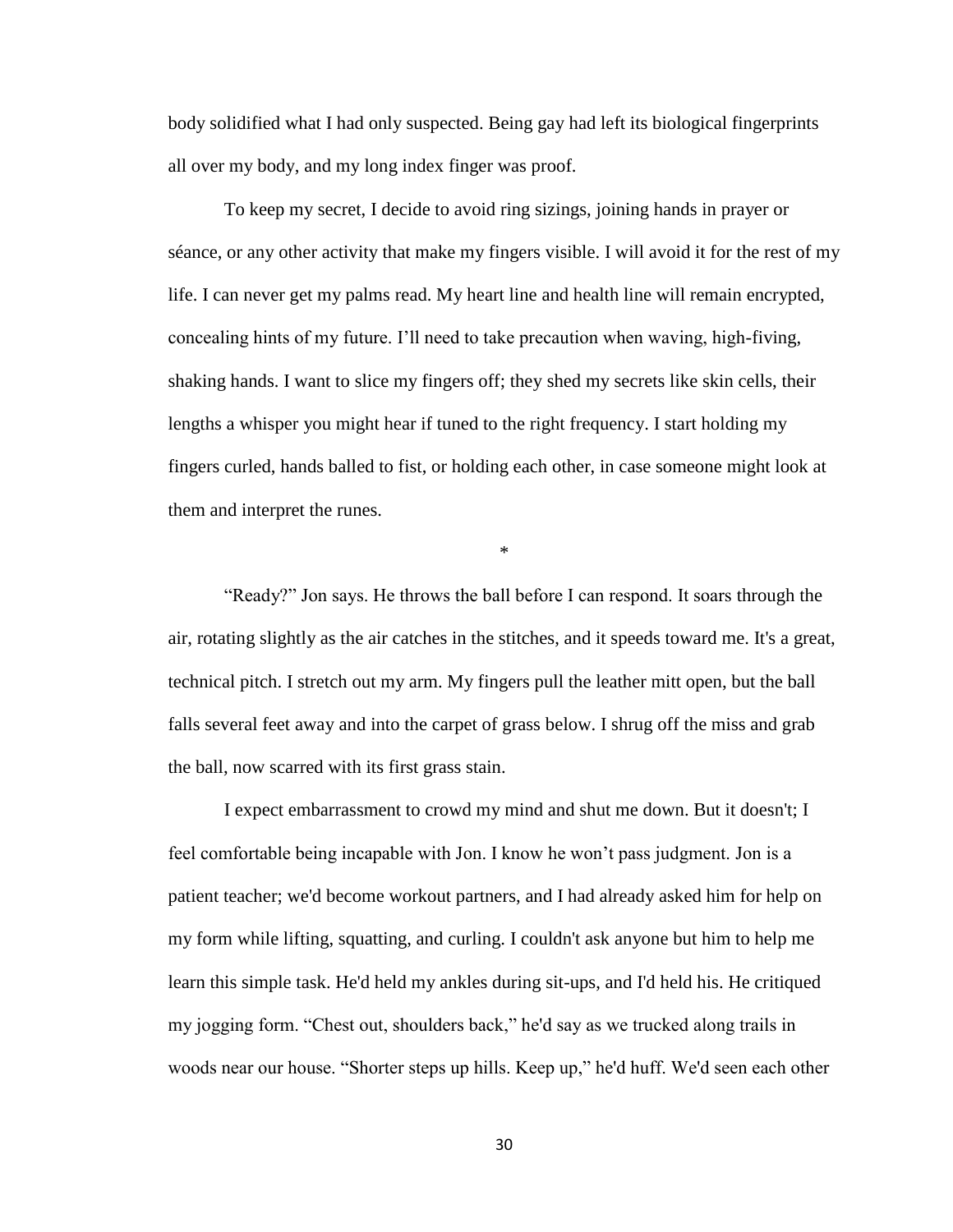body solidified what I had only suspected. Being gay had left its biological fingerprints all over my body, and my long index finger was proof.

To keep my secret, I decide to avoid ring sizings, joining hands in prayer or séance, or any other activity that make my fingers visible. I will avoid it for the rest of my life. I can never get my palms read. My heart line and health line will remain encrypted, concealing hints of my future. I'll need to take precaution when waving, high-fiving, shaking hands. I want to slice my fingers off; they shed my secrets like skin cells, their lengths a whisper you might hear if tuned to the right frequency. I start holding my fingers curled, hands balled to fist, or holding each other, in case someone might look at them and interpret the runes.

*

"Ready?" Jon says. He throws the ball before I can respond. It soars through the air, rotating slightly as the air catches in the stitches, and it speeds toward me. It's a great, technical pitch. I stretch out my arm. My fingers pull the leather mitt open, but the ball falls several feet away and into the carpet of grass below. I shrug off the miss and grab the ball, now scarred with its first grass stain.

I expect embarrassment to crowd my mind and shut me down. But it doesn't; I feel comfortable being incapable with Jon. I know he won't pass judgment. Jon is a patient teacher; we'd become workout partners, and I had already asked him for help on my form while lifting, squatting, and curling. I couldn't ask anyone but him to help me learn this simple task. He'd held my ankles during sit-ups, and I'd held his. He critiqued my jogging form. "Chest out, shoulders back," he'd say as we trucked along trails in woods near our house. "Shorter steps up hills. Keep up," he'd huff. We'd seen each other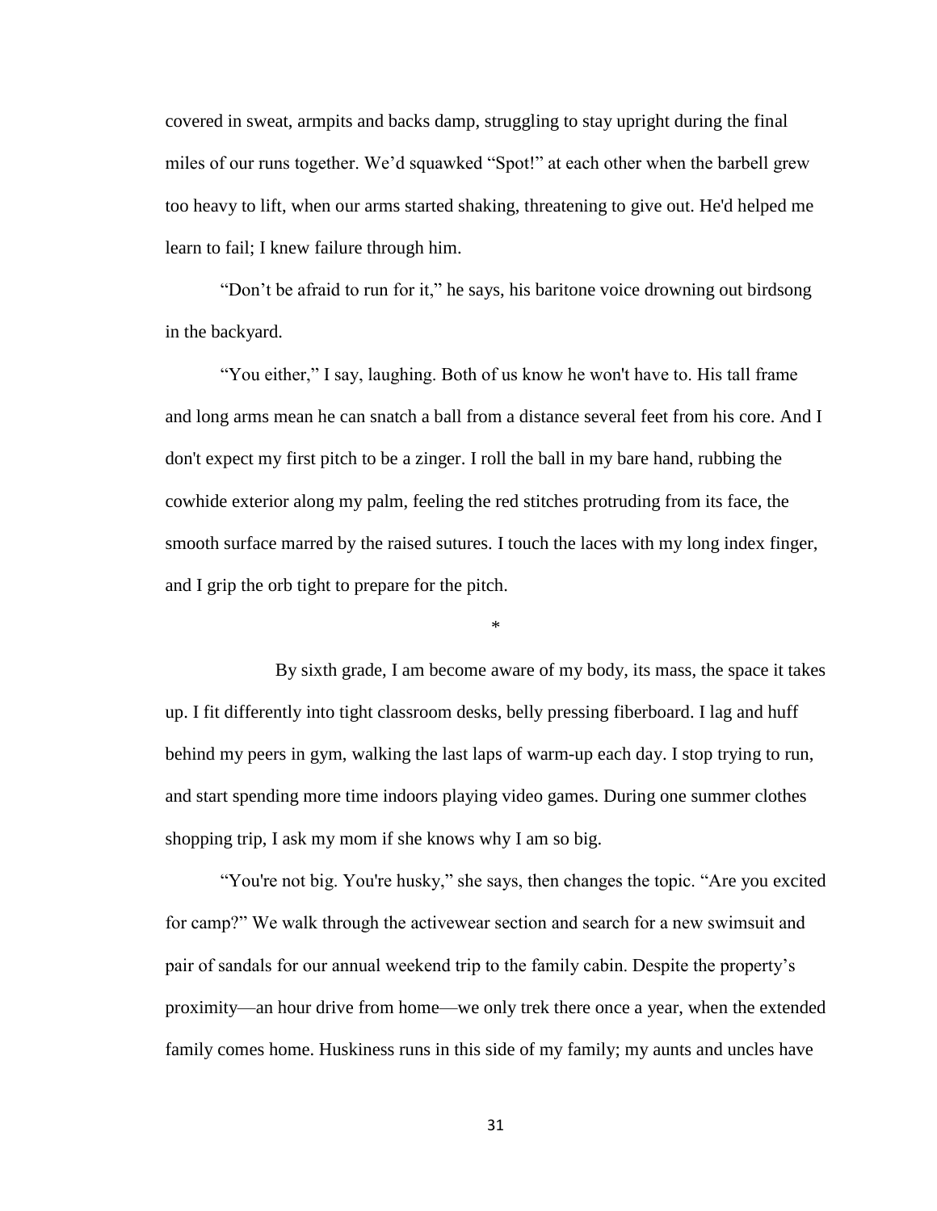covered in sweat, armpits and backs damp, struggling to stay upright during the final miles of our runs together. We'd squawked "Spot!" at each other when the barbell grew too heavy to lift, when our arms started shaking, threatening to give out. He'd helped me learn to fail; I knew failure through him.

"Don't be afraid to run for it," he says, his baritone voice drowning out birdsong in the backyard.

"You either," I say, laughing. Both of us know he won't have to. His tall frame and long arms mean he can snatch a ball from a distance several feet from his core. And I don't expect my first pitch to be a zinger. I roll the ball in my bare hand, rubbing the cowhide exterior along my palm, feeling the red stitches protruding from its face, the smooth surface marred by the raised sutures. I touch the laces with my long index finger, and I grip the orb tight to prepare for the pitch.

*

By sixth grade, I am become aware of my body, its mass, the space it takes up. I fit differently into tight classroom desks, belly pressing fiberboard. I lag and huff behind my peers in gym, walking the last laps of warm-up each day. I stop trying to run, and start spending more time indoors playing video games. During one summer clothes shopping trip, I ask my mom if she knows why I am so big.

"You're not big. You're husky," she says, then changes the topic. "Are you excited for camp?" We walk through the activewear section and search for a new swimsuit and pair of sandals for our annual weekend trip to the family cabin. Despite the property's proximity—an hour drive from home—we only trek there once a year, when the extended family comes home. Huskiness runs in this side of my family; my aunts and uncles have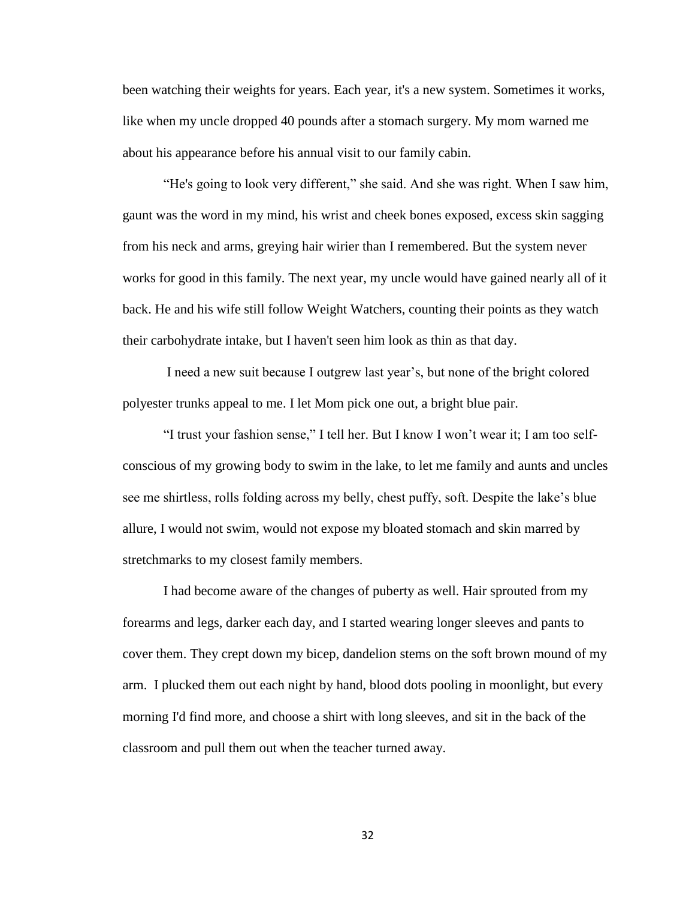been watching their weights for years. Each year, it's a new system. Sometimes it works, like when my uncle dropped 40 pounds after a stomach surgery. My mom warned me about his appearance before his annual visit to our family cabin.

"He's going to look very different," she said. And she was right. When I saw him, gaunt was the word in my mind, his wrist and cheek bones exposed, excess skin sagging from his neck and arms, greying hair wirier than I remembered. But the system never works for good in this family. The next year, my uncle would have gained nearly all of it back. He and his wife still follow Weight Watchers, counting their points as they watch their carbohydrate intake, but I haven't seen him look as thin as that day.

I need a new suit because I outgrew last year's, but none of the bright colored polyester trunks appeal to me. I let Mom pick one out, a bright blue pair.

"I trust your fashion sense," I tell her. But I know I won't wear it; I am too self-conscious of my growing body to swim in the lake, to let me family and aunts and uncles see me shirtless, rolls folding across my belly, chest puffy, soft. Despite the lake's blue allure, I would not swim, would not expose my bloated stomach and skin marred by stretchmarks to my closest family members.

I had become aware of the changes of puberty as well. Hair sprouted from my forearms and legs, darker each day, and I started wearing longer sleeves and pants to cover them. They crept down my bicep, dandelion stems on the soft brown mound of my arm. I plucked them out each night by hand, blood dots pooling in moonlight, but every morning I'd find more, and choose a shirt with long sleeves, and sit in the back of the classroom and pull them out when the teacher turned away.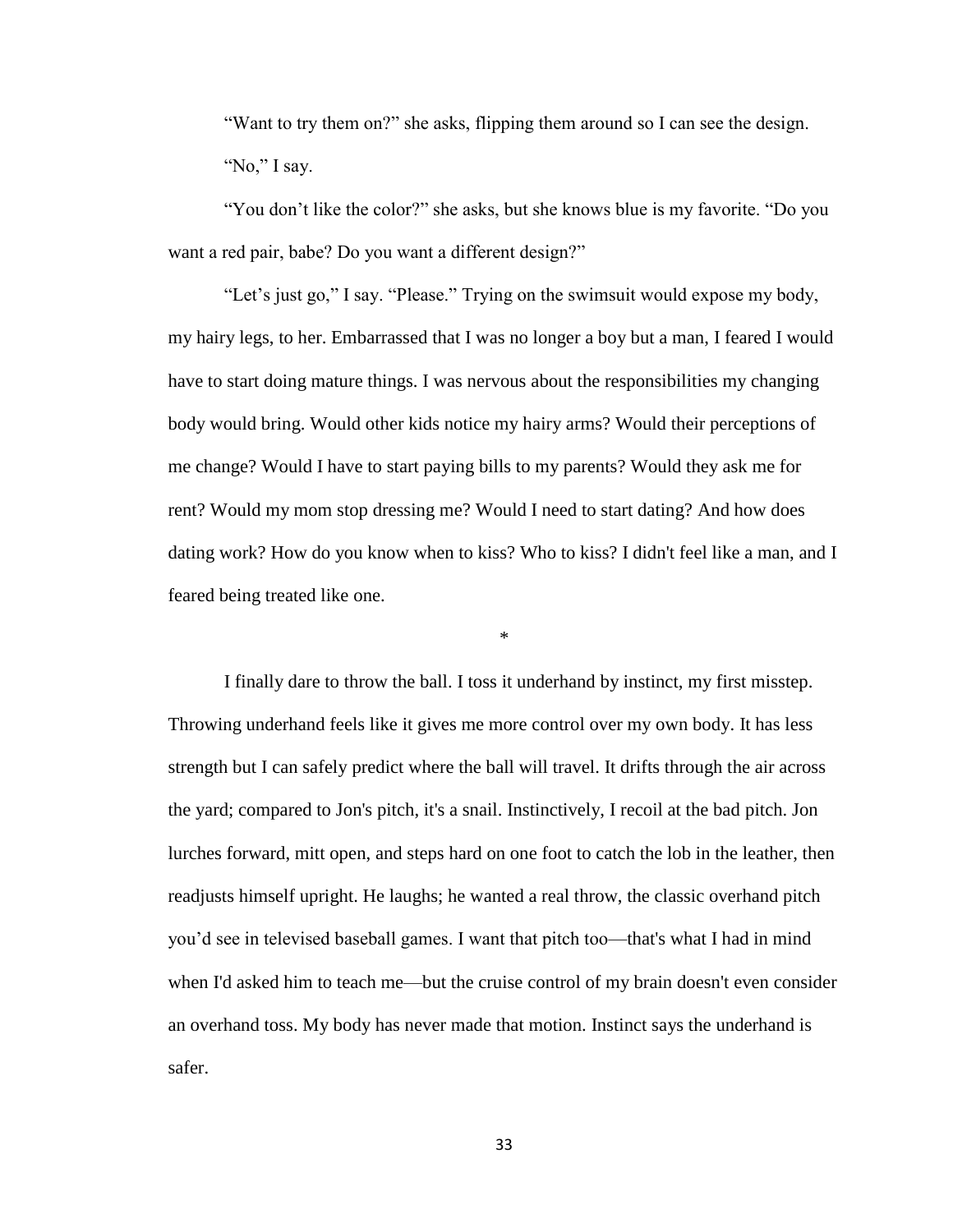"Want to try them on?" she asks, flipping them around so I can see the design.

"No," I say.

"You don't like the color?" she asks, but she knows blue is my favorite. "Do you want a red pair, babe? Do you want a different design?"

"Let's just go," I say. "Please." Trying on the swimsuit would expose my body, my hairy legs, to her. Embarrassed that I was no longer a boy but a man, I feared I would have to start doing mature things. I was nervous about the responsibilities my changing body would bring. Would other kids notice my hairy arms? Would their perceptions of me change? Would I have to start paying bills to my parents? Would they ask me for rent? Would my mom stop dressing me? Would I need to start dating? And how does dating work? How do you know when to kiss? Who to kiss? I didn't feel like a man, and I feared being treated like one.

*

I finally dare to throw the ball. I toss it underhand by instinct, my first misstep. Throwing underhand feels like it gives me more control over my own body. It has less strength but I can safely predict where the ball will travel. It drifts through the air across the yard; compared to Jon's pitch, it's a snail. Instinctively, I recoil at the bad pitch. Jon lurches forward, mitt open, and steps hard on one foot to catch the lob in the leather, then readjusts himself upright. He laughs; he wanted a real throw, the classic overhand pitch you'd see in televised baseball games. I want that pitch too—that's what I had in mind when I'd asked him to teach me—but the cruise control of my brain doesn't even consider an overhand toss. My body has never made that motion. Instinct says the underhand is safer.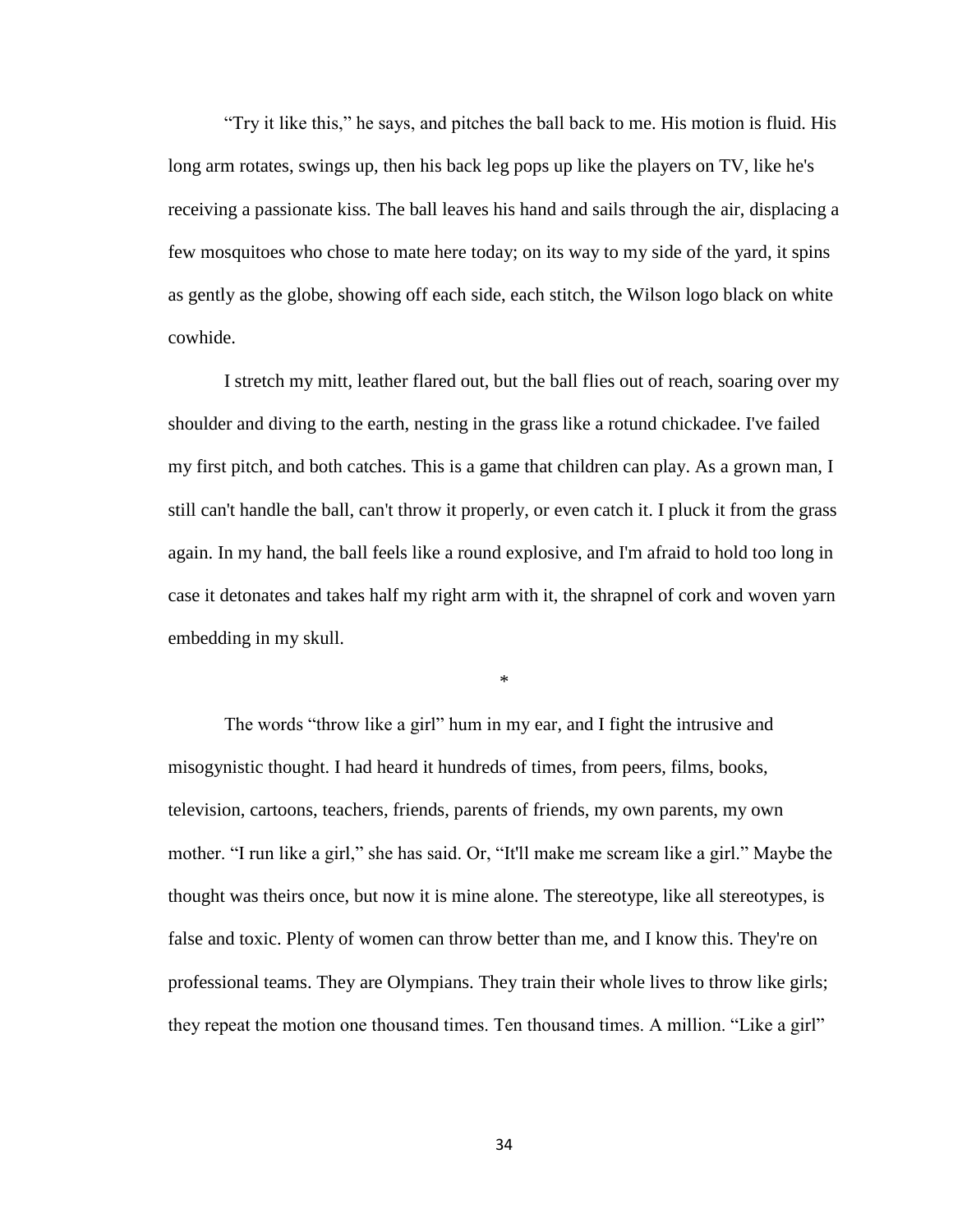"Try it like this," he says, and pitches the ball back to me. His motion is fluid. His long arm rotates, swings up, then his back leg pops up like the players on TV, like he's receiving a passionate kiss. The ball leaves his hand and sails through the air, displacing a few mosquitoes who chose to mate here today; on its way to my side of the yard, it spins as gently as the globe, showing off each side, each stitch, the Wilson logo black on white cowhide.

I stretch my mitt, leather flared out, but the ball flies out of reach, soaring over my shoulder and diving to the earth, nesting in the grass like a rotund chickadee. I've failed my first pitch, and both catches. This is a game that children can play. As a grown man, I still can't handle the ball, can't throw it properly, or even catch it. I pluck it from the grass again. In my hand, the ball feels like a round explosive, and I'm afraid to hold too long in case it detonates and takes half my right arm with it, the shrapnel of cork and woven yarn embedding in my skull.

*

The words "throw like a girl" hum in my ear, and I fight the intrusive and misogynistic thought. I had heard it hundreds of times, from peers, films, books, television, cartoons, teachers, friends, parents of friends, my own parents, my own mother. "I run like a girl," she has said. Or, "It'll make me scream like a girl." Maybe the thought was theirs once, but now it is mine alone. The stereotype, like all stereotypes, is false and toxic. Plenty of women can throw better than me, and I know this. They're on professional teams. They are Olympians. They train their whole lives to throw like girls; they repeat the motion one thousand times. Ten thousand times. A million. "Like a girl"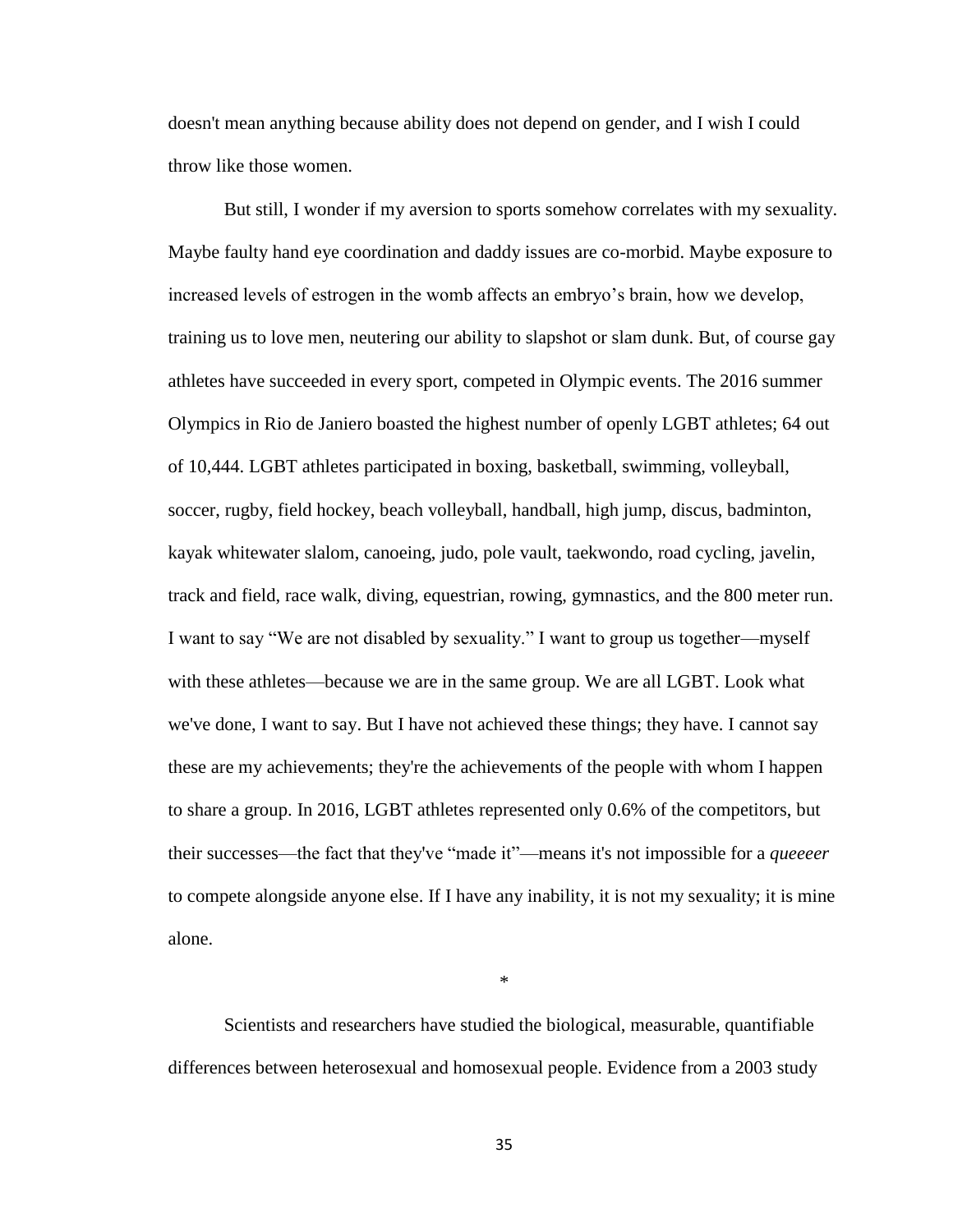doesn't mean anything because ability does not depend on gender, and I wish I could throw like those women.

But still, I wonder if my aversion to sports somehow correlates with my sexuality. Maybe faulty hand eye coordination and daddy issues are co-morbid. Maybe exposure to increased levels of estrogen in the womb affects an embryo's brain, how we develop, training us to love men, neutering our ability to slapshot or slam dunk. But, of course gay athletes have succeeded in every sport, competed in Olympic events. The 2016 summer Olympics in Rio de Janiero boasted the highest number of openly LGBT athletes; 64 out of 10,444. LGBT athletes participated in boxing, basketball, swimming, volleyball, soccer, rugby, field hockey, beach volleyball, handball, high jump, discus, badminton, kayak whitewater slalom, canoeing, judo, pole vault, taekwondo, road cycling, javelin, track and field, race walk, diving, equestrian, rowing, gymnastics, and the 800 meter run. I want to say "We are not disabled by sexuality." I want to group us together—myself with these athletes—because we are in the same group. We are all LGBT. Look what we've done, I want to say. But I have not achieved these things; they have. I cannot say these are my achievements; they're the achievements of the people with whom I happen to share a group. In 2016, LGBT athletes represented only 0.6% of the competitors, but their successes—the fact that they've "made it"—means it's not impossible for a *queeeer* to compete alongside anyone else. If I have any inability, it is not my sexuality; it is mine alone.

*

Scientists and researchers have studied the biological, measurable, quantifiable differences between heterosexual and homosexual people. Evidence from a 2003 study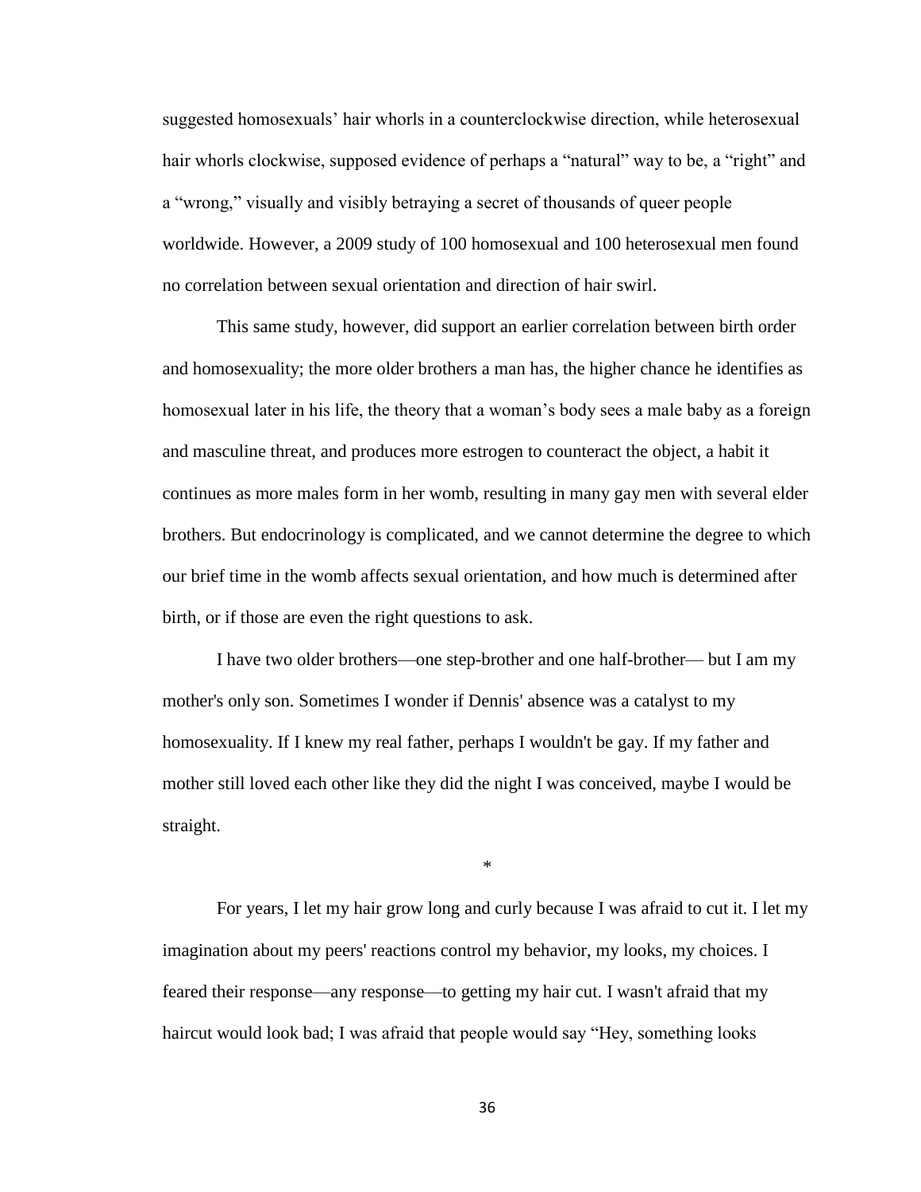suggested homosexuals' hair whorls in a counterclockwise direction, while heterosexual hair whorls clockwise, supposed evidence of perhaps a "natural" way to be, a "right" and a "wrong," visually and visibly betraying a secret of thousands of queer people worldwide. However, a 2009 study of 100 homosexual and 100 heterosexual men found no correlation between sexual orientation and direction of hair swirl.

This same study, however, did support an earlier correlation between birth order and homosexuality; the more older brothers a man has, the higher chance he identifies as homosexual later in his life, the theory that a woman's body sees a male baby as a foreign and masculine threat, and produces more estrogen to counteract the object, a habit it continues as more males form in her womb, resulting in many gay men with several elder brothers. But endocrinology is complicated, and we cannot determine the degree to which our brief time in the womb affects sexual orientation, and how much is determined after birth, or if those are even the right questions to ask.

I have two older brothers—one step-brother and one half-brother— but I am my mother's only son. Sometimes I wonder if Dennis' absence was a catalyst to my homosexuality. If I knew my real father, perhaps I wouldn't be gay. If my father and mother still loved each other like they did the night I was conceived, maybe I would be straight.

*

For years, I let my hair grow long and curly because I was afraid to cut it. I let my imagination about my peers' reactions control my behavior, my looks, my choices. I feared their response—any response—to getting my hair cut. I wasn't afraid that my haircut would look bad; I was afraid that people would say "Hey, something looks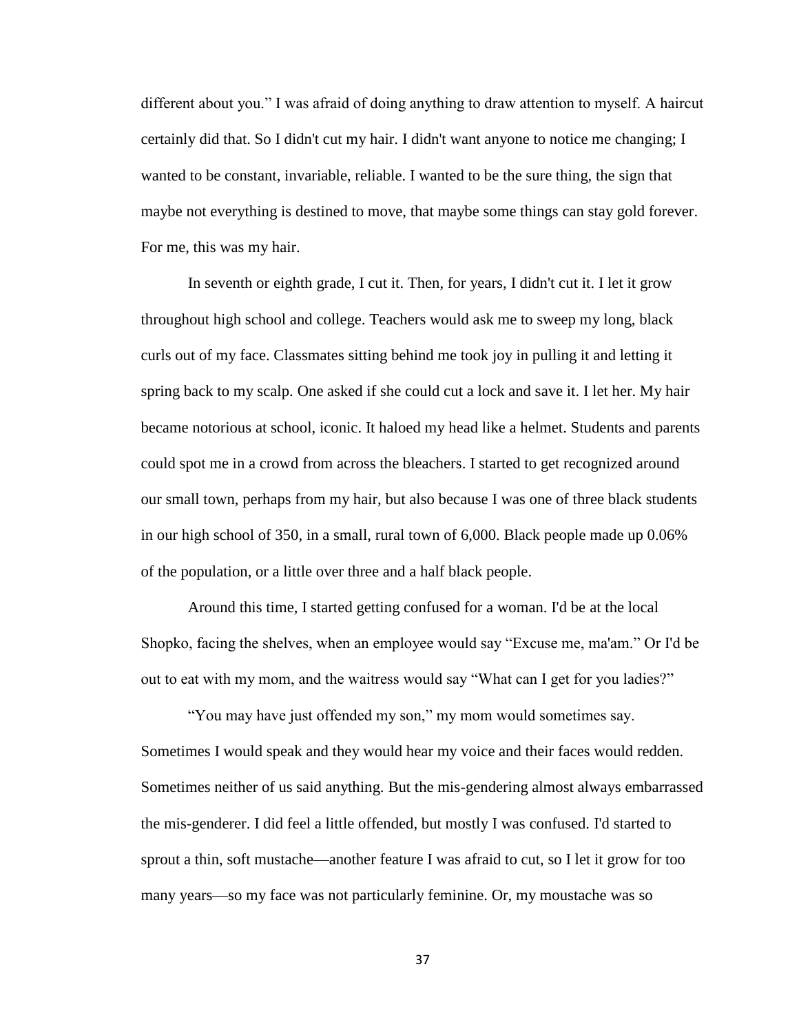different about you." I was afraid of doing anything to draw attention to myself. A haircut certainly did that. So I didn't cut my hair. I didn't want anyone to notice me changing; I wanted to be constant, invariable, reliable. I wanted to be the sure thing, the sign that maybe not everything is destined to move, that maybe some things can stay gold forever. For me, this was my hair.

In seventh or eighth grade, I cut it. Then, for years, I didn't cut it. I let it grow throughout high school and college. Teachers would ask me to sweep my long, black curls out of my face. Classmates sitting behind me took joy in pulling it and letting it spring back to my scalp. One asked if she could cut a lock and save it. I let her. My hair became notorious at school, iconic. It haloed my head like a helmet. Students and parents could spot me in a crowd from across the bleachers. I started to get recognized around our small town, perhaps from my hair, but also because I was one of three black students in our high school of 350, in a small, rural town of 6,000. Black people made up 0.06% of the population, or a little over three and a half black people.

Around this time, I started getting confused for a woman. I'd be at the local Shopko, facing the shelves, when an employee would say "Excuse me, ma'am." Or I'd be out to eat with my mom, and the waitress would say "What can I get for you ladies?"

"You may have just offended my son," my mom would sometimes say. Sometimes I would speak and they would hear my voice and their faces would redden. Sometimes neither of us said anything. But the mis-gendering almost always embarrassed the mis-genderer. I did feel a little offended, but mostly I was confused. I'd started to sprout a thin, soft mustache—another feature I was afraid to cut, so I let it grow for too many years—so my face was not particularly feminine. Or, my moustache was so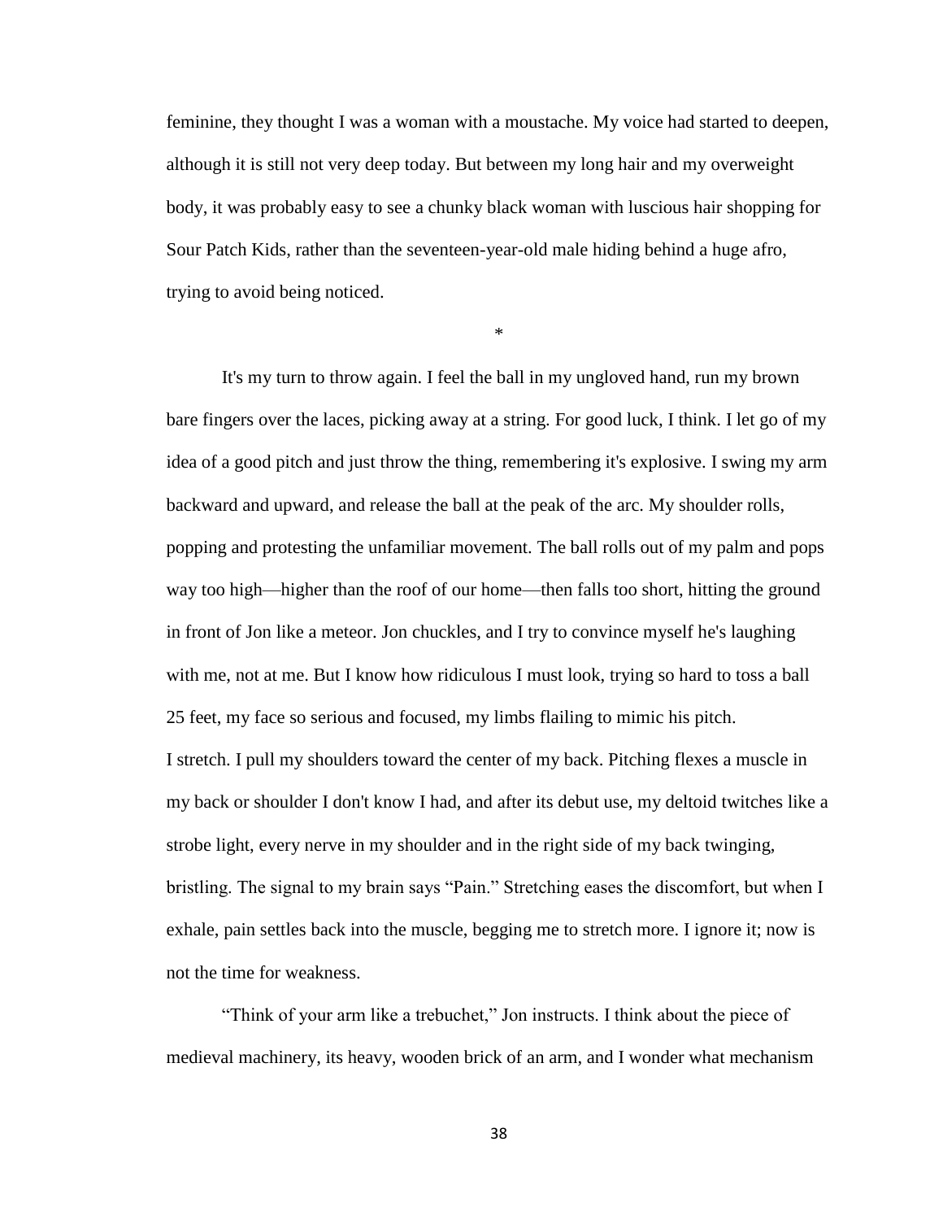feminine, they thought I was a woman with a moustache. My voice had started to deepen, although it is still not very deep today. But between my long hair and my overweight body, it was probably easy to see a chunky black woman with luscious hair shopping for Sour Patch Kids, rather than the seventeen-year-old male hiding behind a huge afro, trying to avoid being noticed.

*

It's my turn to throw again. I feel the ball in my ungloved hand, run my brown bare fingers over the laces, picking away at a string. For good luck, I think. I let go of my idea of a good pitch and just throw the thing, remembering it's explosive. I swing my arm backward and upward, and release the ball at the peak of the arc. My shoulder rolls, popping and protesting the unfamiliar movement. The ball rolls out of my palm and pops way too high—higher than the roof of our home—then falls too short, hitting the ground in front of Jon like a meteor. Jon chuckles, and I try to convince myself he's laughing with me, not at me. But I know how ridiculous I must look, trying so hard to toss a ball 25 feet, my face so serious and focused, my limbs flailing to mimic his pitch.

I stretch. I pull my shoulders toward the center of my back. Pitching flexes a muscle in my back or shoulder I don't know I had, and after its debut use, my deltoid twitches like a strobe light, every nerve in my shoulder and in the right side of my back twinging, bristling. The signal to my brain says "Pain." Stretching eases the discomfort, but when I exhale, pain settles back into the muscle, begging me to stretch more. I ignore it; now is not the time for weakness.

"Think of your arm like a trebuchet," Jon instructs. I think about the piece of medieval machinery, its heavy, wooden brick of an arm, and I wonder what mechanism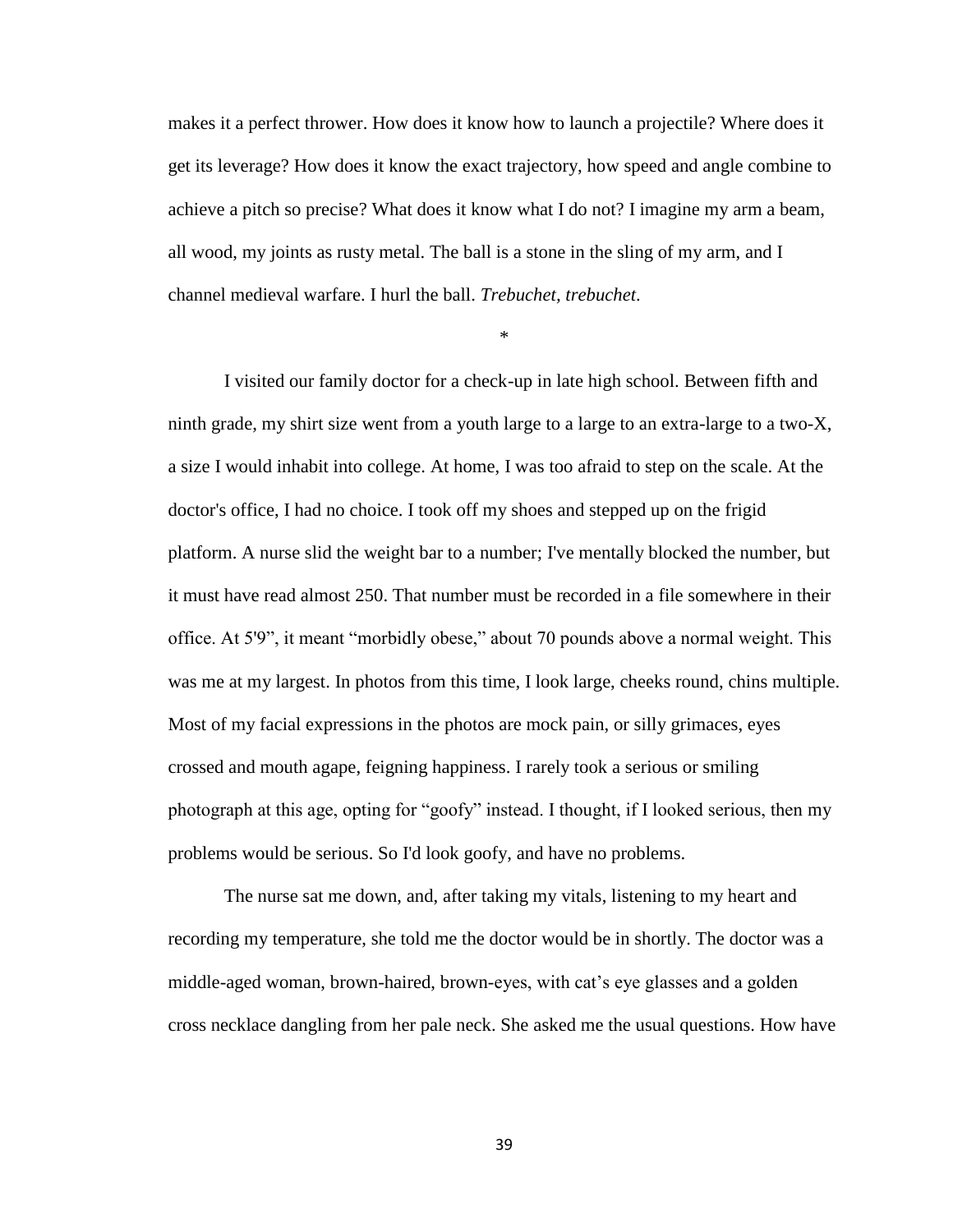makes it a perfect thrower. How does it know how to launch a projectile? Where does it get its leverage? How does it know the exact trajectory, how speed and angle combine to achieve a pitch so precise? What does it know what I do not? I imagine my arm a beam, all wood, my joints as rusty metal. The ball is a stone in the sling of my arm, and I channel medieval warfare. I hurl the ball. *Trebuchet, trebuchet.*

*

I visited our family doctor for a check-up in late high school. Between fifth and ninth grade, my shirt size went from a youth large to a large to an extra-large to a two-X, a size I would inhabit into college. At home, I was too afraid to step on the scale. At the doctor's office, I had no choice. I took off my shoes and stepped up on the frigid platform. A nurse slid the weight bar to a number; I've mentally blocked the number, but it must have read almost 250. That number must be recorded in a file somewhere in their office. At 5'9", it meant "morbidly obese," about 70 pounds above a normal weight. This was me at my largest. In photos from this time, I look large, cheeks round, chins multiple. Most of my facial expressions in the photos are mock pain, or silly grimaces, eyes crossed and mouth agape, feigning happiness. I rarely took a serious or smiling photograph at this age, opting for "goofy" instead. I thought, if I looked serious, then my problems would be serious. So I'd look goofy, and have no problems.

The nurse sat me down, and, after taking my vitals, listening to my heart and recording my temperature, she told me the doctor would be in shortly. The doctor was a middle-aged woman, brown-haired, brown-eyes, with cat's eye glasses and a golden cross necklace dangling from her pale neck. She asked me the usual questions. How have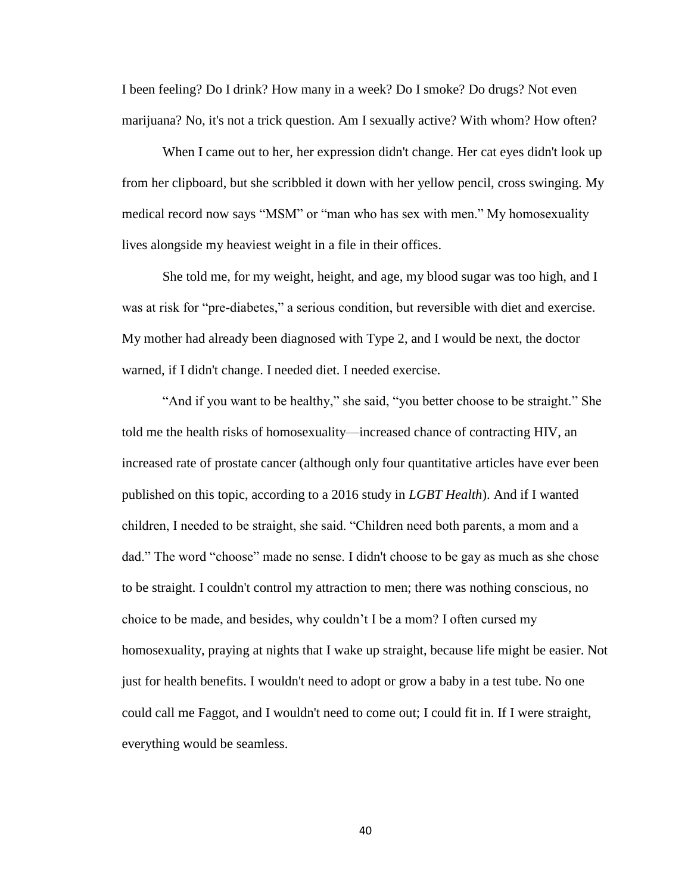I been feeling? Do I drink? How many in a week? Do I smoke? Do drugs? Not even marijuana? No, it's not a trick question. Am I sexually active? With whom? How often?

When I came out to her, her expression didn't change. Her cat eyes didn't look up from her clipboard, but she scribbled it down with her yellow pencil, cross swinging. My medical record now says "MSM" or "man who has sex with men." My homosexuality lives alongside my heaviest weight in a file in their offices.

She told me, for my weight, height, and age, my blood sugar was too high, and I was at risk for "pre-diabetes," a serious condition, but reversible with diet and exercise. My mother had already been diagnosed with Type 2, and I would be next, the doctor warned, if I didn't change. I needed diet. I needed exercise.

"And if you want to be healthy," she said, "you better choose to be straight." She told me the health risks of homosexuality—increased chance of contracting HIV, an increased rate of prostate cancer (although only four quantitative articles have ever been published on this topic, according to a 2016 study in *LGBT Health*). And if I wanted children, I needed to be straight, she said. "Children need both parents, a mom and a dad." The word "choose" made no sense. I didn't choose to be gay as much as she chose to be straight. I couldn't control my attraction to men; there was nothing conscious, no choice to be made, and besides, why couldn't I be a mom? I often cursed my homosexuality, praying at nights that I wake up straight, because life might be easier. Not just for health benefits. I wouldn't need to adopt or grow a baby in a test tube. No one could call me Faggot, and I wouldn't need to come out; I could fit in. If I were straight, everything would be seamless.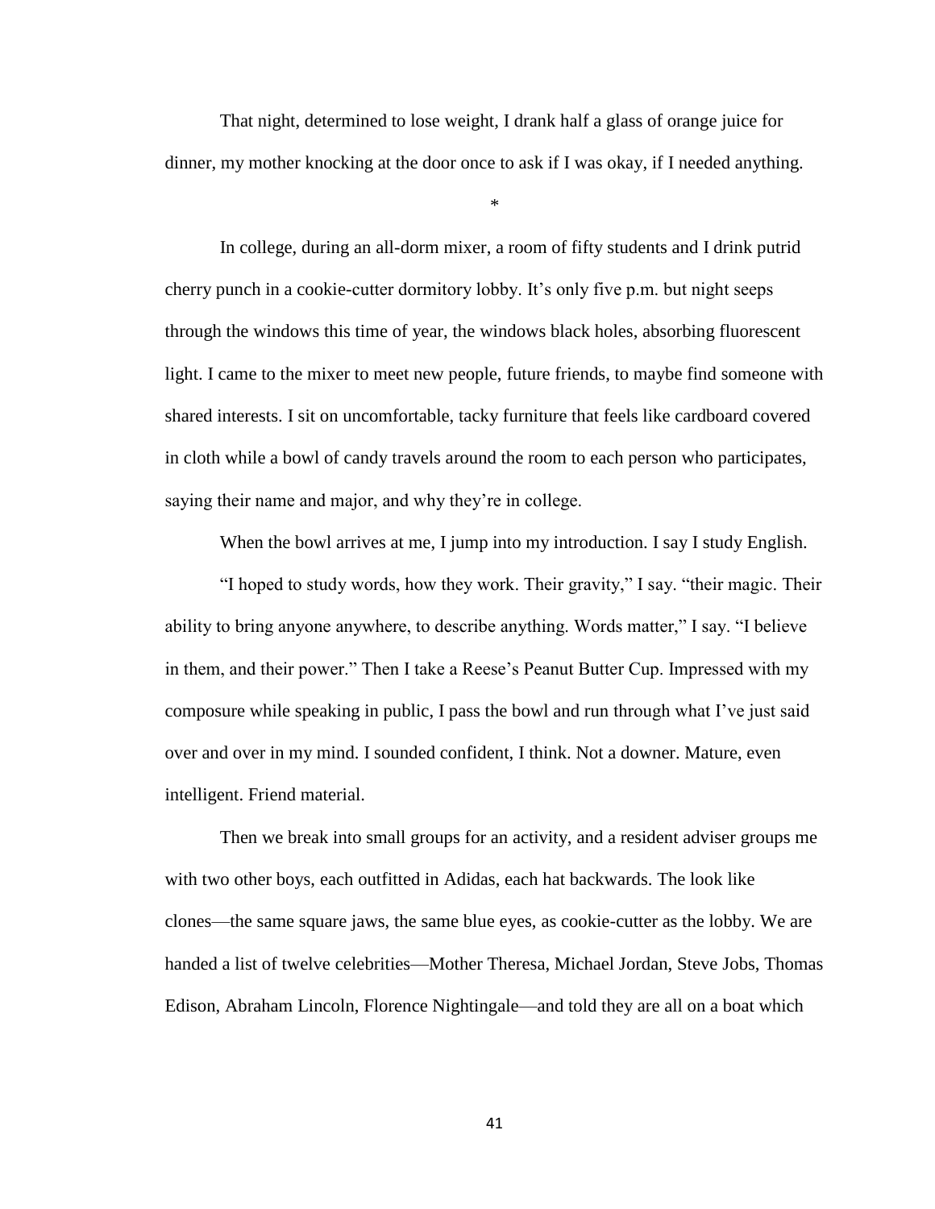That night, determined to lose weight, I drank half a glass of orange juice for dinner, my mother knocking at the door once to ask if I was okay, if I needed anything.

*

In college, during an all-dorm mixer, a room of fifty students and I drink putrid cherry punch in a cookie-cutter dormitory lobby. It's only five p.m. but night seeps through the windows this time of year, the windows black holes, absorbing fluorescent light. I came to the mixer to meet new people, future friends, to maybe find someone with shared interests. I sit on uncomfortable, tacky furniture that feels like cardboard covered in cloth while a bowl of candy travels around the room to each person who participates, saying their name and major, and why they're in college.

When the bowl arrives at me, I jump into my introduction. I say I study English.

"I hoped to study words, how they work. Their gravity," I say. "their magic. Their ability to bring anyone anywhere, to describe anything. Words matter," I say. "I believe in them, and their power." Then I take a Reese's Peanut Butter Cup. Impressed with my composure while speaking in public, I pass the bowl and run through what I've just said over and over in my mind. I sounded confident, I think. Not a downer. Mature, even intelligent. Friend material.

Then we break into small groups for an activity, and a resident adviser groups me with two other boys, each outfitted in Adidas, each hat backwards. The look like clones—the same square jaws, the same blue eyes, as cookie-cutter as the lobby. We are handed a list of twelve celebrities—Mother Theresa, Michael Jordan, Steve Jobs, Thomas Edison, Abraham Lincoln, Florence Nightingale—and told they are all on a boat which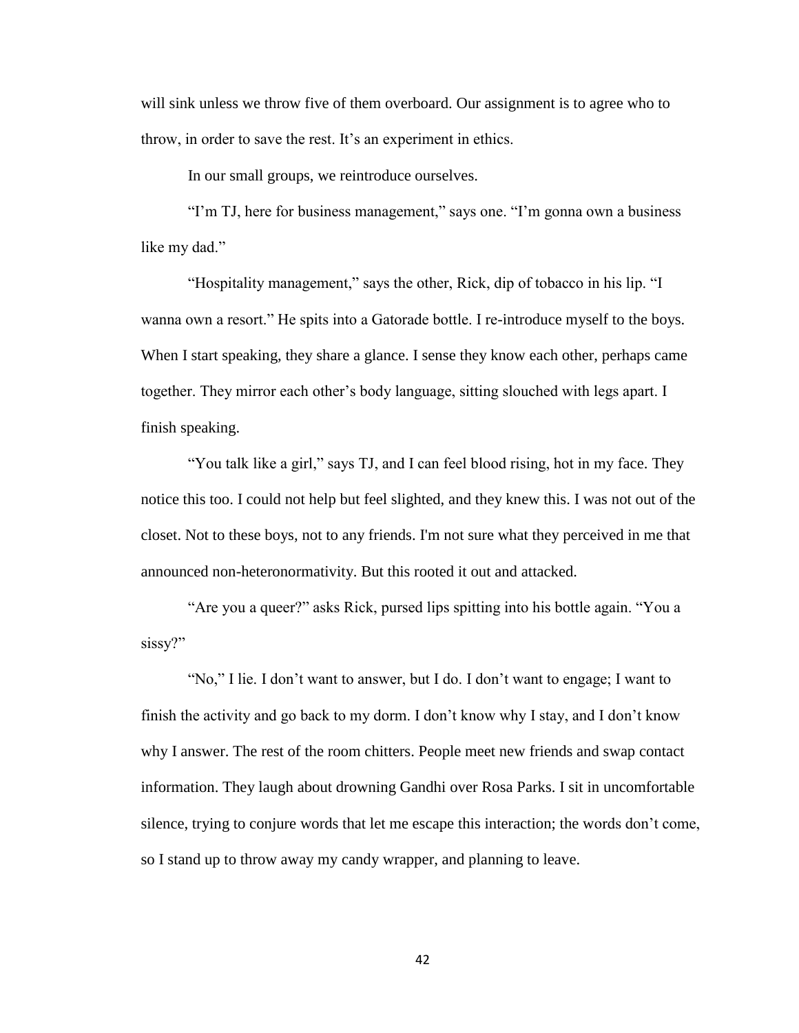will sink unless we throw five of them overboard. Our assignment is to agree who to throw, in order to save the rest. It's an experiment in ethics.

In our small groups, we reintroduce ourselves.

"I'm TJ, here for business management," says one. "I'm gonna own a business like my dad."

"Hospitality management," says the other, Rick, dip of tobacco in his lip. "I wanna own a resort." He spits into a Gatorade bottle. I re-introduce myself to the boys. When I start speaking, they share a glance. I sense they know each other, perhaps came together. They mirror each other's body language, sitting slouched with legs apart. I finish speaking.

"You talk like a girl," says TJ, and I can feel blood rising, hot in my face. They notice this too. I could not help but feel slighted, and they knew this. I was not out of the closet. Not to these boys, not to any friends. I'm not sure what they perceived in me that announced non-heteronormativity. But this rooted it out and attacked.

"Are you a queer?" asks Rick, pursed lips spitting into his bottle again. "You a sissy?"

"No," I lie. I don't want to answer, but I do. I don't want to engage; I want to finish the activity and go back to my dorm. I don't know why I stay, and I don't know why I answer. The rest of the room chitters. People meet new friends and swap contact information. They laugh about drowning Gandhi over Rosa Parks. I sit in uncomfortable silence, trying to conjure words that let me escape this interaction; the words don't come, so I stand up to throw away my candy wrapper, and planning to leave.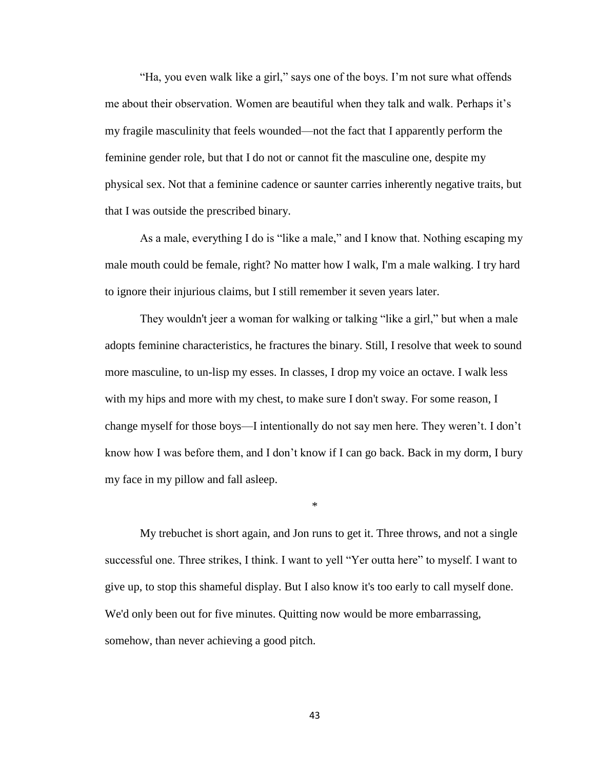"Ha, you even walk like a girl," says one of the boys. I'm not sure what offends me about their observation. Women are beautiful when they talk and walk. Perhaps it's my fragile masculinity that feels wounded—not the fact that I apparently perform the feminine gender role, but that I do not or cannot fit the masculine one, despite my physical sex. Not that a feminine cadence or saunter carries inherently negative traits, but that I was outside the prescribed binary.

As a male, everything I do is "like a male," and I know that. Nothing escaping my male mouth could be female, right? No matter how I walk, I'm a male walking. I try hard to ignore their injurious claims, but I still remember it seven years later.

They wouldn't jeer a woman for walking or talking "like a girl," but when a male adopts feminine characteristics, he fractures the binary. Still, I resolve that week to sound more masculine, to un-lisp my esses. In classes, I drop my voice an octave. I walk less with my hips and more with my chest, to make sure I don't sway. For some reason, I change myself for those boys—I intentionally do not say men here. They weren't. I don't know how I was before them, and I don't know if I can go back. Back in my dorm, I bury my face in my pillow and fall asleep.

*

My trebuchet is short again, and Jon runs to get it. Three throws, and not a single successful one. Three strikes, I think. I want to yell "Yer outta here" to myself. I want to give up, to stop this shameful display. But I also know it's too early to call myself done. We'd only been out for five minutes. Quitting now would be more embarrassing, somehow, than never achieving a good pitch.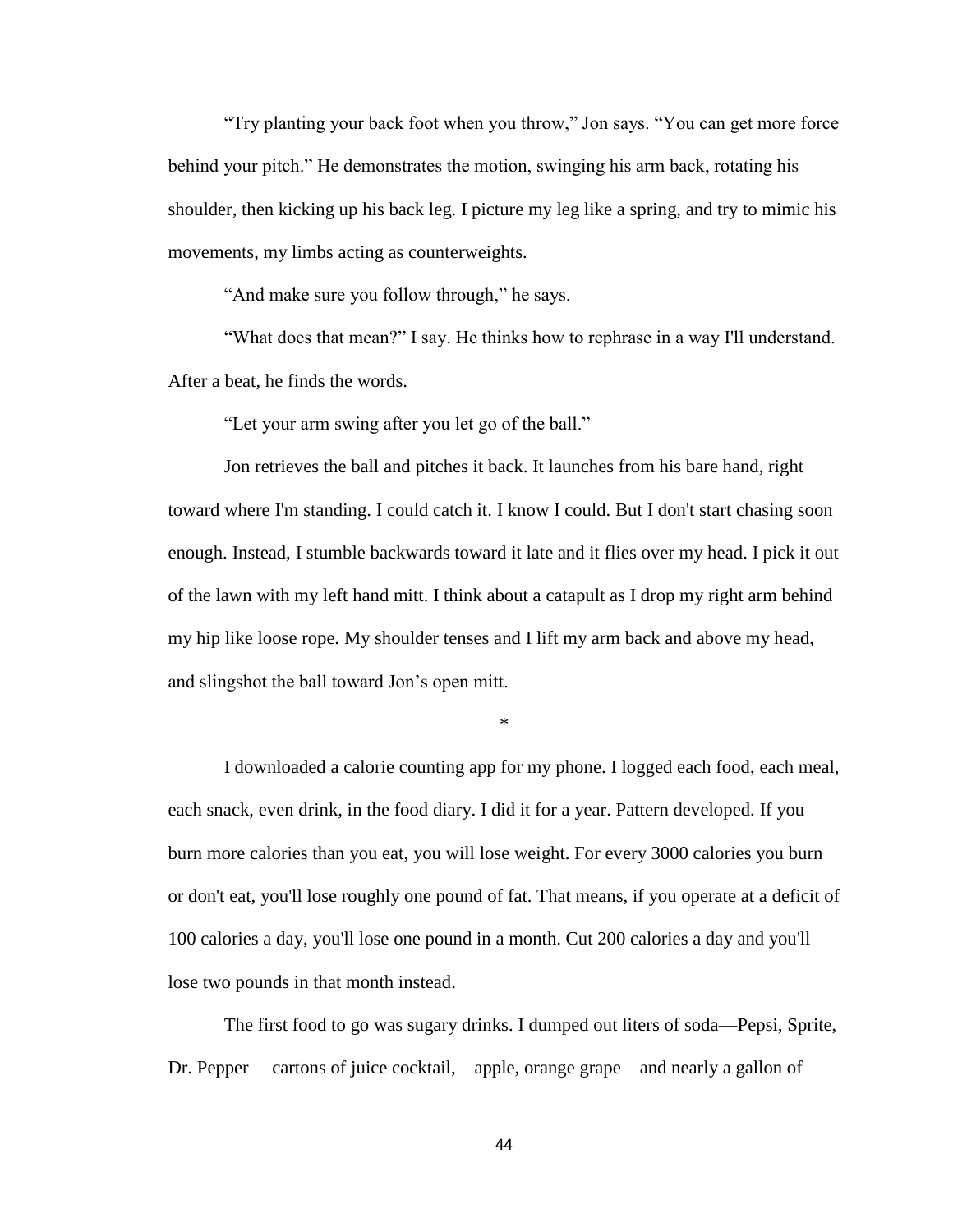"Try planting your back foot when you throw," Jon says. "You can get more force behind your pitch." He demonstrates the motion, swinging his arm back, rotating his shoulder, then kicking up his back leg. I picture my leg like a spring, and try to mimic his movements, my limbs acting as counterweights.

"And make sure you follow through," he says.

"What does that mean?" I say. He thinks how to rephrase in a way I'll understand. After a beat, he finds the words.

"Let your arm swing after you let go of the ball."

Jon retrieves the ball and pitches it back. It launches from his bare hand, right toward where I'm standing. I could catch it. I know I could. But I don't start chasing soon enough. Instead, I stumble backwards toward it late and it flies over my head. I pick it out of the lawn with my left hand mitt. I think about a catapult as I drop my right arm behind my hip like loose rope. My shoulder tenses and I lift my arm back and above my head, and slingshot the ball toward Jon's open mitt.

*

I downloaded a calorie counting app for my phone. I logged each food, each meal, each snack, even drink, in the food diary. I did it for a year. Pattern developed. If you burn more calories than you eat, you will lose weight. For every 3000 calories you burn or don't eat, you'll lose roughly one pound of fat. That means, if you operate at a deficit of 100 calories a day, you'll lose one pound in a month. Cut 200 calories a day and you'll lose two pounds in that month instead.

The first food to go was sugary drinks. I dumped out liters of soda—Pepsi, Sprite, Dr. Pepper— cartons of juice cocktail,—apple, orange grape—and nearly a gallon of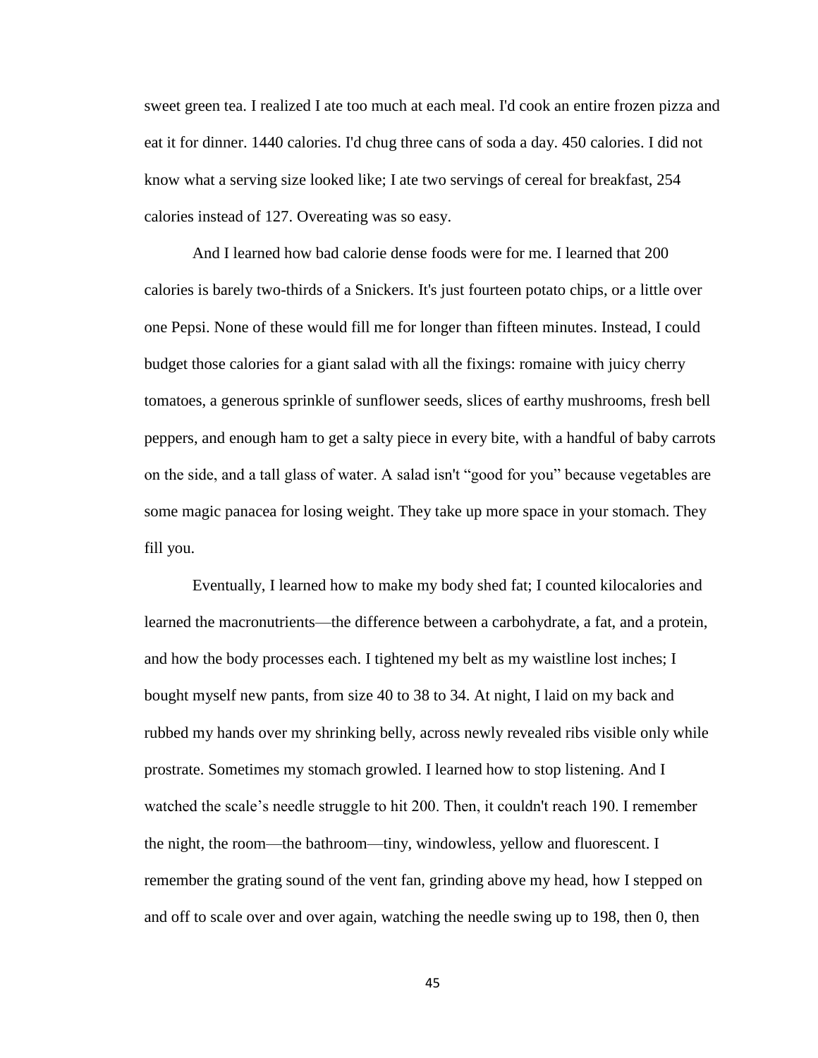sweet green tea. I realized I ate too much at each meal. I'd cook an entire frozen pizza and eat it for dinner. 1440 calories. I'd chug three cans of soda a day. 450 calories. I did not know what a serving size looked like; I ate two servings of cereal for breakfast, 254 calories instead of 127. Overeating was so easy.

And I learned how bad calorie dense foods were for me. I learned that 200 calories is barely two-thirds of a Snickers. It's just fourteen potato chips, or a little over one Pepsi. None of these would fill me for longer than fifteen minutes. Instead, I could budget those calories for a giant salad with all the fixings: romaine with juicy cherry tomatoes, a generous sprinkle of sunflower seeds, slices of earthy mushrooms, fresh bell peppers, and enough ham to get a salty piece in every bite, with a handful of baby carrots on the side, and a tall glass of water. A salad isn't "good for you" because vegetables are some magic panacea for losing weight. They take up more space in your stomach. They fill you.

Eventually, I learned how to make my body shed fat; I counted kilocalories and learned the macronutrients—the difference between a carbohydrate, a fat, and a protein, and how the body processes each. I tightened my belt as my waistline lost inches; I bought myself new pants, from size 40 to 38 to 34. At night, I laid on my back and rubbed my hands over my shrinking belly, across newly revealed ribs visible only while prostrate. Sometimes my stomach growled. I learned how to stop listening. And I watched the scale's needle struggle to hit 200. Then, it couldn't reach 190. I remember the night, the room—the bathroom—tiny, windowless, yellow and fluorescent. I remember the grating sound of the vent fan, grinding above my head, how I stepped on and off to scale over and over again, watching the needle swing up to 198, then 0, then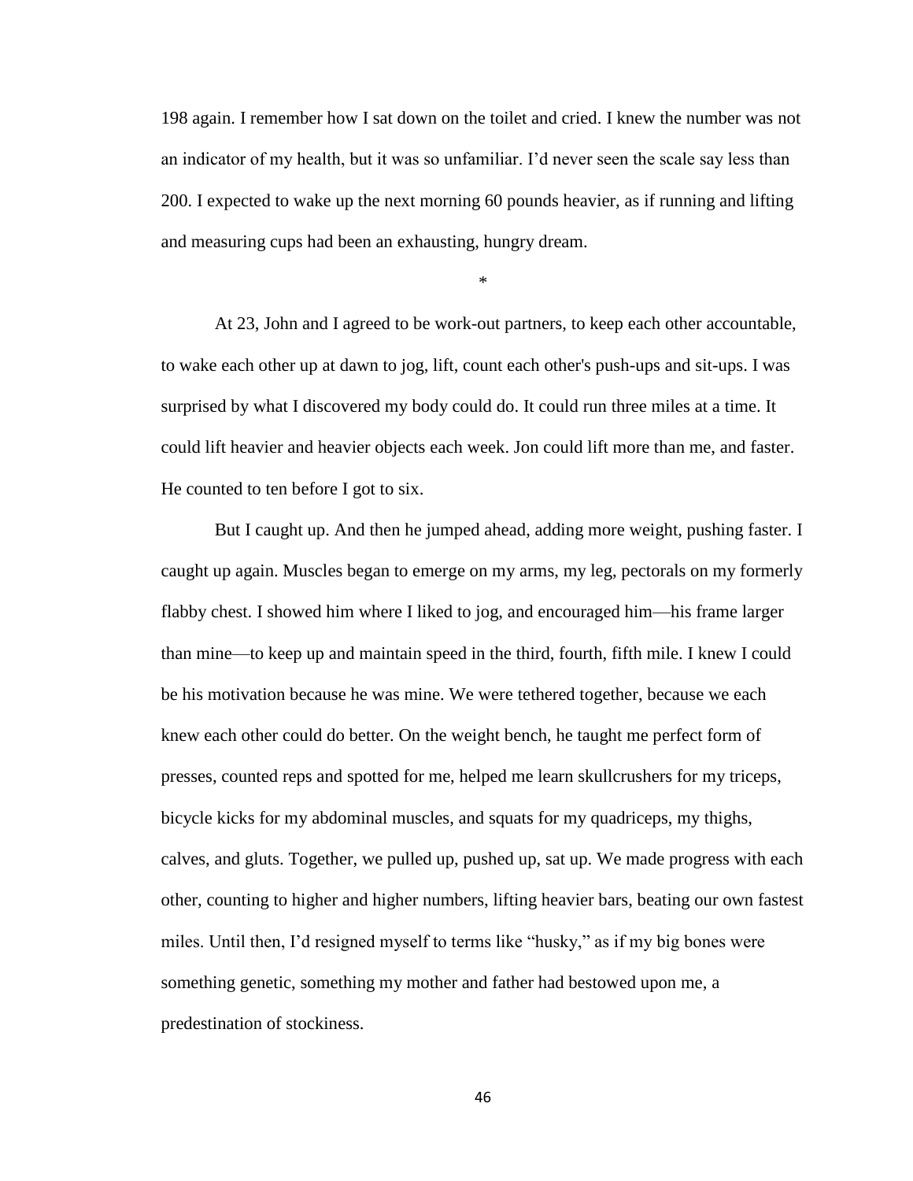198 again. I remember how I sat down on the toilet and cried. I knew the number was not an indicator of my health, but it was so unfamiliar. I'd never seen the scale say less than 200. I expected to wake up the next morning 60 pounds heavier, as if running and lifting and measuring cups had been an exhausting, hungry dream.

*

At 23, John and I agreed to be work-out partners, to keep each other accountable, to wake each other up at dawn to jog, lift, count each other's push-ups and sit-ups. I was surprised by what I discovered my body could do. It could run three miles at a time. It could lift heavier and heavier objects each week. Jon could lift more than me, and faster. He counted to ten before I got to six.

But I caught up. And then he jumped ahead, adding more weight, pushing faster. I caught up again. Muscles began to emerge on my arms, my leg, pectorals on my formerly flabby chest. I showed him where I liked to jog, and encouraged him—his frame larger than mine—to keep up and maintain speed in the third, fourth, fifth mile. I knew I could be his motivation because he was mine. We were tethered together, because we each knew each other could do better. On the weight bench, he taught me perfect form of presses, counted reps and spotted for me, helped me learn skullcrushers for my triceps, bicycle kicks for my abdominal muscles, and squats for my quadriceps, my thighs, calves, and gluts. Together, we pulled up, pushed up, sat up. We made progress with each other, counting to higher and higher numbers, lifting heavier bars, beating our own fastest miles. Until then, I'd resigned myself to terms like "husky," as if my big bones were something genetic, something my mother and father had bestowed upon me, a predestination of stockiness.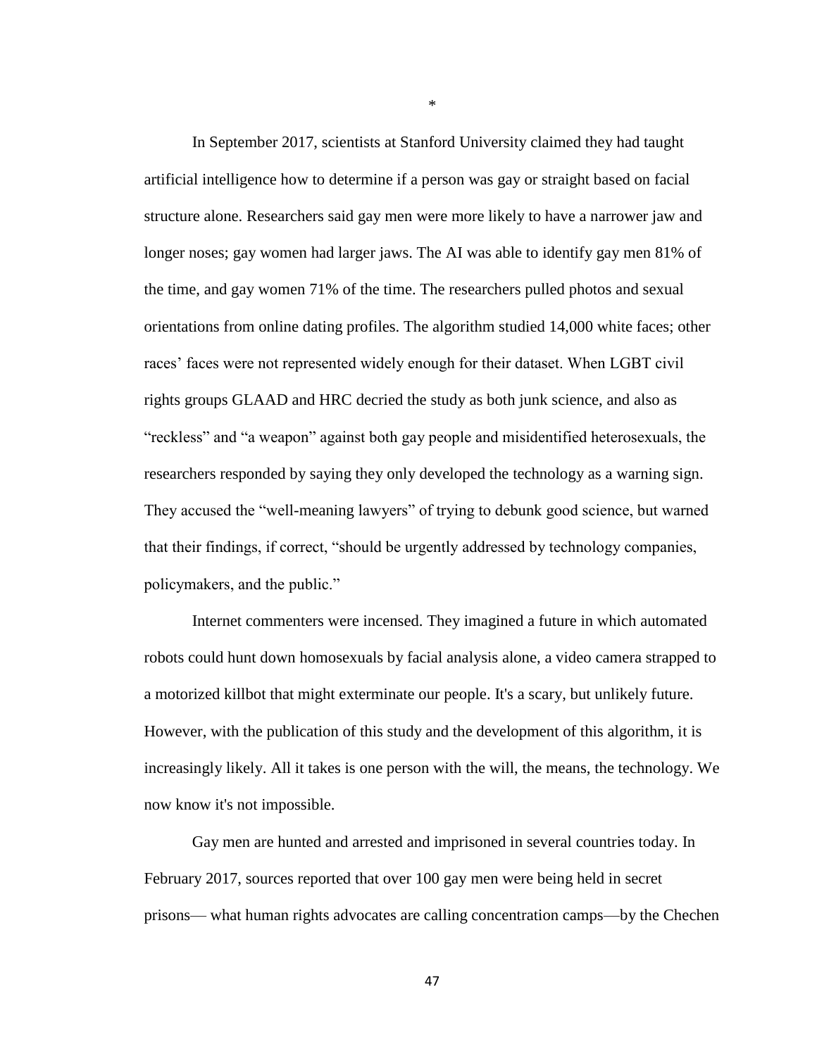*

In September 2017, scientists at Stanford University claimed they had taught artificial intelligence how to determine if a person was gay or straight based on facial structure alone. Researchers said gay men were more likely to have a narrower jaw and longer noses; gay women had larger jaws. The AI was able to identify gay men 81% of the time, and gay women 71% of the time. The researchers pulled photos and sexual orientations from online dating profiles. The algorithm studied 14,000 white faces; other races' faces were not represented widely enough for their dataset. When LGBT civil rights groups GLAAD and HRC decried the study as both junk science, and also as "reckless" and "a weapon" against both gay people and misidentified heterosexuals, the researchers responded by saying they only developed the technology as a warning sign. They accused the "well-meaning lawyers" of trying to debunk good science, but warned that their findings, if correct, "should be urgently addressed by technology companies, policymakers, and the public."

Internet commenters were incensed. They imagined a future in which automated robots could hunt down homosexuals by facial analysis alone, a video camera strapped to a motorized killbot that might exterminate our people. It's a scary, but unlikely future. However, with the publication of this study and the development of this algorithm, it is increasingly likely. All it takes is one person with the will, the means, the technology. We now know it's not impossible.

Gay men are hunted and arrested and imprisoned in several countries today. In February 2017, sources reported that over 100 gay men were being held in secret prisons— what human rights advocates are calling concentration camps—by the Chechen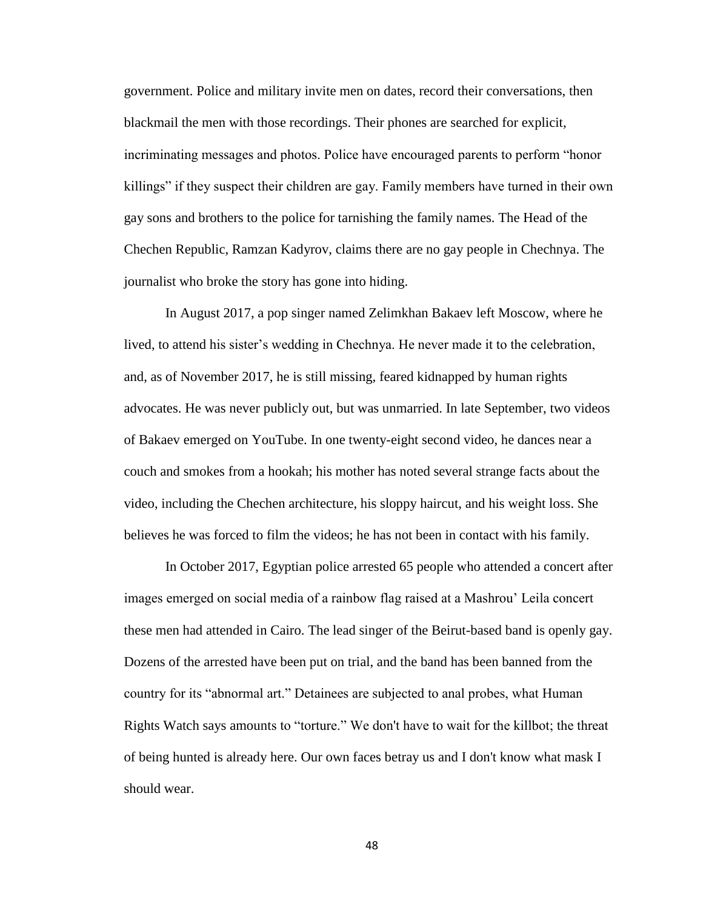government. Police and military invite men on dates, record their conversations, then blackmail the men with those recordings. Their phones are searched for explicit, incriminating messages and photos. Police have encouraged parents to perform "honor killings" if they suspect their children are gay. Family members have turned in their own gay sons and brothers to the police for tarnishing the family names. The Head of the Chechen Republic, Ramzan Kadyrov, claims there are no gay people in Chechnya. The journalist who broke the story has gone into hiding.

In August 2017, a pop singer named Zelimkhan Bakaev left Moscow, where he lived, to attend his sister's wedding in Chechnya. He never made it to the celebration, and, as of November 2017, he is still missing, feared kidnapped by human rights advocates. He was never publicly out, but was unmarried. In late September, two videos of Bakaev emerged on YouTube. In one twenty-eight second video, he dances near a couch and smokes from a hookah; his mother has noted several strange facts about the video, including the Chechen architecture, his sloppy haircut, and his weight loss. She believes he was forced to film the videos; he has not been in contact with his family.

In October 2017, Egyptian police arrested 65 people who attended a concert after images emerged on social media of a rainbow flag raised at a Mashrou' Leila concert these men had attended in Cairo. The lead singer of the Beirut-based band is openly gay. Dozens of the arrested have been put on trial, and the band has been banned from the country for its "abnormal art." Detainees are subjected to anal probes, what Human Rights Watch says amounts to "torture." We don't have to wait for the killbot; the threat of being hunted is already here. Our own faces betray us and I don't know what mask I should wear.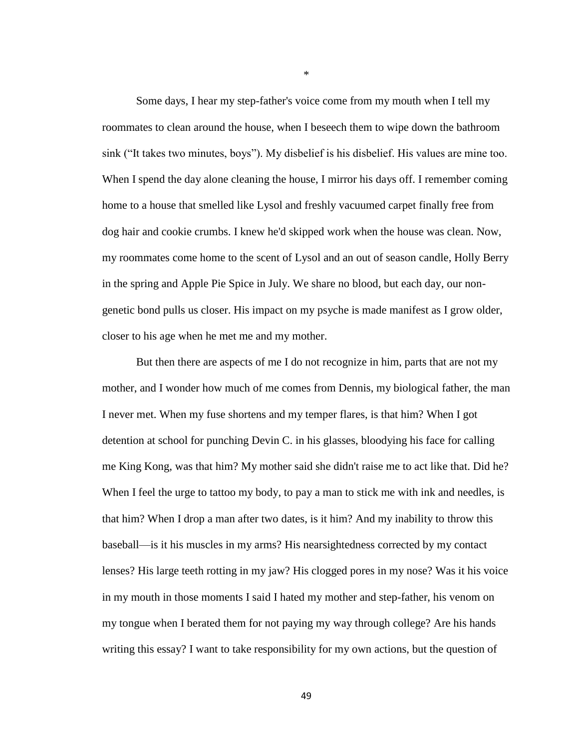*

Some days, I hear my step-father's voice come from my mouth when I tell my roommates to clean around the house, when I beseech them to wipe down the bathroom sink ("It takes two minutes, boys"). My disbelief is his disbelief. His values are mine too. When I spend the day alone cleaning the house, I mirror his days off. I remember coming home to a house that smelled like Lysol and freshly vacuumed carpet finally free from dog hair and cookie crumbs. I knew he'd skipped work when the house was clean. Now, my roommates come home to the scent of Lysol and an out of season candle, Holly Berry in the spring and Apple Pie Spice in July. We share no blood, but each day, our non-genetic bond pulls us closer. His impact on my psyche is made manifest as I grow older, closer to his age when he met me and my mother.

But then there are aspects of me I do not recognize in him, parts that are not my mother, and I wonder how much of me comes from Dennis, my biological father, the man I never met. When my fuse shortens and my temper flares, is that him? When I got detention at school for punching Devin C. in his glasses, bloodying his face for calling me King Kong, was that him? My mother said she didn't raise me to act like that. Did he? When I feel the urge to tattoo my body, to pay a man to stick me with ink and needles, is that him? When I drop a man after two dates, is it him? And my inability to throw this baseball—is it his muscles in my arms? His nearsightedness corrected by my contact lenses? His large teeth rotting in my jaw? His clogged pores in my nose? Was it his voice in my mouth in those moments I said I hated my mother and step-father, his venom on my tongue when I berated them for not paying my way through college? Are his hands writing this essay? I want to take responsibility for my own actions, but the question of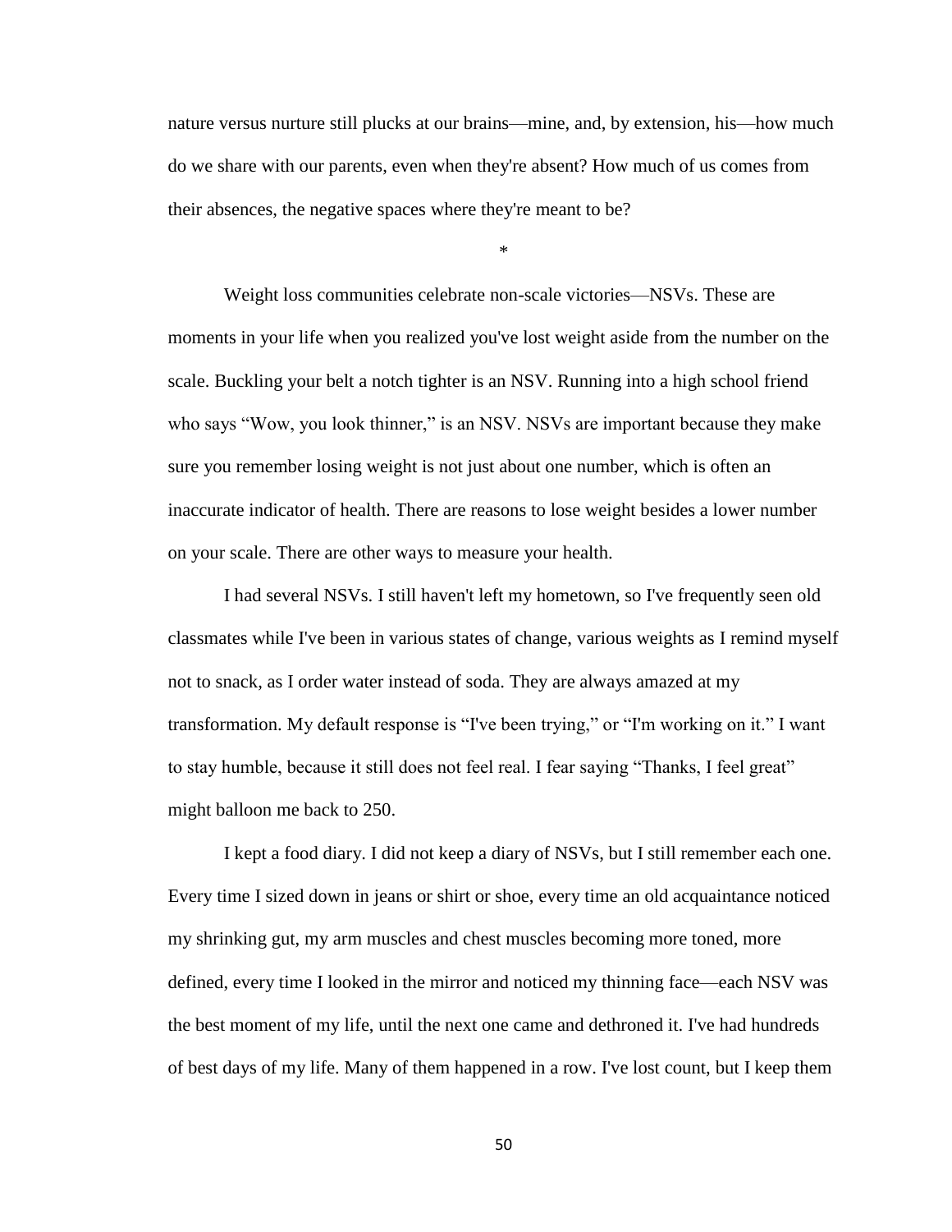nature versus nurture still plucks at our brains—mine, and, by extension, his—how much do we share with our parents, even when they're absent? How much of us comes from their absences, the negative spaces where they're meant to be?

*

Weight loss communities celebrate non-scale victories—NSVs. These are moments in your life when you realized you've lost weight aside from the number on the scale. Buckling your belt a notch tighter is an NSV. Running into a high school friend who says "Wow, you look thinner," is an NSV. NSVs are important because they make sure you remember losing weight is not just about one number, which is often an inaccurate indicator of health. There are reasons to lose weight besides a lower number on your scale. There are other ways to measure your health.

I had several NSVs. I still haven't left my hometown, so I've frequently seen old classmates while I've been in various states of change, various weights as I remind myself not to snack, as I order water instead of soda. They are always amazed at my transformation. My default response is "I've been trying," or "I'm working on it." I want to stay humble, because it still does not feel real. I fear saying "Thanks, I feel great" might balloon me back to 250.

I kept a food diary. I did not keep a diary of NSVs, but I still remember each one. Every time I sized down in jeans or shirt or shoe, every time an old acquaintance noticed my shrinking gut, my arm muscles and chest muscles becoming more toned, more defined, every time I looked in the mirror and noticed my thinning face—each NSV was the best moment of my life, until the next one came and dethroned it. I've had hundreds of best days of my life. Many of them happened in a row. I've lost count, but I keep them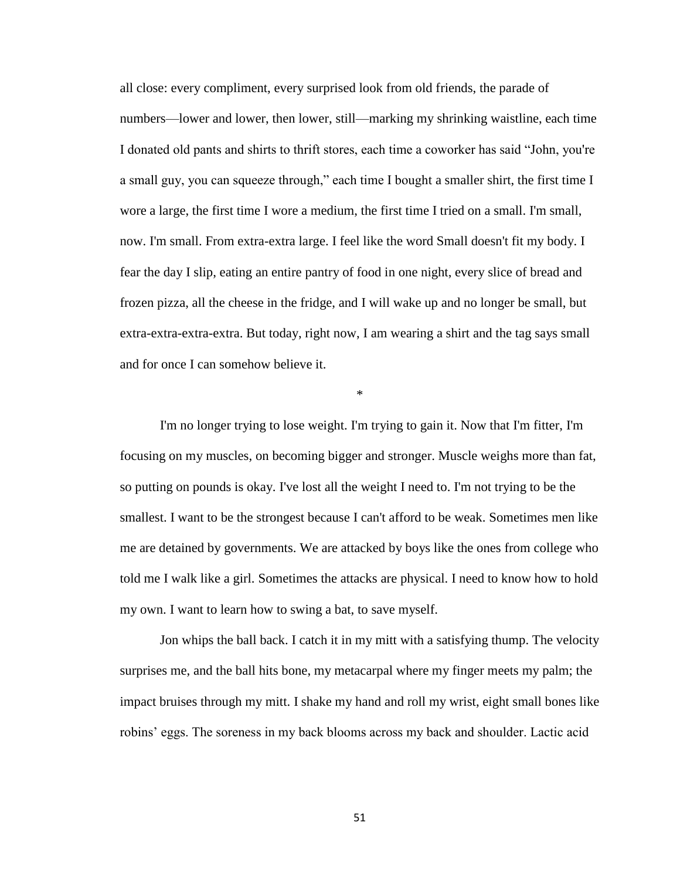all close: every compliment, every surprised look from old friends, the parade of numbers—lower and lower, then lower, still—marking my shrinking waistline, each time I donated old pants and shirts to thrift stores, each time a coworker has said "John, you're a small guy, you can squeeze through," each time I bought a smaller shirt, the first time I wore a large, the first time I wore a medium, the first time I tried on a small. I'm small, now. I'm small. From extra-extra large. I feel like the word Small doesn't fit my body. I fear the day I slip, eating an entire pantry of food in one night, every slice of bread and frozen pizza, all the cheese in the fridge, and I will wake up and no longer be small, but extra-extra-extra-extra. But today, right now, I am wearing a shirt and the tag says small and for once I can somehow believe it.

*

I'm no longer trying to lose weight. I'm trying to gain it. Now that I'm fitter, I'm focusing on my muscles, on becoming bigger and stronger. Muscle weighs more than fat, so putting on pounds is okay. I've lost all the weight I need to. I'm not trying to be the smallest. I want to be the strongest because I can't afford to be weak. Sometimes men like me are detained by governments. We are attacked by boys like the ones from college who told me I walk like a girl. Sometimes the attacks are physical. I need to know how to hold my own. I want to learn how to swing a bat, to save myself.

Jon whips the ball back. I catch it in my mitt with a satisfying thump. The velocity surprises me, and the ball hits bone, my metacarpal where my finger meets my palm; the impact bruises through my mitt. I shake my hand and roll my wrist, eight small bones like robins' eggs. The soreness in my back blooms across my back and shoulder. Lactic acid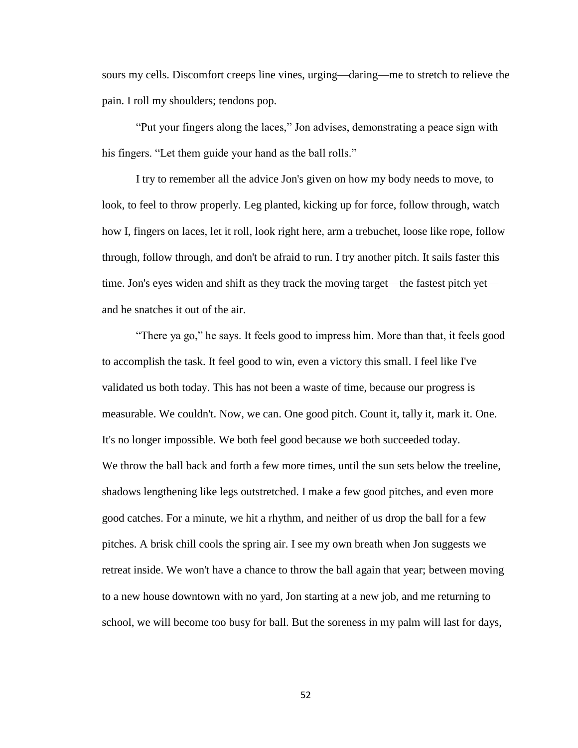sours my cells. Discomfort creeps line vines, urging—daring—me to stretch to relieve the pain. I roll my shoulders; tendons pop.

"Put your fingers along the laces," Jon advises, demonstrating a peace sign with his fingers. "Let them guide your hand as the ball rolls."

I try to remember all the advice Jon's given on how my body needs to move, to look, to feel to throw properly. Leg planted, kicking up for force, follow through, watch how I, fingers on laces, let it roll, look right here, arm a trebuchet, loose like rope, follow through, follow through, and don't be afraid to run. I try another pitch. It sails faster this time. Jon's eyes widen and shift as they track the moving target—the fastest pitch yet—and he snatches it out of the air.

"There ya go," he says. It feels good to impress him. More than that, it feels good to accomplish the task. It feel good to win, even a victory this small. I feel like I've validated us both today. This has not been a waste of time, because our progress is measurable. We couldn't. Now, we can. One good pitch. Count it, tally it, mark it. One. It's no longer impossible. We both feel good because we both succeeded today.

We throw the ball back and forth a few more times, until the sun sets below the treeline, shadows lengthening like legs outstretched. I make a few good pitches, and even more good catches. For a minute, we hit a rhythm, and neither of us drop the ball for a few pitches. A brisk chill cools the spring air. I see my own breath when Jon suggests we retreat inside. We won't have a chance to throw the ball again that year; between moving to a new house downtown with no yard, Jon starting at a new job, and me returning to school, we will become too busy for ball. But the soreness in my palm will last for days,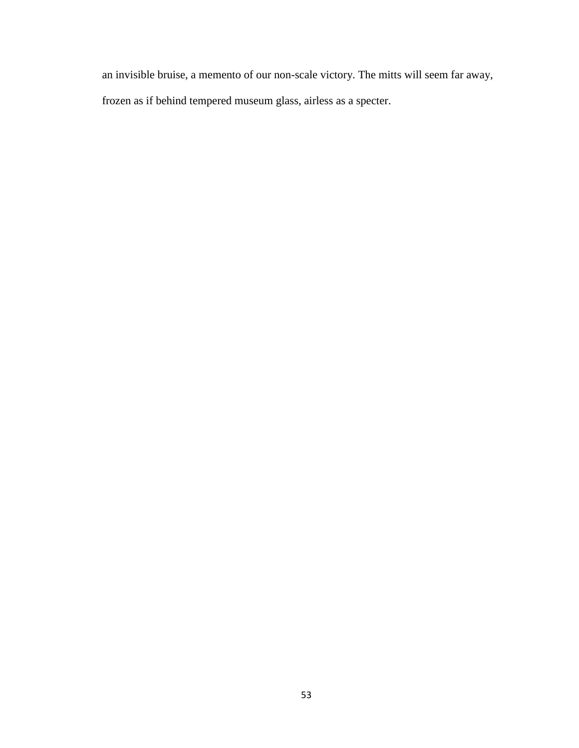an invisible bruise, a memento of our non-scale victory. The mitts will seem far away, frozen as if behind tempered museum glass, airless as a specter.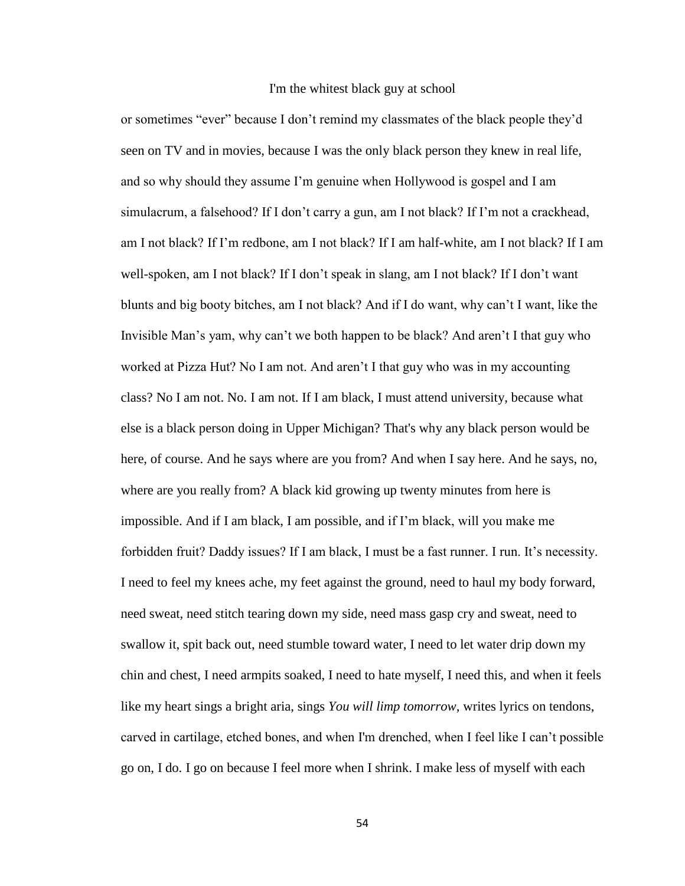I'm the whitest black guy at school

or sometimes "ever" because I don't remind my classmates of the black people they'd seen on TV and in movies, because I was the only black person they knew in real life, and so why should they assume I'm genuine when Hollywood is gospel and I am simulacrum, a falsehood? If I don't carry a gun, am I not black? If I'm not a crackhead, am I not black? If I'm redbone, am I not black? If I am half-white, am I not black? If I am well-spoken, am I not black? If I don't speak in slang, am I not black? If I don't want blunts and big booty bitches, am I not black? And if I do want, why can't I want, like the Invisible Man's yam, why can't we both happen to be black? And aren't I that guy who worked at Pizza Hut? No I am not. And aren't I that guy who was in my accounting class? No I am not. No. I am not. If I am black, I must attend university, because what else is a black person doing in Upper Michigan? That's why any black person would be here, of course. And he says where are you from? And when I say here. And he says, no, where are you really from? A black kid growing up twenty minutes from here is impossible. And if I am black, I am possible, and if I'm black, will you make me forbidden fruit? Daddy issues? If I am black, I must be a fast runner. I run. It's necessity. I need to feel my knees ache, my feet against the ground, need to haul my body forward, need sweat, need stitch tearing down my side, need mass gasp cry and sweat, need to swallow it, spit back out, need stumble toward water, I need to let water drip down my chin and chest, I need armpits soaked, I need to hate myself, I need this, and when it feels like my heart sings a bright aria, sings *You will limp tomorrow*, writes lyrics on tendons, carved in cartilage, etched bones, and when I'm drenched, when I feel like I can't possible go on, I do. I go on because I feel more when I shrink. I make less of myself with each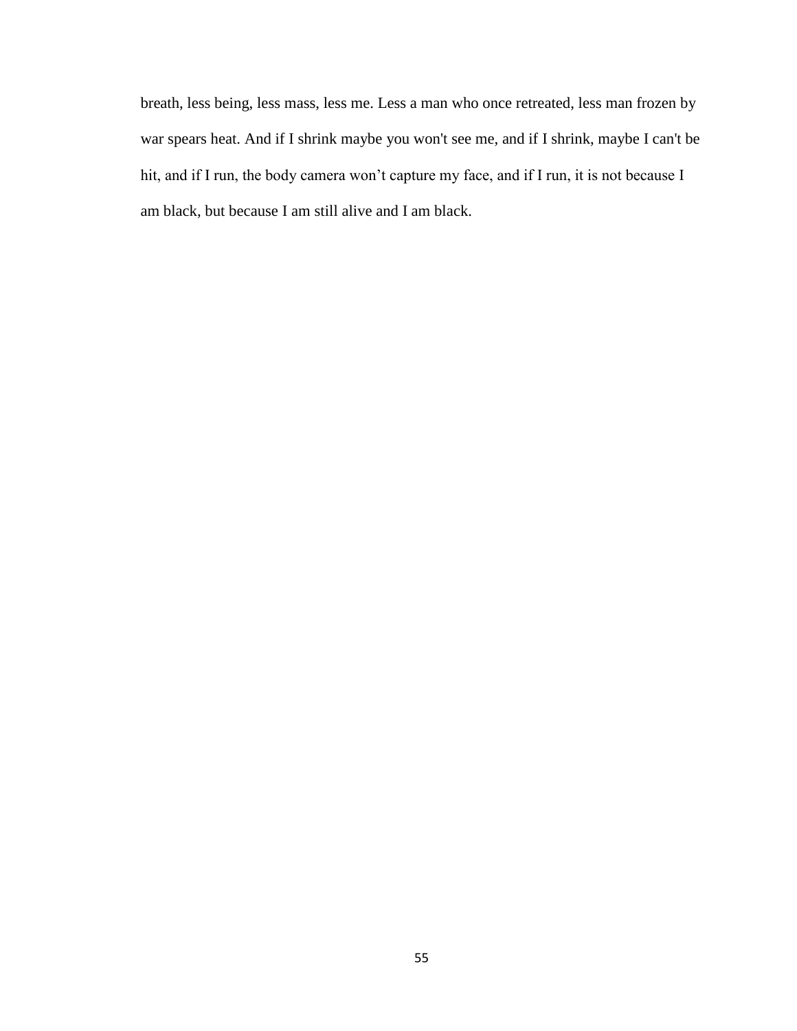breath, less being, less mass, less me. Less a man who once retreated, less man frozen by war spears heat. And if I shrink maybe you won't see me, and if I shrink, maybe I can't be hit, and if I run, the body camera won't capture my face, and if I run, it is not because I am black, but because I am still alive and I am black.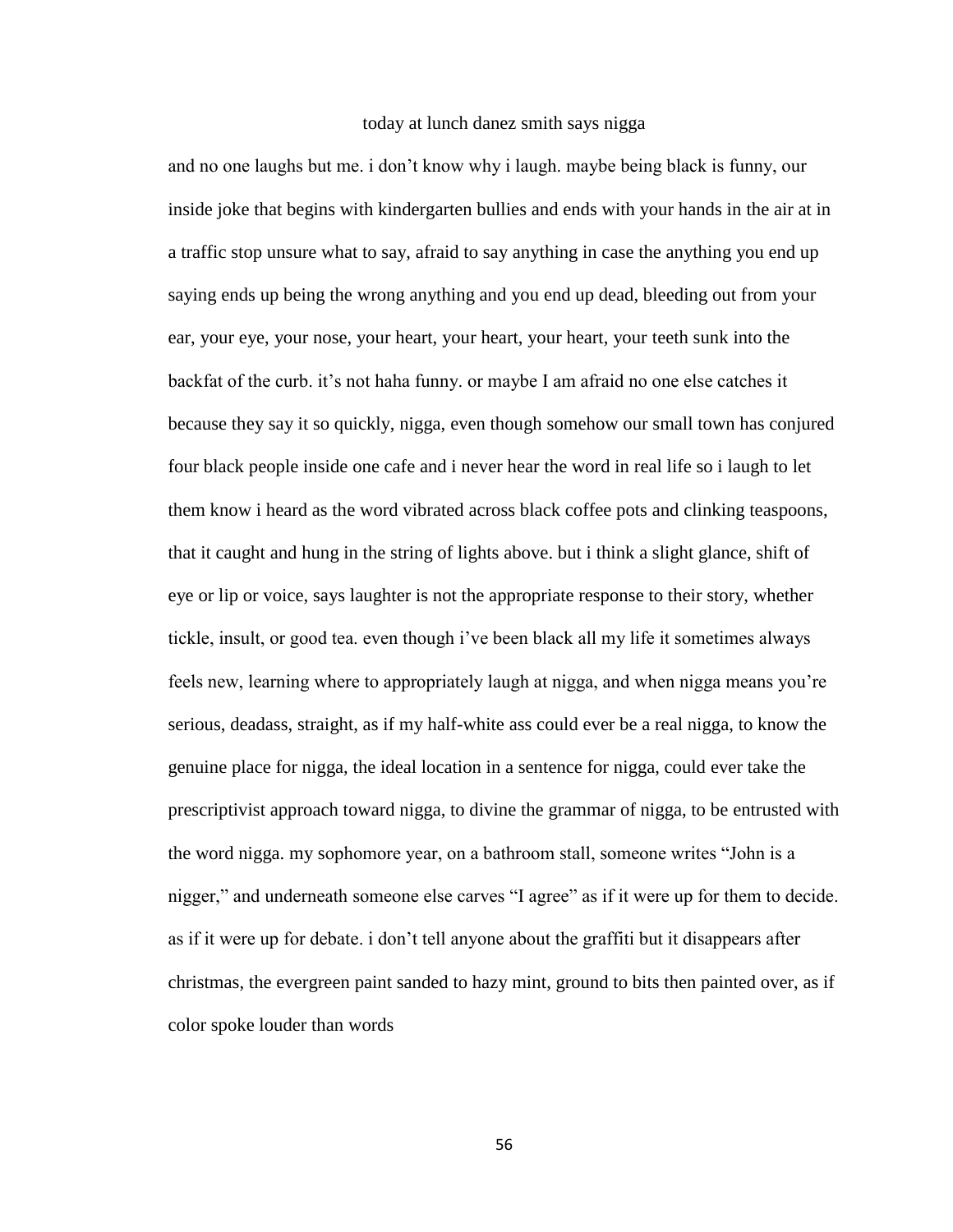### today at lunch danez smith says nigga

and no one laughs but me. i don't know why i laugh. maybe being black is funny, our inside joke that begins with kindergarten bullies and ends with your hands in the air at in a traffic stop unsure what to say, afraid to say anything in case the anything you end up saying ends up being the wrong anything and you end up dead, bleeding out from your ear, your eye, your nose, your heart, your heart, your heart, your teeth sunk into the backfat of the curb. it's not haha funny. or maybe I am afraid no one else catches it because they say it so quickly, nigga, even though somehow our small town has conjured four black people inside one cafe and i never hear the word in real life so i laugh to let them know i heard as the word vibrated across black coffee pots and clinking teaspoons, that it caught and hung in the string of lights above. but i think a slight glance, shift of eye or lip or voice, says laughter is not the appropriate response to their story, whether tickle, insult, or good tea. even though i've been black all my life it sometimes always feels new, learning where to appropriately laugh at nigga, and when nigga means you're serious, deadass, straight, as if my half-white ass could ever be a real nigga, to know the genuine place for nigga, the ideal location in a sentence for nigga, could ever take the prescriptivist approach toward nigga, to divine the grammar of nigga, to be entrusted with the word nigga. my sophomore year, on a bathroom stall, someone writes "John is a nigger," and underneath someone else carves "I agree" as if it were up for them to decide. as if it were up for debate. i don't tell anyone about the graffiti but it disappears after christmas, the evergreen paint sanded to hazy mint, ground to bits then painted over, as if color spoke louder than words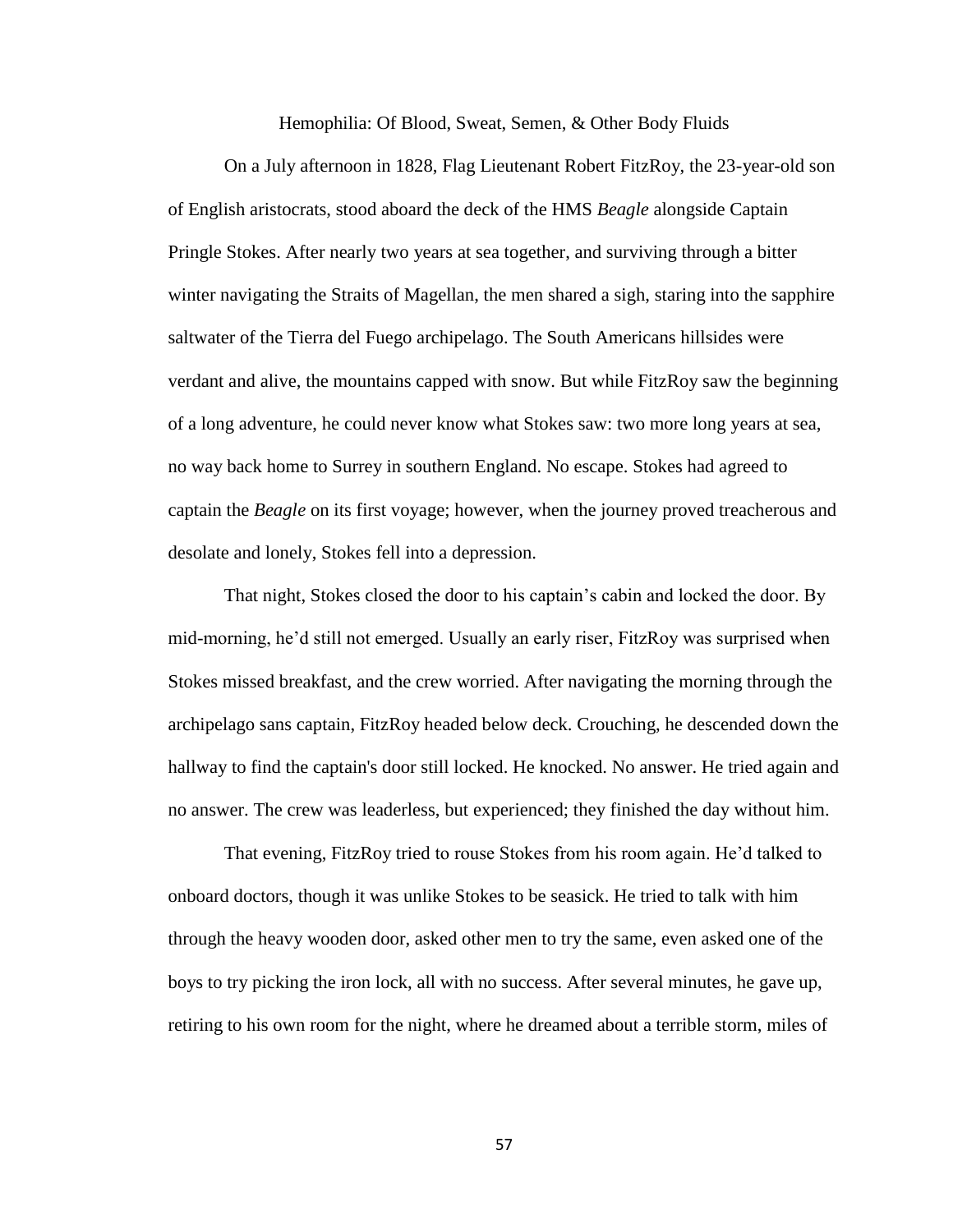## Hemophilia: Of Blood, Sweat, Semen, & Other Body Fluids

On a July afternoon in 1828, Flag Lieutenant Robert FitzRoy, the 23-year-old son of English aristocrats, stood aboard the deck of the HMS *Beagle* alongside Captain Pringle Stokes. After nearly two years at sea together, and surviving through a bitter winter navigating the Straits of Magellan, the men shared a sigh, staring into the sapphire saltwater of the Tierra del Fuego archipelago. The South Americans hillsides were verdant and alive, the mountains capped with snow. But while FitzRoy saw the beginning of a long adventure, he could never know what Stokes saw: two more long years at sea, no way back home to Surrey in southern England. No escape. Stokes had agreed to captain the *Beagle* on its first voyage; however, when the journey proved treacherous and desolate and lonely, Stokes fell into a depression.

That night, Stokes closed the door to his captain's cabin and locked the door. By mid-morning, he'd still not emerged. Usually an early riser, FitzRoy was surprised when Stokes missed breakfast, and the crew worried. After navigating the morning through the archipelago sans captain, FitzRoy headed below deck. Crouching, he descended down the hallway to find the captain's door still locked. He knocked. No answer. He tried again and no answer. The crew was leaderless, but experienced; they finished the day without him.

That evening, FitzRoy tried to rouse Stokes from his room again. He'd talked to onboard doctors, though it was unlike Stokes to be seasick. He tried to talk with him through the heavy wooden door, asked other men to try the same, even asked one of the boys to try picking the iron lock, all with no success. After several minutes, he gave up, retiring to his own room for the night, where he dreamed about a terrible storm, miles of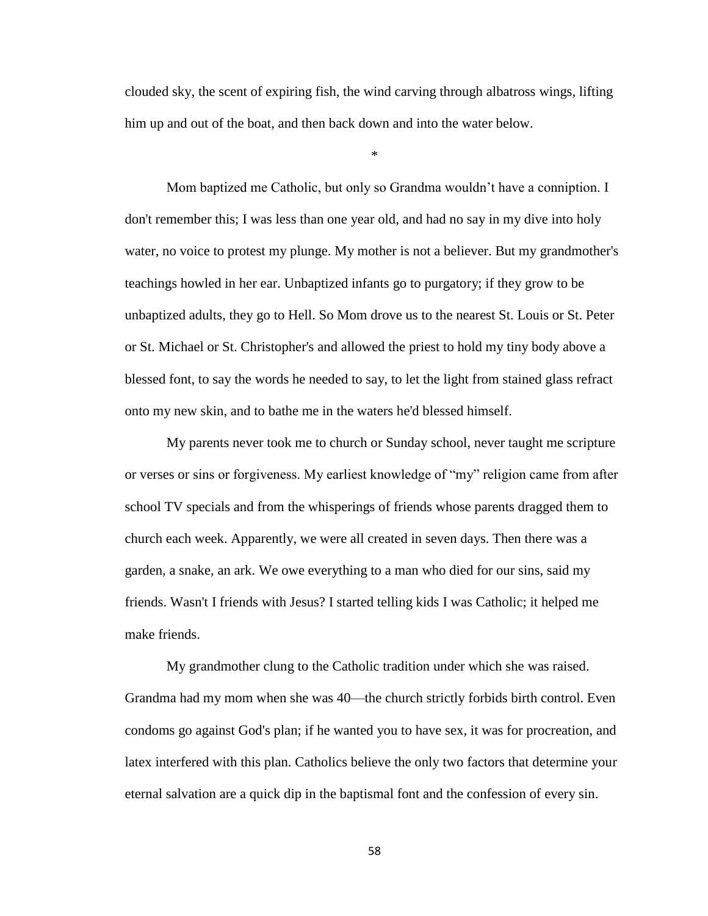clouded sky, the scent of expiring fish, the wind carving through albatross wings, lifting him up and out of the boat, and then back down and into the water below.

*

Mom baptized me Catholic, but only so Grandma wouldn't have a conniption. I don't remember this; I was less than one year old, and had no say in my dive into holy water, no voice to protest my plunge. My mother is not a believer. But my grandmother's teachings howled in her ear. Unbaptized infants go to purgatory; if they grow to be unbaptized adults, they go to Hell. So Mom drove us to the nearest St. Louis or St. Peter or St. Michael or St. Christopher's and allowed the priest to hold my tiny body above a blessed font, to say the words he needed to say, to let the light from stained glass refract onto my new skin, and to bathe me in the waters he'd blessed himself.

My parents never took me to church or Sunday school, never taught me scripture or verses or sins or forgiveness. My earliest knowledge of "my" religion came from after school TV specials and from the whisperings of friends whose parents dragged them to church each week. Apparently, we were all created in seven days. Then there was a garden, a snake, an ark. We owe everything to a man who died for our sins, said my friends. Wasn't I friends with Jesus? I started telling kids I was Catholic; it helped me make friends.

My grandmother clung to the Catholic tradition under which she was raised. Grandma had my mom when she was 40—the church strictly forbids birth control. Even condoms go against God's plan; if he wanted you to have sex, it was for procreation, and latex interfered with this plan. Catholics believe the only two factors that determine your eternal salvation are a quick dip in the baptismal font and the confession of every sin.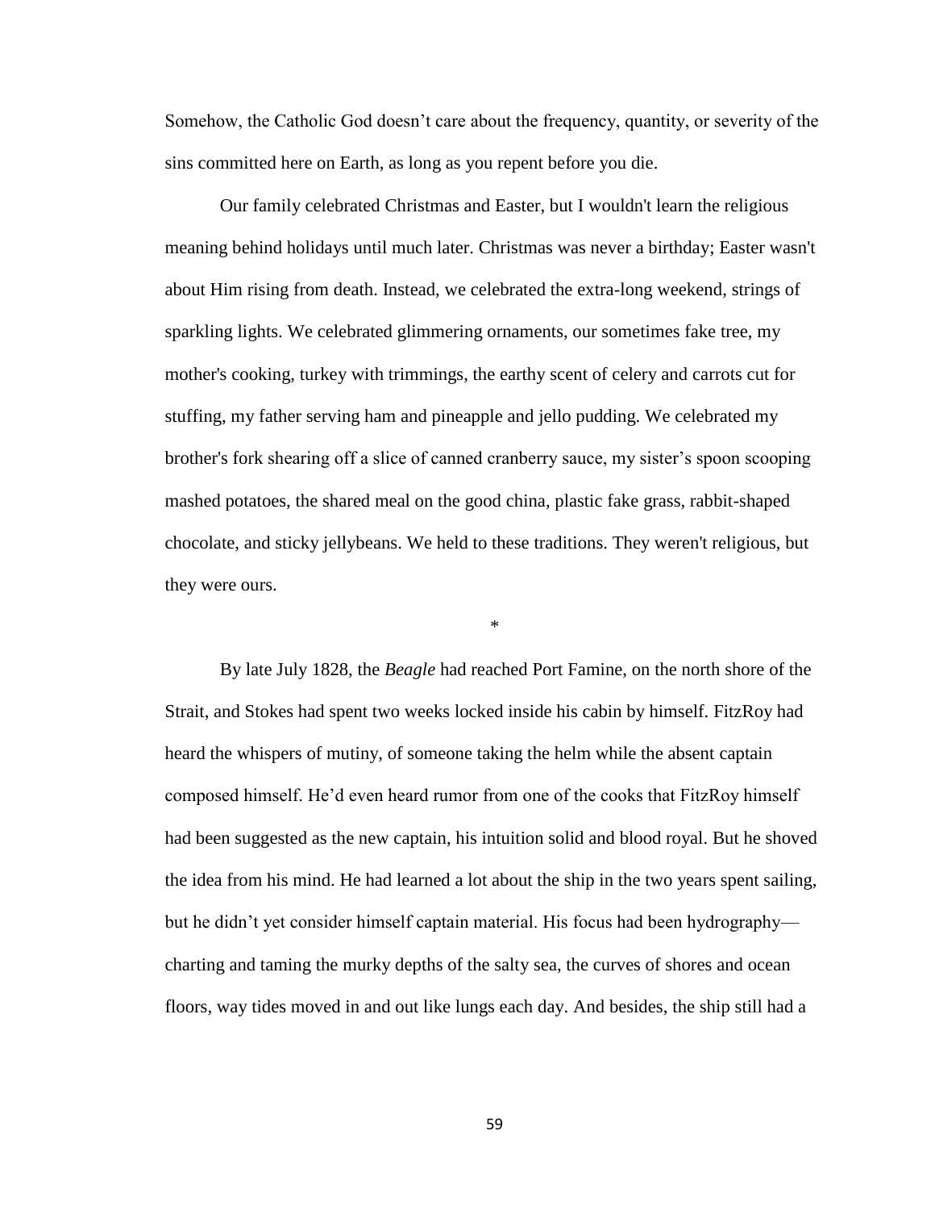Somehow, the Catholic God doesn’t care about the frequency, quantity, or severity of the sins committed here on Earth, as long as you repent before you die.

Our family celebrated Christmas and Easter, but I wouldn't learn the religious meaning behind holidays until much later. Christmas was never a birthday; Easter wasn't about Him rising from death. Instead, we celebrated the extra-long weekend, strings of sparkling lights. We celebrated glimmering ornaments, our sometimes fake tree, my mother's cooking, turkey with trimmings, the earthy scent of celery and carrots cut for stuffing, my father serving ham and pineapple and jello pudding. We celebrated my brother's fork shearing off a slice of canned cranberry sauce, my sister’s spoon scooping mashed potatoes, the shared meal on the good china, plastic fake grass, rabbit-shaped chocolate, and sticky jellybeans. We held to these traditions. They weren't religious, but they were ours.

*

By late July 1828, the *Beagle* had reached Port Famine, on the north shore of the Strait, and Stokes had spent two weeks locked inside his cabin by himself. FitzRoy had heard the whispers of mutiny, of someone taking the helm while the absent captain composed himself. He’d even heard rumor from one of the cooks that FitzRoy himself had been suggested as the new captain, his intuition solid and blood royal. But he shoved the idea from his mind. He had learned a lot about the ship in the two years spent sailing, but he didn’t yet consider himself captain material. His focus had been hydrography—charting and taming the murky depths of the salty sea, the curves of shores and ocean floors, way tides moved in and out like lungs each day. And besides, the ship still had a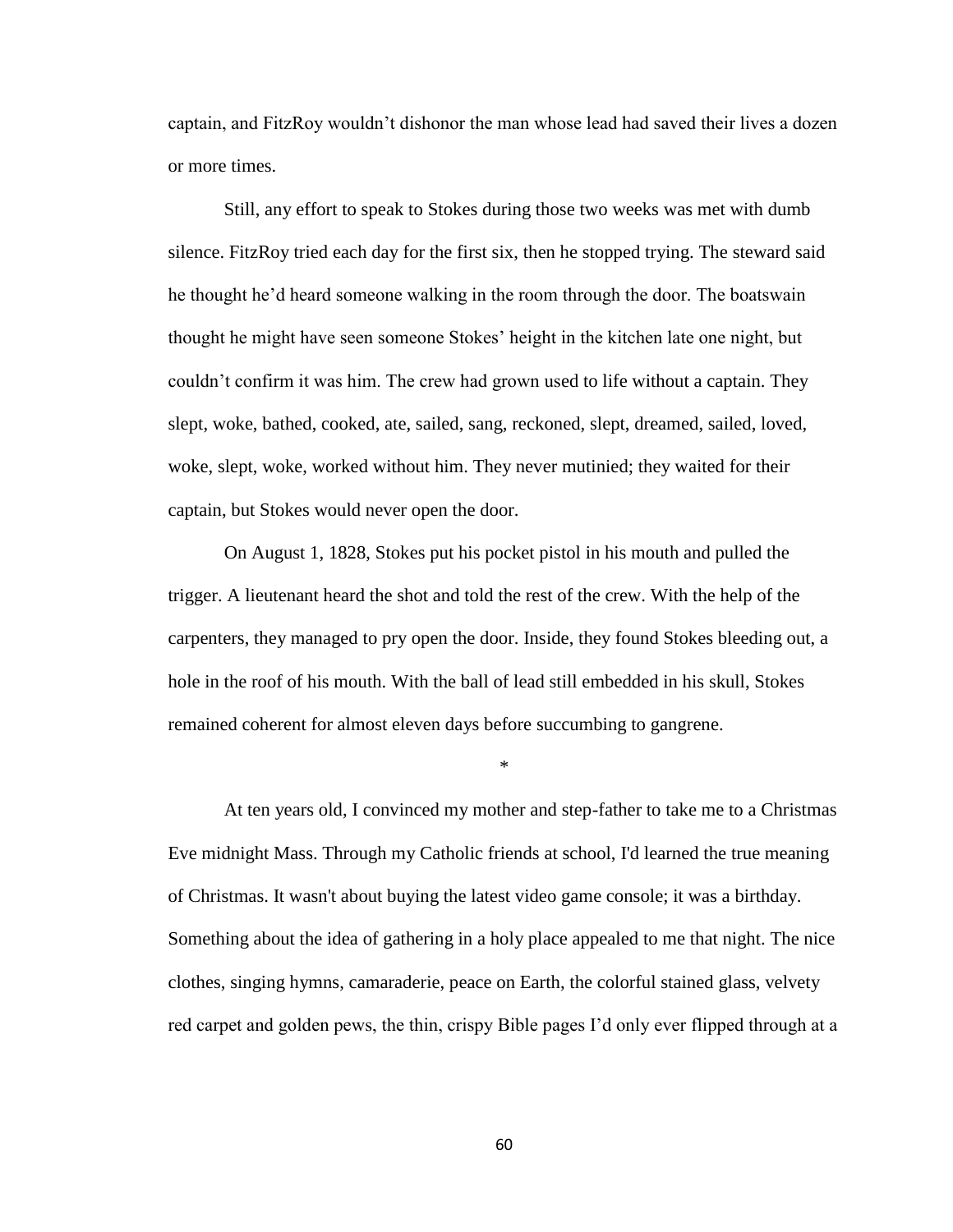captain, and FitzRoy wouldn't dishonor the man whose lead had saved their lives a dozen or more times.

Still, any effort to speak to Stokes during those two weeks was met with dumb silence. FitzRoy tried each day for the first six, then he stopped trying. The steward said he thought he'd heard someone walking in the room through the door. The boatswain thought he might have seen someone Stokes' height in the kitchen late one night, but couldn't confirm it was him. The crew had grown used to life without a captain. They slept, woke, bathed, cooked, ate, sailed, sang, reckoned, slept, dreamed, sailed, loved, woke, slept, woke, worked without him. They never mutinied; they waited for their captain, but Stokes would never open the door.

On August 1, 1828, Stokes put his pocket pistol in his mouth and pulled the trigger. A lieutenant heard the shot and told the rest of the crew. With the help of the carpenters, they managed to pry open the door. Inside, they found Stokes bleeding out, a hole in the roof of his mouth. With the ball of lead still embedded in his skull, Stokes remained coherent for almost eleven days before succumbing to gangrene.

*

At ten years old, I convinced my mother and step-father to take me to a Christmas Eve midnight Mass. Through my Catholic friends at school, I'd learned the true meaning of Christmas. It wasn't about buying the latest video game console; it was a birthday. Something about the idea of gathering in a holy place appealed to me that night. The nice clothes, singing hymns, camaraderie, peace on Earth, the colorful stained glass, velvety red carpet and golden pews, the thin, crispy Bible pages I'd only ever flipped through at a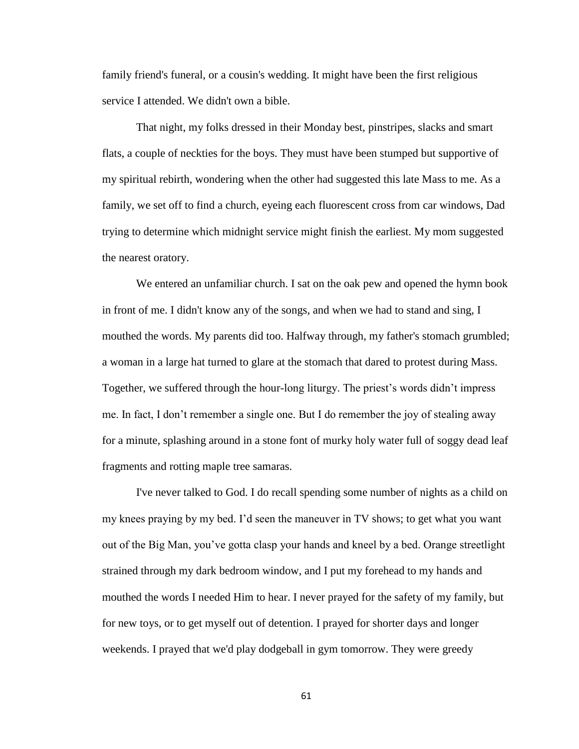family friend's funeral, or a cousin's wedding. It might have been the first religious service I attended. We didn't own a bible.

That night, my folks dressed in their Monday best, pinstripes, slacks and smart flats, a couple of neckties for the boys. They must have been stumped but supportive of my spiritual rebirth, wondering when the other had suggested this late Mass to me. As a family, we set off to find a church, eyeing each fluorescent cross from car windows, Dad trying to determine which midnight service might finish the earliest. My mom suggested the nearest oratory.

We entered an unfamiliar church. I sat on the oak pew and opened the hymn book in front of me. I didn't know any of the songs, and when we had to stand and sing, I mouthed the words. My parents did too. Halfway through, my father's stomach grumbled; a woman in a large hat turned to glare at the stomach that dared to protest during Mass. Together, we suffered through the hour-long liturgy. The priest's words didn't impress me. In fact, I don't remember a single one. But I do remember the joy of stealing away for a minute, splashing around in a stone font of murky holy water full of soggy dead leaf fragments and rotting maple tree samaras.

I've never talked to God. I do recall spending some number of nights as a child on my knees praying by my bed. I'd seen the maneuver in TV shows; to get what you want out of the Big Man, you've gotta clasp your hands and kneel by a bed. Orange streetlight strained through my dark bedroom window, and I put my forehead to my hands and mouthed the words I needed Him to hear. I never prayed for the safety of my family, but for new toys, or to get myself out of detention. I prayed for shorter days and longer weekends. I prayed that we'd play dodgeball in gym tomorrow. They were greedy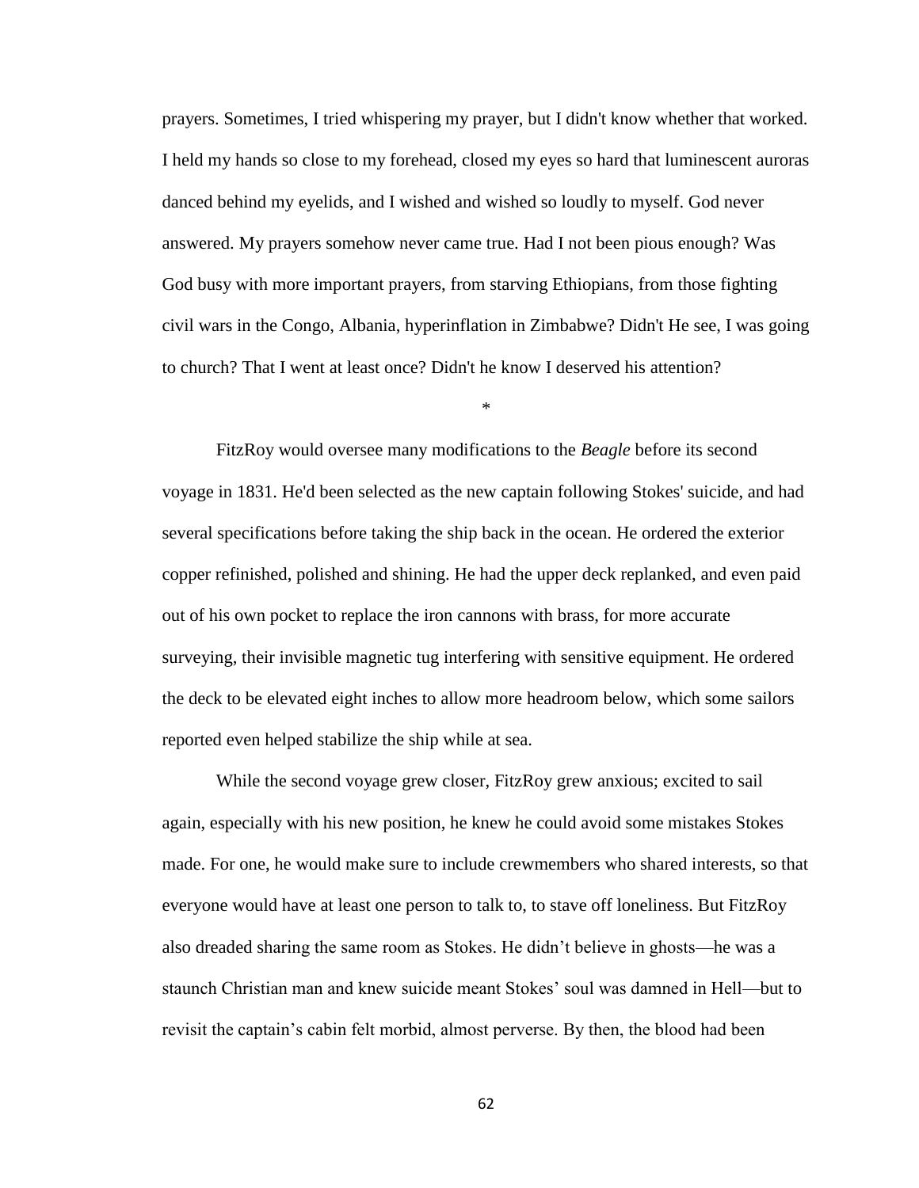prayers. Sometimes, I tried whispering my prayer, but I didn't know whether that worked. I held my hands so close to my forehead, closed my eyes so hard that luminescent auroras danced behind my eyelids, and I wished and wished so loudly to myself. God never answered. My prayers somehow never came true. Had I not been pious enough? Was God busy with more important prayers, from starving Ethiopians, from those fighting civil wars in the Congo, Albania, hyperinflation in Zimbabwe? Didn't He see, I was going to church? That I went at least once? Didn't he know I deserved his attention?

*

FitzRoy would oversee many modifications to the *Beagle* before its second voyage in 1831. He'd been selected as the new captain following Stokes' suicide, and had several specifications before taking the ship back in the ocean. He ordered the exterior copper refinished, polished and shining. He had the upper deck replanked, and even paid out of his own pocket to replace the iron cannons with brass, for more accurate surveying, their invisible magnetic tug interfering with sensitive equipment. He ordered the deck to be elevated eight inches to allow more headroom below, which some sailors reported even helped stabilize the ship while at sea.

While the second voyage grew closer, FitzRoy grew anxious; excited to sail again, especially with his new position, he knew he could avoid some mistakes Stokes made. For one, he would make sure to include crewmembers who shared interests, so that everyone would have at least one person to talk to, to stave off loneliness. But FitzRoy also dreaded sharing the same room as Stokes. He didn't believe in ghosts—he was a staunch Christian man and knew suicide meant Stokes' soul was damned in Hell—but to revisit the captain's cabin felt morbid, almost perverse. By then, the blood had been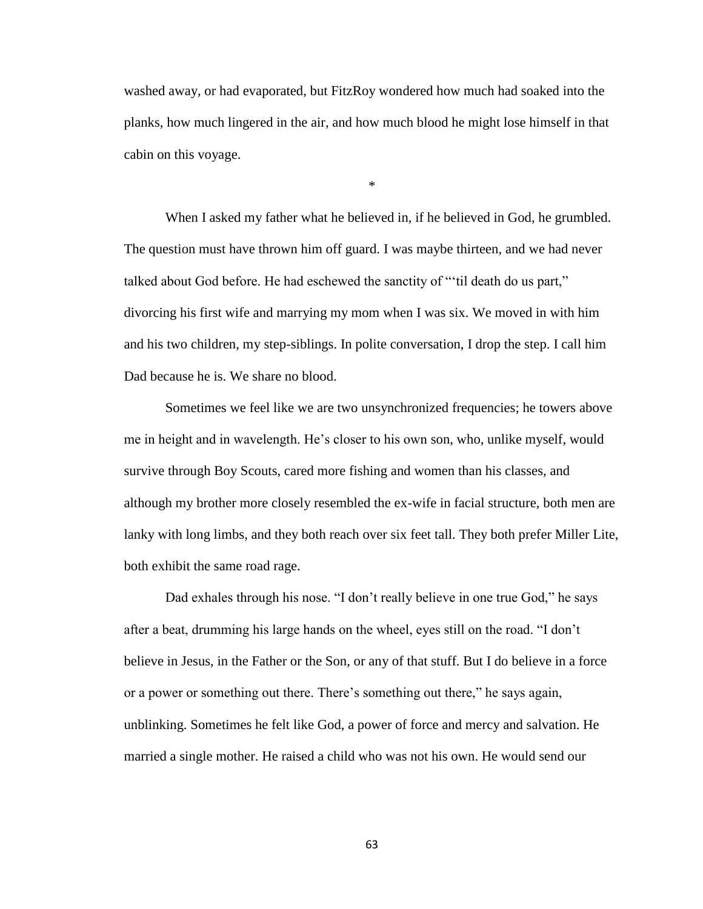washed away, or had evaporated, but FitzRoy wondered how much had soaked into the planks, how much lingered in the air, and how much blood he might lose himself in that cabin on this voyage.

*

When I asked my father what he believed in, if he believed in God, he grumbled. The question must have thrown him off guard. I was maybe thirteen, and we had never talked about God before. He had eschewed the sanctity of "'til death do us part," divorcing his first wife and marrying my mom when I was six. We moved in with him and his two children, my step-siblings. In polite conversation, I drop the step. I call him Dad because he is. We share no blood.

Sometimes we feel like we are two unsynchronized frequencies; he towers above me in height and in wavelength. He's closer to his own son, who, unlike myself, would survive through Boy Scouts, cared more fishing and women than his classes, and although my brother more closely resembled the ex-wife in facial structure, both men are lanky with long limbs, and they both reach over six feet tall. They both prefer Miller Lite, both exhibit the same road rage.

Dad exhales through his nose. "I don't really believe in one true God," he says after a beat, drumming his large hands on the wheel, eyes still on the road. "I don't believe in Jesus, in the Father or the Son, or any of that stuff. But I do believe in a force or a power or something out there. There's something out there," he says again, unblinking. Sometimes he felt like God, a power of force and mercy and salvation. He married a single mother. He raised a child who was not his own. He would send our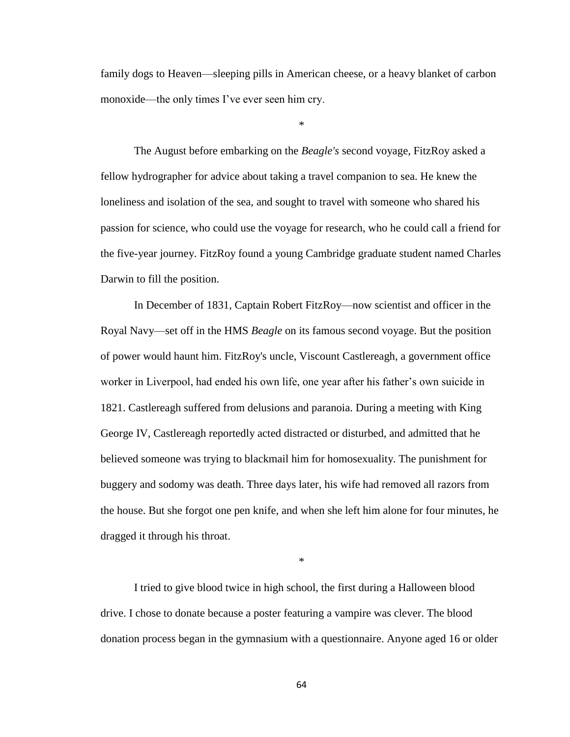family dogs to Heaven—sleeping pills in American cheese, or a heavy blanket of carbon monoxide—the only times I've ever seen him cry.

*

The August before embarking on the *Beagle's* second voyage, FitzRoy asked a fellow hydrographer for advice about taking a travel companion to sea. He knew the loneliness and isolation of the sea, and sought to travel with someone who shared his passion for science, who could use the voyage for research, who he could call a friend for the five-year journey. FitzRoy found a young Cambridge graduate student named Charles Darwin to fill the position.

In December of 1831, Captain Robert FitzRoy—now scientist and officer in the Royal Navy—set off in the HMS *Beagle* on its famous second voyage. But the position of power would haunt him. FitzRoy's uncle, Viscount Castlereagh, a government office worker in Liverpool, had ended his own life, one year after his father's own suicide in 1821. Castlereagh suffered from delusions and paranoia. During a meeting with King George IV, Castlereagh reportedly acted distracted or disturbed, and admitted that he believed someone was trying to blackmail him for homosexuality. The punishment for buggery and sodomy was death. Three days later, his wife had removed all razors from the house. But she forgot one pen knife, and when she left him alone for four minutes, he dragged it through his throat.

*

I tried to give blood twice in high school, the first during a Halloween blood drive. I chose to donate because a poster featuring a vampire was clever. The blood donation process began in the gymnasium with a questionnaire. Anyone aged 16 or older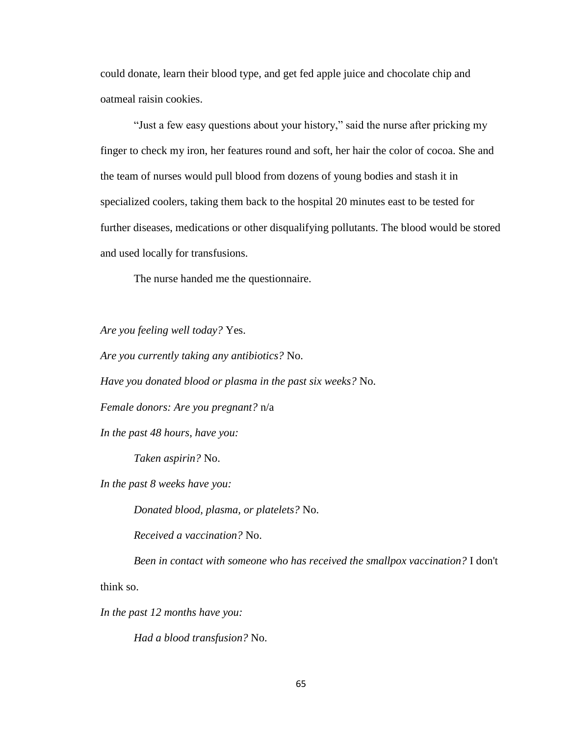could donate, learn their blood type, and get fed apple juice and chocolate chip and oatmeal raisin cookies.

"Just a few easy questions about your history," said the nurse after pricking my finger to check my iron, her features round and soft, her hair the color of cocoa. She and the team of nurses would pull blood from dozens of young bodies and stash it in specialized coolers, taking them back to the hospital 20 minutes east to be tested for further diseases, medications or other disqualifying pollutants. The blood would be stored and used locally for transfusions.

The nurse handed me the questionnaire.

*Are you feeling well today?* Yes.

*Are you currently taking any antibiotics?* No.

*Have you donated blood or plasma in the past six weeks?* No.

*Female donors: Are you pregnant?* n/a

*In the past 48 hours, have you:*

*Taken aspirin?* No.

*In the past 8 weeks have you:*

*Donated blood, plasma, or platelets?* No.

*Received a vaccination?* No.

*Been in contact with someone who has received the smallpox vaccination?* I don't think so.

*In the past 12 months have you:*

*Had a blood transfusion?* No.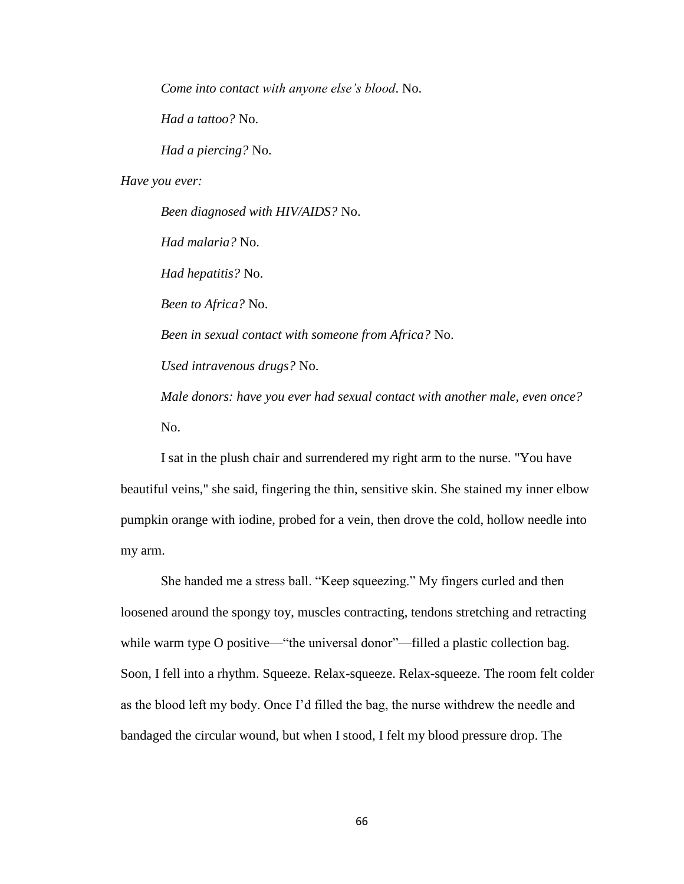*Come into contact with anyone else's blood*. No.

*Had a tattoo?* No.

*Had a piercing?* No.

*Have you ever:*

*Been diagnosed with HIV/AIDS?* No.

*Had malaria?* No.

*Had hepatitis?* No.

*Been to Africa?* No.

*Been in sexual contact with someone from Africa?* No.

*Used intravenous drugs?* No.

*Male donors: have you ever had sexual contact with another male, even once?* No.

I sat in the plush chair and surrendered my right arm to the nurse. "You have beautiful veins," she said, fingering the thin, sensitive skin. She stained my inner elbow pumpkin orange with iodine, probed for a vein, then drove the cold, hollow needle into my arm.

She handed me a stress ball. "Keep squeezing." My fingers curled and then loosened around the spongy toy, muscles contracting, tendons stretching and retracting while warm type O positive—"the universal donor"—filled a plastic collection bag. Soon, I fell into a rhythm. Squeeze. Relax-squeeze. Relax-squeeze. The room felt colder as the blood left my body. Once I'd filled the bag, the nurse withdrew the needle and bandaged the circular wound, but when I stood, I felt my blood pressure drop. The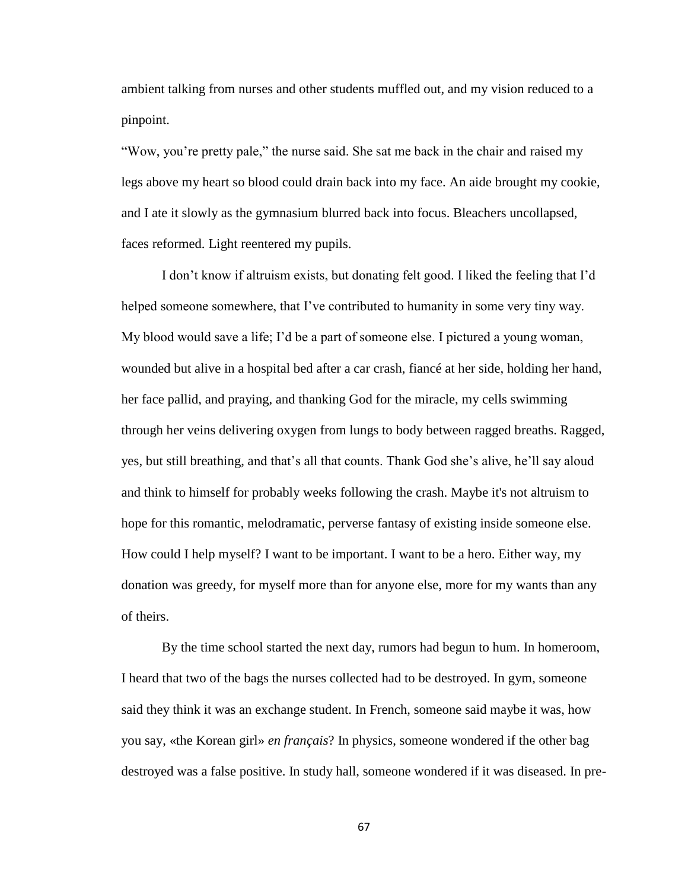ambient talking from nurses and other students muffled out, and my vision reduced to a pinpoint.

"Wow, you're pretty pale," the nurse said. She sat me back in the chair and raised my legs above my heart so blood could drain back into my face. An aide brought my cookie, and I ate it slowly as the gymnasium blurred back into focus. Bleachers uncollapsed, faces reformed. Light reentered my pupils.

I don't know if altruism exists, but donating felt good. I liked the feeling that I'd helped someone somewhere, that I've contributed to humanity in some very tiny way. My blood would save a life; I'd be a part of someone else. I pictured a young woman, wounded but alive in a hospital bed after a car crash, fiancé at her side, holding her hand, her face pallid, and praying, and thanking God for the miracle, my cells swimming through her veins delivering oxygen from lungs to body between ragged breaths. Ragged, yes, but still breathing, and that's all that counts. Thank God she's alive, he'll say aloud and think to himself for probably weeks following the crash. Maybe it's not altruism to hope for this romantic, melodramatic, perverse fantasy of existing inside someone else. How could I help myself? I want to be important. I want to be a hero. Either way, my donation was greedy, for myself more than for anyone else, more for my wants than any of theirs.

By the time school started the next day, rumors had begun to hum. In homeroom, I heard that two of the bags the nurses collected had to be destroyed. In gym, someone said they think it was an exchange student. In French, someone said maybe it was, how you say, «the Korean girl» *en français*? In physics, someone wondered if the other bag destroyed was a false positive. In study hall, someone wondered if it was diseased. In pre-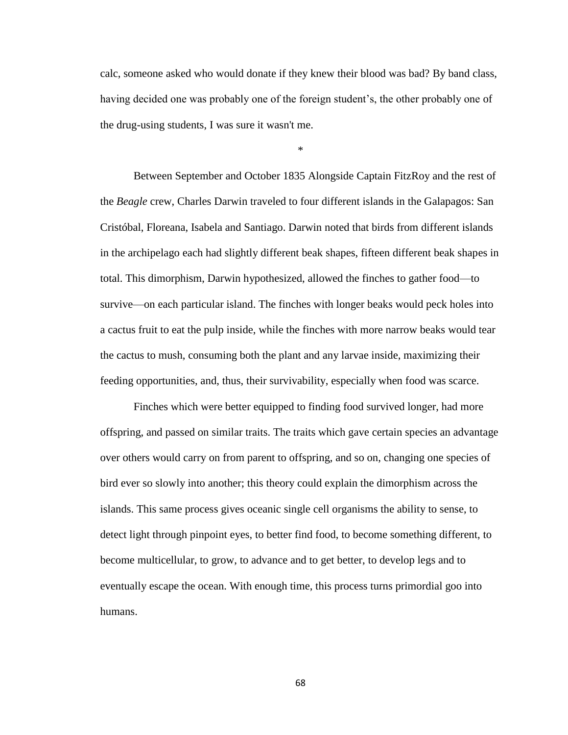calc, someone asked who would donate if they knew their blood was bad? By band class, having decided one was probably one of the foreign student's, the other probably one of the drug-using students, I was sure it wasn't me.

*

Between September and October 1835 Alongside Captain FitzRoy and the rest of the *Beagle* crew, Charles Darwin traveled to four different islands in the Galapagos: San Cristóbal, Floreana, Isabela and Santiago. Darwin noted that birds from different islands in the archipelago each had slightly different beak shapes, fifteen different beak shapes in total. This dimorphism, Darwin hypothesized, allowed the finches to gather food—to survive—on each particular island. The finches with longer beaks would peck holes into a cactus fruit to eat the pulp inside, while the finches with more narrow beaks would tear the cactus to mush, consuming both the plant and any larvae inside, maximizing their feeding opportunities, and, thus, their survivability, especially when food was scarce.

Finches which were better equipped to finding food survived longer, had more offspring, and passed on similar traits. The traits which gave certain species an advantage over others would carry on from parent to offspring, and so on, changing one species of bird ever so slowly into another; this theory could explain the dimorphism across the islands. This same process gives oceanic single cell organisms the ability to sense, to detect light through pinpoint eyes, to better find food, to become something different, to become multicellular, to grow, to advance and to get better, to develop legs and to eventually escape the ocean. With enough time, this process turns primordial goo into humans.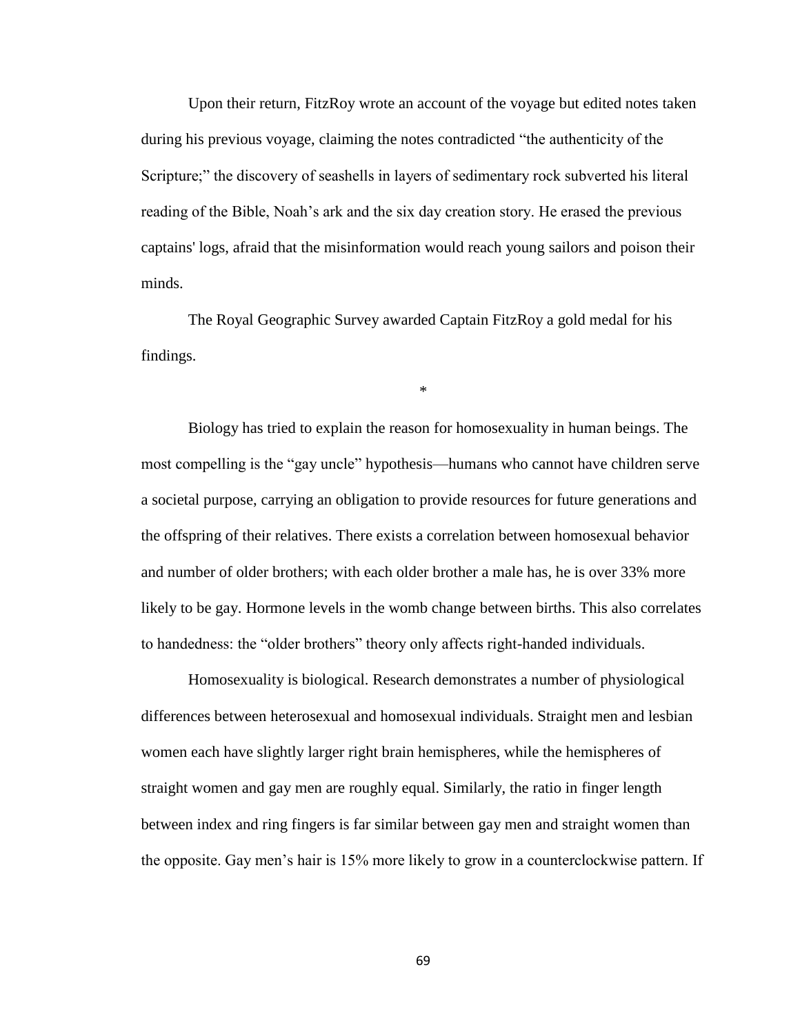Upon their return, FitzRoy wrote an account of the voyage but edited notes taken during his previous voyage, claiming the notes contradicted "the authenticity of the Scripture;" the discovery of seashells in layers of sedimentary rock subverted his literal reading of the Bible, Noah's ark and the six day creation story. He erased the previous captains' logs, afraid that the misinformation would reach young sailors and poison their minds.

The Royal Geographic Survey awarded Captain FitzRoy a gold medal for his findings.

*

Biology has tried to explain the reason for homosexuality in human beings. The most compelling is the "gay uncle" hypothesis—humans who cannot have children serve a societal purpose, carrying an obligation to provide resources for future generations and the offspring of their relatives. There exists a correlation between homosexual behavior and number of older brothers; with each older brother a male has, he is over 33% more likely to be gay. Hormone levels in the womb change between births. This also correlates to handedness: the "older brothers" theory only affects right-handed individuals.

Homosexuality is biological. Research demonstrates a number of physiological differences between heterosexual and homosexual individuals. Straight men and lesbian women each have slightly larger right brain hemispheres, while the hemispheres of straight women and gay men are roughly equal. Similarly, the ratio in finger length between index and ring fingers is far similar between gay men and straight women than the opposite. Gay men's hair is 15% more likely to grow in a counterclockwise pattern. If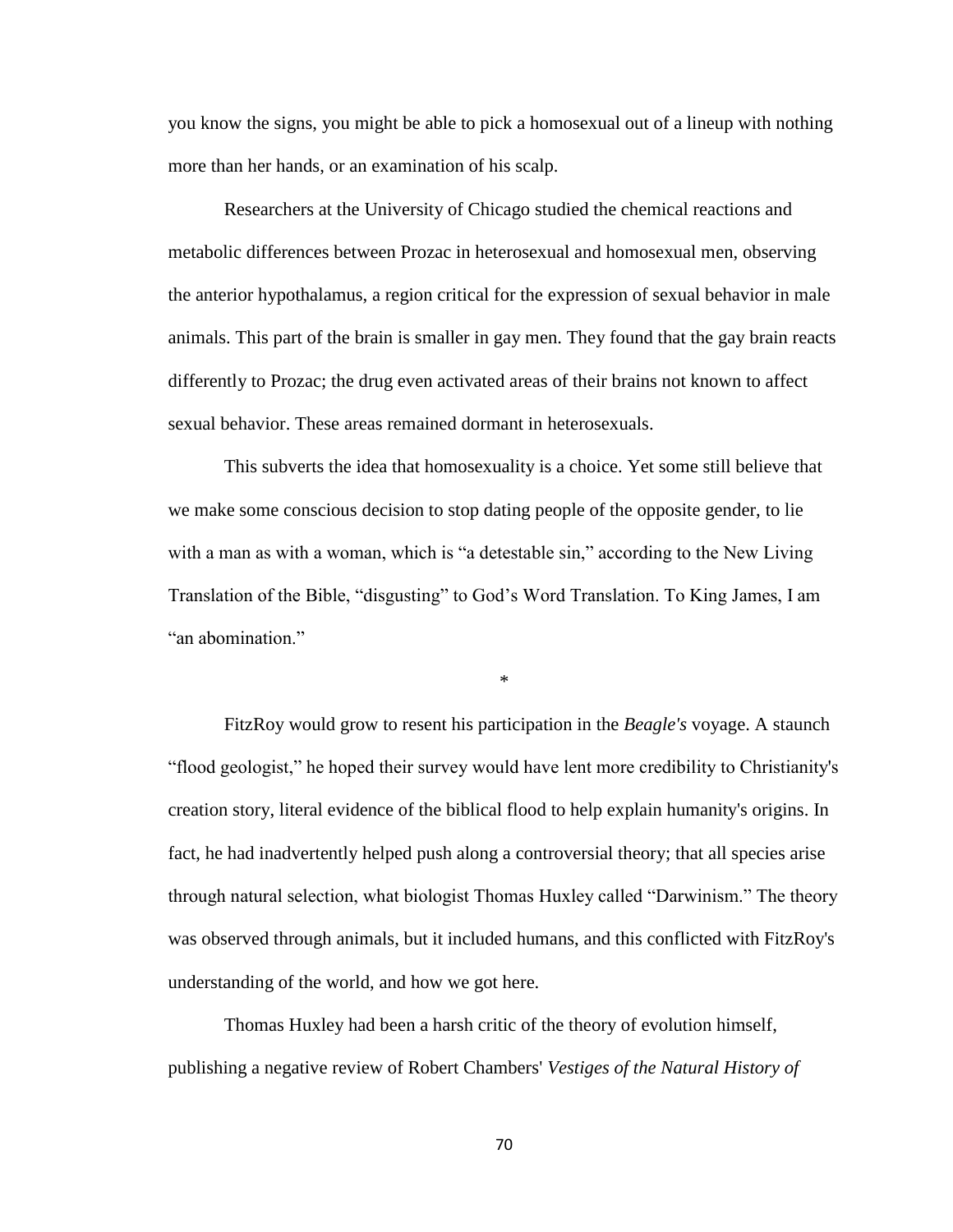you know the signs, you might be able to pick a homosexual out of a lineup with nothing more than her hands, or an examination of his scalp.

Researchers at the University of Chicago studied the chemical reactions and metabolic differences between Prozac in heterosexual and homosexual men, observing the anterior hypothalamus, a region critical for the expression of sexual behavior in male animals. This part of the brain is smaller in gay men. They found that the gay brain reacts differently to Prozac; the drug even activated areas of their brains not known to affect sexual behavior. These areas remained dormant in heterosexuals.

This subverts the idea that homosexuality is a choice. Yet some still believe that we make some conscious decision to stop dating people of the opposite gender, to lie with a man as with a woman, which is "a detestable sin," according to the New Living Translation of the Bible, "disgusting" to God's Word Translation. To King James, I am "an abomination."

*

FitzRoy would grow to resent his participation in the *Beagle's* voyage. A staunch "flood geologist," he hoped their survey would have lent more credibility to Christianity's creation story, literal evidence of the biblical flood to help explain humanity's origins. In fact, he had inadvertently helped push along a controversial theory; that all species arise through natural selection, what biologist Thomas Huxley called "Darwinism." The theory was observed through animals, but it included humans, and this conflicted with FitzRoy's understanding of the world, and how we got here.

Thomas Huxley had been a harsh critic of the theory of evolution himself, publishing a negative review of Robert Chambers' *Vestiges of the Natural History of*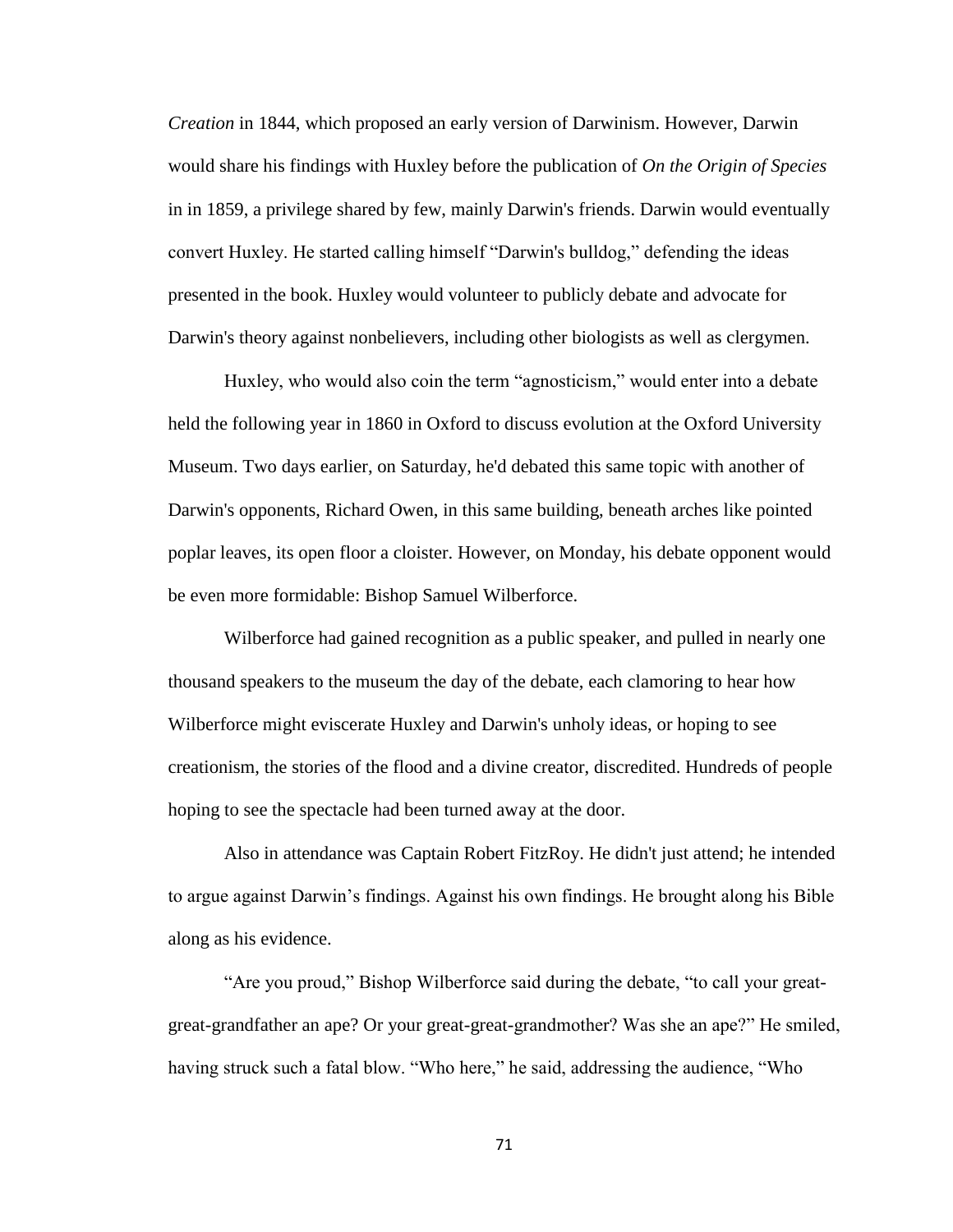*Creation* in 1844, which proposed an early version of Darwinism. However, Darwin would share his findings with Huxley before the publication of *On the Origin of Species* in in 1859, a privilege shared by few, mainly Darwin's friends. Darwin would eventually convert Huxley. He started calling himself "Darwin's bulldog," defending the ideas presented in the book. Huxley would volunteer to publicly debate and advocate for Darwin's theory against nonbelievers, including other biologists as well as clergymen.

Huxley, who would also coin the term "agnosticism," would enter into a debate held the following year in 1860 in Oxford to discuss evolution at the Oxford University Museum. Two days earlier, on Saturday, he'd debated this same topic with another of Darwin's opponents, Richard Owen, in this same building, beneath arches like pointed poplar leaves, its open floor a cloister. However, on Monday, his debate opponent would be even more formidable: Bishop Samuel Wilberforce.

Wilberforce had gained recognition as a public speaker, and pulled in nearly one thousand speakers to the museum the day of the debate, each clamoring to hear how Wilberforce might eviscerate Huxley and Darwin's unholy ideas, or hoping to see creationism, the stories of the flood and a divine creator, discredited. Hundreds of people hoping to see the spectacle had been turned away at the door.

Also in attendance was Captain Robert FitzRoy. He didn't just attend; he intended to argue against Darwin's findings. Against his own findings. He brought along his Bible along as his evidence.

"Are you proud," Bishop Wilberforce said during the debate, "to call your great-great-grandfather an ape? Or your great-great-grandmother? Was she an ape?" He smiled, having struck such a fatal blow. "Who here," he said, addressing the audience, "Who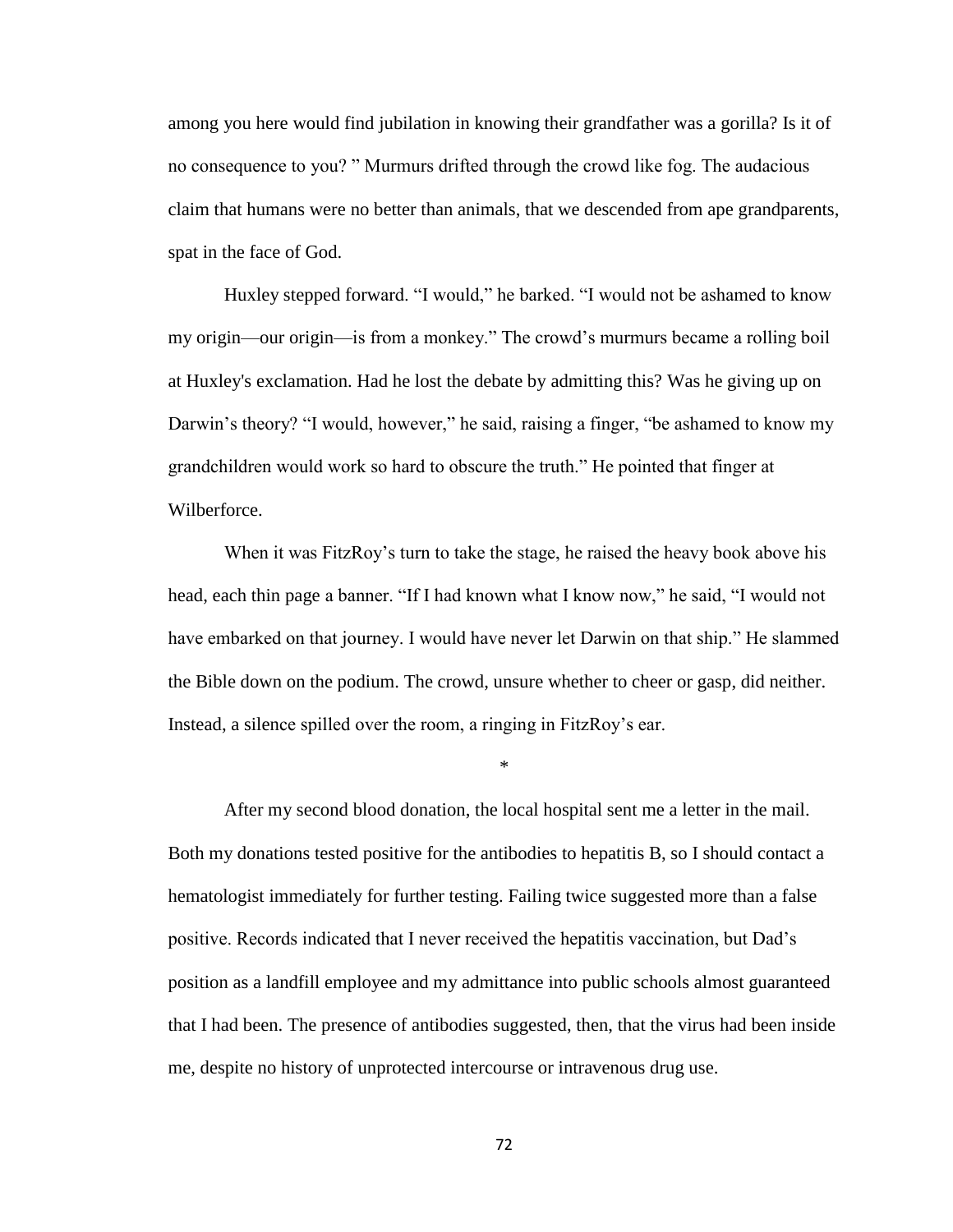among you here would find jubilation in knowing their grandfather was a gorilla? Is it of no consequence to you? " Murmurs drifted through the crowd like fog. The audacious claim that humans were no better than animals, that we descended from ape grandparents, spat in the face of God.

Huxley stepped forward. "I would," he barked. "I would not be ashamed to know my origin—our origin—is from a monkey." The crowd's murmurs became a rolling boil at Huxley's exclamation. Had he lost the debate by admitting this? Was he giving up on Darwin's theory? "I would, however," he said, raising a finger, "be ashamed to know my grandchildren would work so hard to obscure the truth." He pointed that finger at Wilberforce.

When it was FitzRoy's turn to take the stage, he raised the heavy book above his head, each thin page a banner. "If I had known what I know now," he said, "I would not have embarked on that journey. I would have never let Darwin on that ship." He slammed the Bible down on the podium. The crowd, unsure whether to cheer or gasp, did neither. Instead, a silence spilled over the room, a ringing in FitzRoy's ear.

*

After my second blood donation, the local hospital sent me a letter in the mail. Both my donations tested positive for the antibodies to hepatitis B, so I should contact a hematologist immediately for further testing. Failing twice suggested more than a false positive. Records indicated that I never received the hepatitis vaccination, but Dad's position as a landfill employee and my admittance into public schools almost guaranteed that I had been. The presence of antibodies suggested, then, that the virus had been inside me, despite no history of unprotected intercourse or intravenous drug use.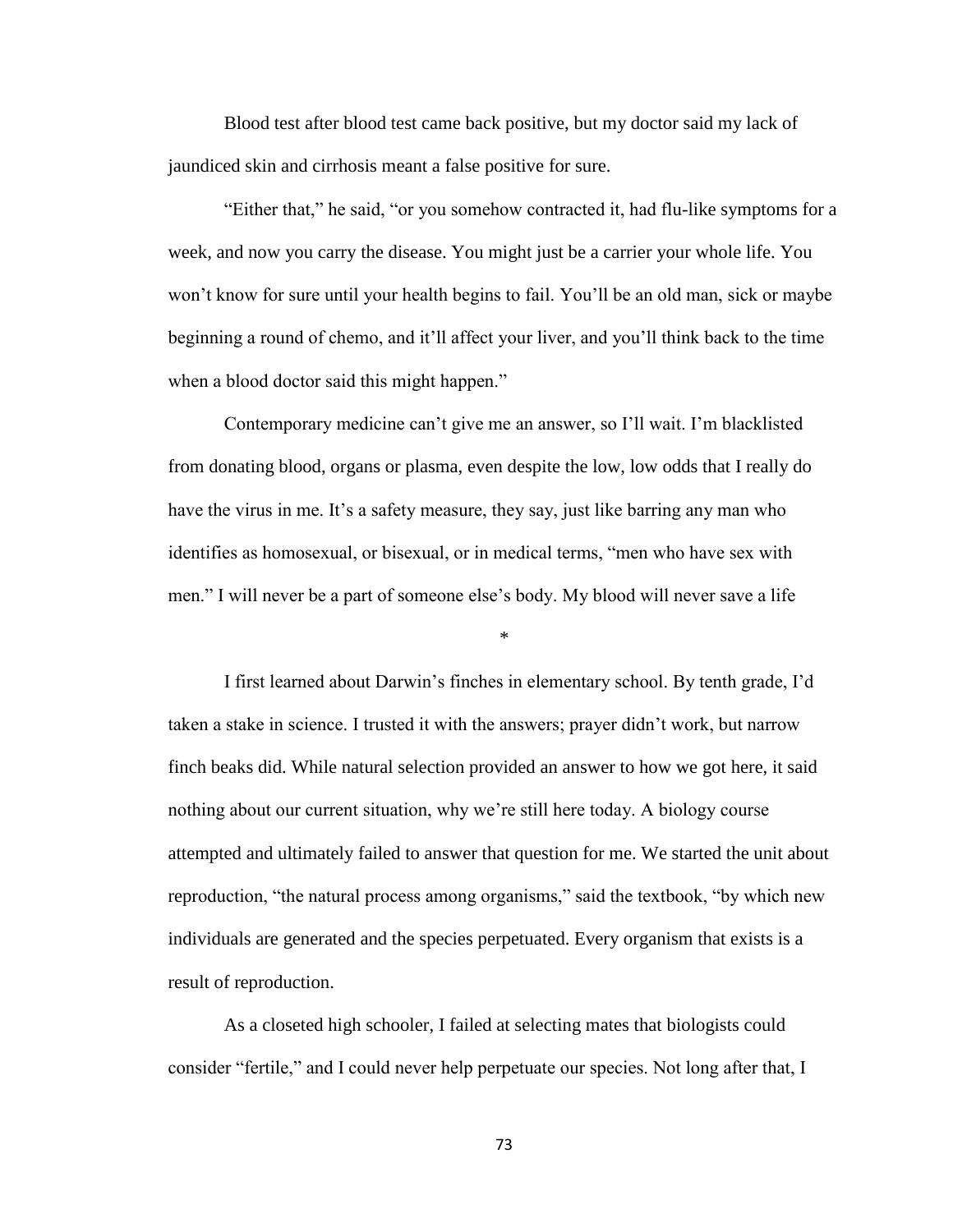Blood test after blood test came back positive, but my doctor said my lack of jaundiced skin and cirrhosis meant a false positive for sure.

"Either that," he said, "or you somehow contracted it, had flu-like symptoms for a week, and now you carry the disease. You might just be a carrier your whole life. You won't know for sure until your health begins to fail. You'll be an old man, sick or maybe beginning a round of chemo, and it'll affect your liver, and you'll think back to the time when a blood doctor said this might happen."

Contemporary medicine can't give me an answer, so I'll wait. I'm blacklisted from donating blood, organs or plasma, even despite the low, low odds that I really do have the virus in me. It's a safety measure, they say, just like barring any man who identifies as homosexual, or bisexual, or in medical terms, "men who have sex with men." I will never be a part of someone else's body. My blood will never save a life

*

I first learned about Darwin's finches in elementary school. By tenth grade, I'd taken a stake in science. I trusted it with the answers; prayer didn't work, but narrow finch beaks did. While natural selection provided an answer to how we got here, it said nothing about our current situation, why we're still here today. A biology course attempted and ultimately failed to answer that question for me. We started the unit about reproduction, "the natural process among organisms," said the textbook, "by which new individuals are generated and the species perpetuated. Every organism that exists is a result of reproduction.

As a closeted high schooler, I failed at selecting mates that biologists could consider "fertile," and I could never help perpetuate our species. Not long after that, I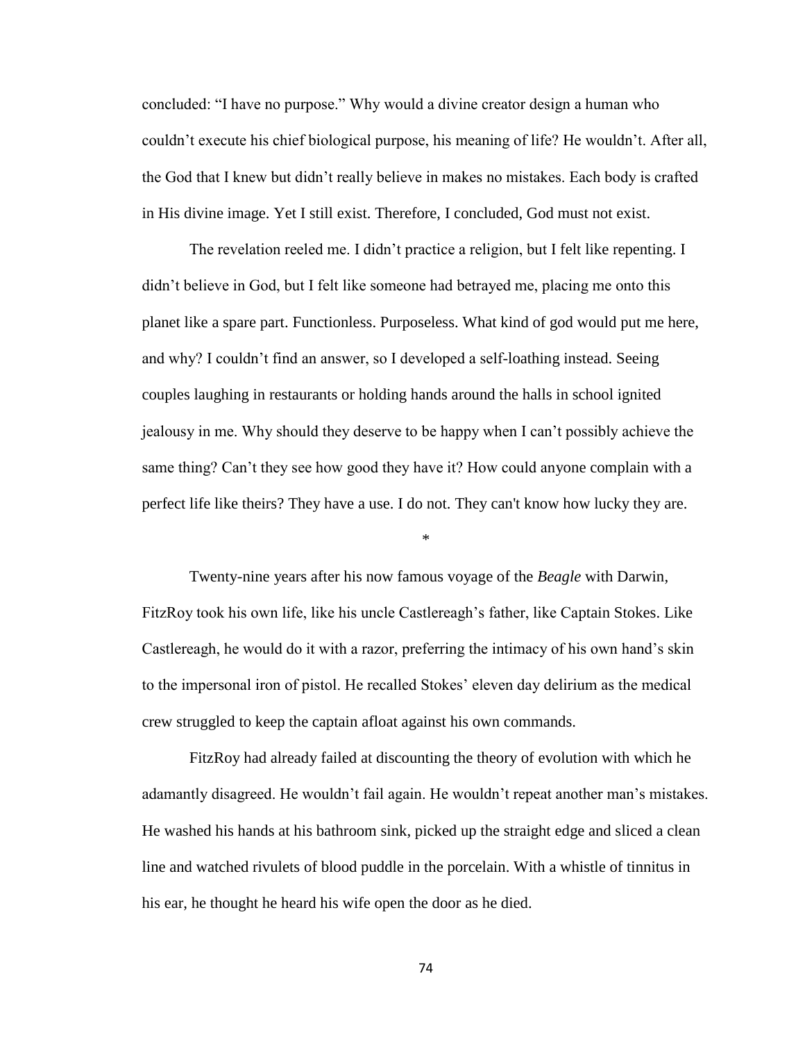concluded: "I have no purpose." Why would a divine creator design a human who couldn't execute his chief biological purpose, his meaning of life? He wouldn't. After all, the God that I knew but didn't really believe in makes no mistakes. Each body is crafted in His divine image. Yet I still exist. Therefore, I concluded, God must not exist.

The revelation reeled me. I didn't practice a religion, but I felt like repenting. I didn't believe in God, but I felt like someone had betrayed me, placing me onto this planet like a spare part. Functionless. Purposeless. What kind of god would put me here, and why? I couldn't find an answer, so I developed a self-loathing instead. Seeing couples laughing in restaurants or holding hands around the halls in school ignited jealousy in me. Why should they deserve to be happy when I can't possibly achieve the same thing? Can't they see how good they have it? How could anyone complain with a perfect life like theirs? They have a use. I do not. They can't know how lucky they are.

*

Twenty-nine years after his now famous voyage of the *Beagle* with Darwin, FitzRoy took his own life, like his uncle Castlereagh's father, like Captain Stokes. Like Castlereagh, he would do it with a razor, preferring the intimacy of his own hand's skin to the impersonal iron of pistol. He recalled Stokes' eleven day delirium as the medical crew struggled to keep the captain afloat against his own commands.

FitzRoy had already failed at discounting the theory of evolution with which he adamantly disagreed. He wouldn't fail again. He wouldn't repeat another man's mistakes. He washed his hands at his bathroom sink, picked up the straight edge and sliced a clean line and watched rivulets of blood puddle in the porcelain. With a whistle of tinnitus in his ear, he thought he heard his wife open the door as he died.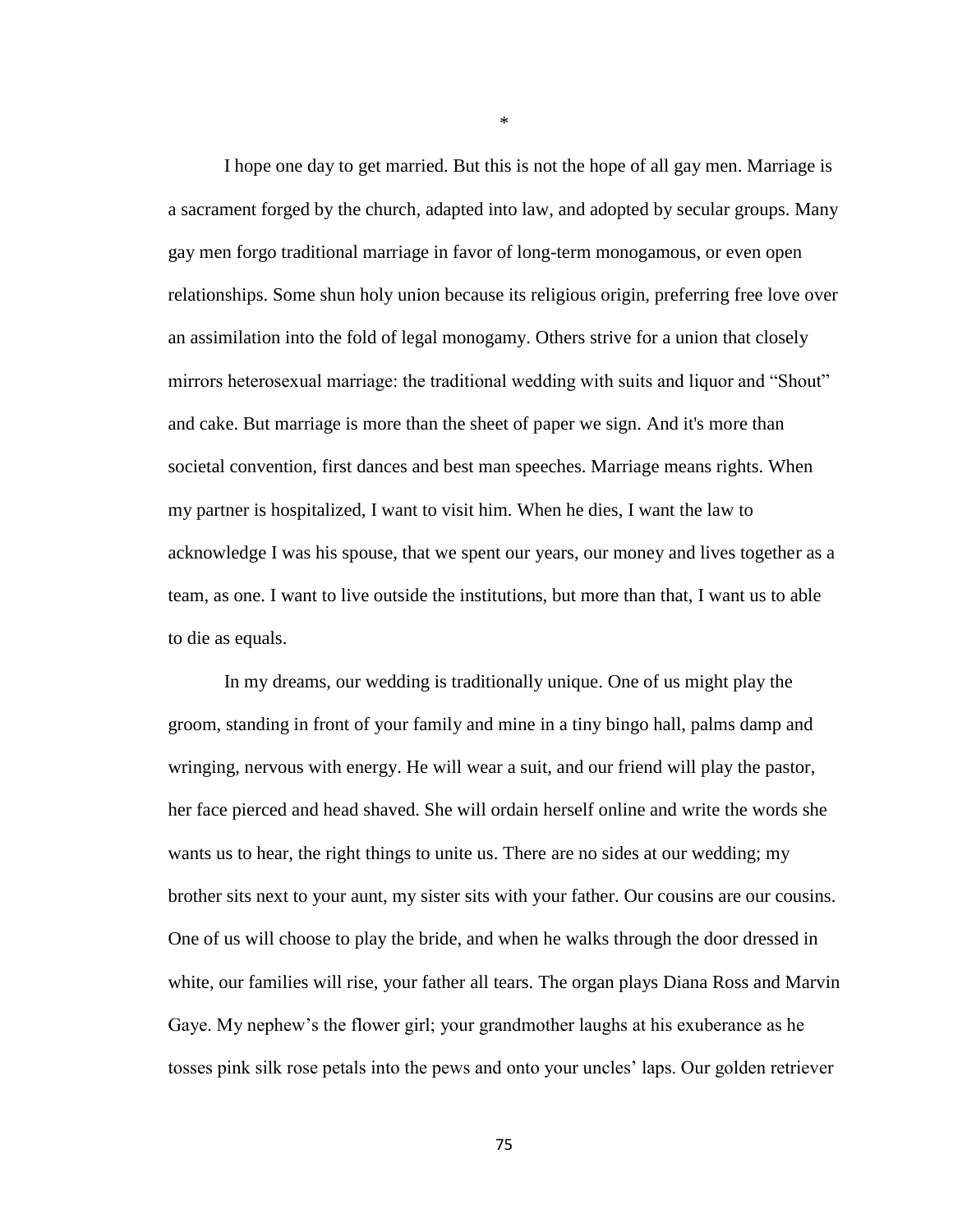*

I hope one day to get married. But this is not the hope of all gay men. Marriage is a sacrament forged by the church, adapted into law, and adopted by secular groups. Many gay men forgo traditional marriage in favor of long-term monogamous, or even open relationships. Some shun holy union because its religious origin, preferring free love over an assimilation into the fold of legal monogamy. Others strive for a union that closely mirrors heterosexual marriage: the traditional wedding with suits and liquor and "Shout" and cake. But marriage is more than the sheet of paper we sign. And it's more than societal convention, first dances and best man speeches. Marriage means rights. When my partner is hospitalized, I want to visit him. When he dies, I want the law to acknowledge I was his spouse, that we spent our years, our money and lives together as a team, as one. I want to live outside the institutions, but more than that, I want us to able to die as equals.

In my dreams, our wedding is traditionally unique. One of us might play the groom, standing in front of your family and mine in a tiny bingo hall, palms damp and wringing, nervous with energy. He will wear a suit, and our friend will play the pastor, her face pierced and head shaved. She will ordain herself online and write the words she wants us to hear, the right things to unite us. There are no sides at our wedding; my brother sits next to your aunt, my sister sits with your father. Our cousins are our cousins. One of us will choose to play the bride, and when he walks through the door dressed in white, our families will rise, your father all tears. The organ plays Diana Ross and Marvin Gaye. My nephew's the flower girl; your grandmother laughs at his exuberance as he tosses pink silk rose petals into the pews and onto your uncles' laps. Our golden retriever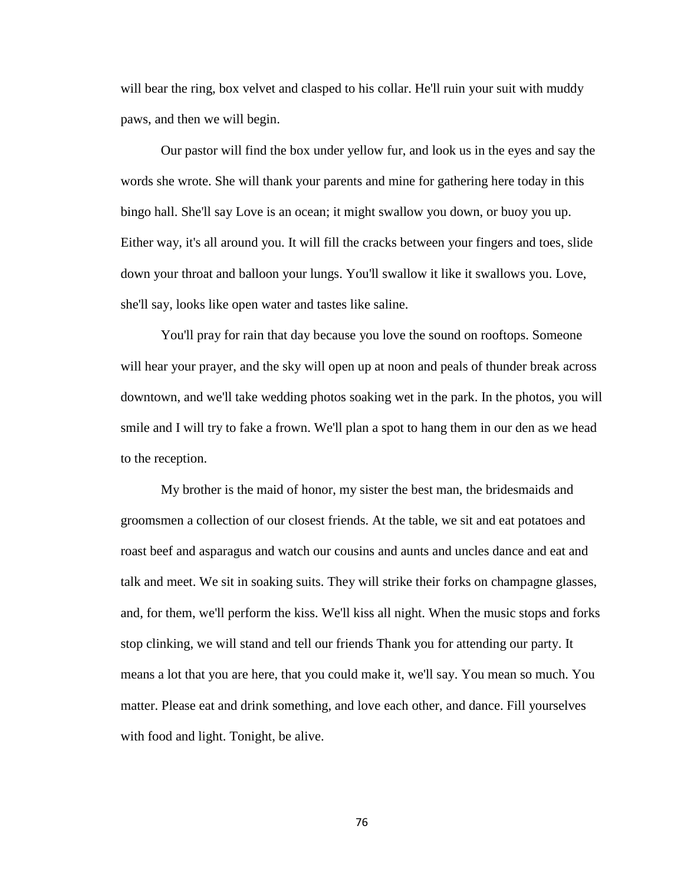will bear the ring, box velvet and clasped to his collar. He'll ruin your suit with muddy paws, and then we will begin.

Our pastor will find the box under yellow fur, and look us in the eyes and say the words she wrote. She will thank your parents and mine for gathering here today in this bingo hall. She'll say Love is an ocean; it might swallow you down, or buoy you up. Either way, it's all around you. It will fill the cracks between your fingers and toes, slide down your throat and balloon your lungs. You'll swallow it like it swallows you. Love, she'll say, looks like open water and tastes like saline.

You'll pray for rain that day because you love the sound on rooftops. Someone will hear your prayer, and the sky will open up at noon and peals of thunder break across downtown, and we'll take wedding photos soaking wet in the park. In the photos, you will smile and I will try to fake a frown. We'll plan a spot to hang them in our den as we head to the reception.

My brother is the maid of honor, my sister the best man, the bridesmaids and groomsmen a collection of our closest friends. At the table, we sit and eat potatoes and roast beef and asparagus and watch our cousins and aunts and uncles dance and eat and talk and meet. We sit in soaking suits. They will strike their forks on champagne glasses, and, for them, we'll perform the kiss. We'll kiss all night. When the music stops and forks stop clinking, we will stand and tell our friends Thank you for attending our party. It means a lot that you are here, that you could make it, we'll say. You mean so much. You matter. Please eat and drink something, and love each other, and dance. Fill yourselves with food and light. Tonight, be alive.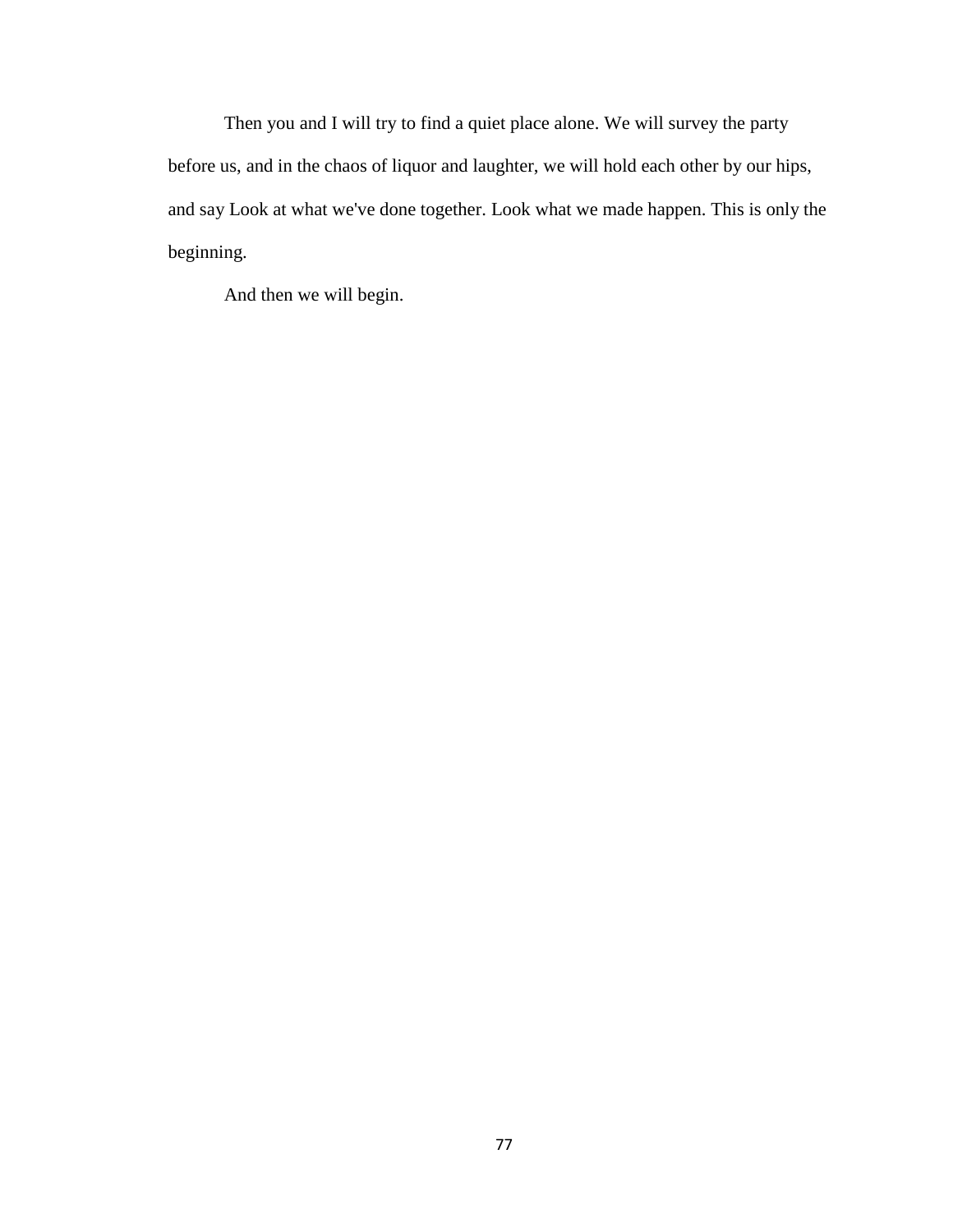Then you and I will try to find a quiet place alone. We will survey the party before us, and in the chaos of liquor and laughter, we will hold each other by our hips, and say Look at what we've done together. Look what we made happen. This is only the beginning.

And then we will begin.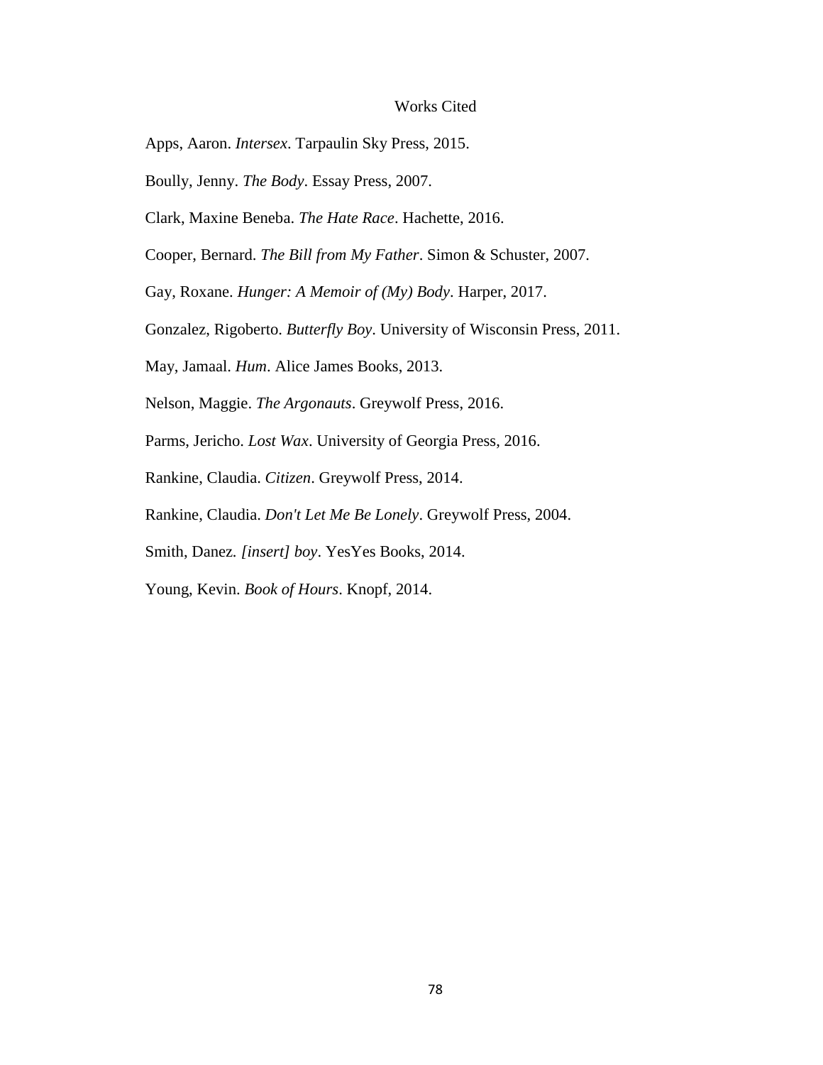# Works Cited

Apps, Aaron. *Intersex*. Tarpaulin Sky Press, 2015.

Boully, Jenny. *The Body*. Essay Press, 2007.

Clark, Maxine Beneba. *The Hate Race*. Hachette, 2016.

Cooper, Bernard. *The Bill from My Father*. Simon & Schuster, 2007.

Gay, Roxane. *Hunger: A Memoir of (My) Body*. Harper, 2017.

Gonzalez, Rigoberto. *Butterfly Boy*. University of Wisconsin Press, 2011.

May, Jamaal. *Hum*. Alice James Books, 2013.

Nelson, Maggie. *The Argonauts*. Greywolf Press, 2016.

Parms, Jericho. *Lost Wax*. University of Georgia Press, 2016.

Rankine, Claudia. *Citizen*. Greywolf Press, 2014.

Rankine, Claudia. *Don't Let Me Be Lonely*. Greywolf Press, 2004.

Smith, Danez. *[insert] boy*. YesYes Books, 2014.

Young, Kevin. *Book of Hours*. Knopf, 2014.